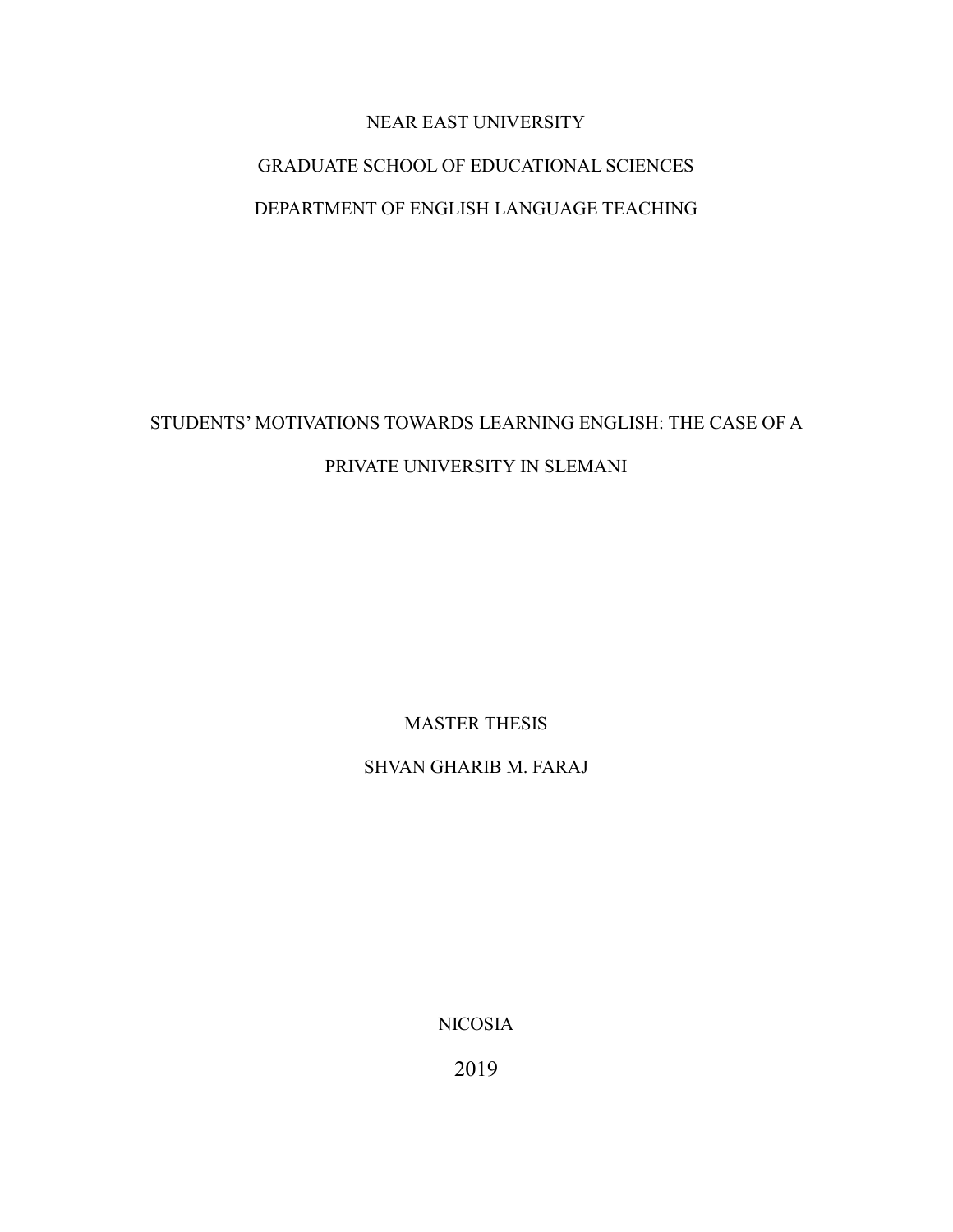NEAR EAST UNIVERSITY

GRADUATE SCHOOL OF EDUCATIONAL SCIENCES

DEPARTMENT OF ENGLISH LANGUAGE TEACHING

# STUDENTS' MOTIVATIONS TOWARDS LEARNING ENGLISH: THE CASE OF A PRIVATE UNIVERSITY IN SLEMANI

MASTER THESIS

SHVAN GHARIB M. FARAJ

NICOSIA

2019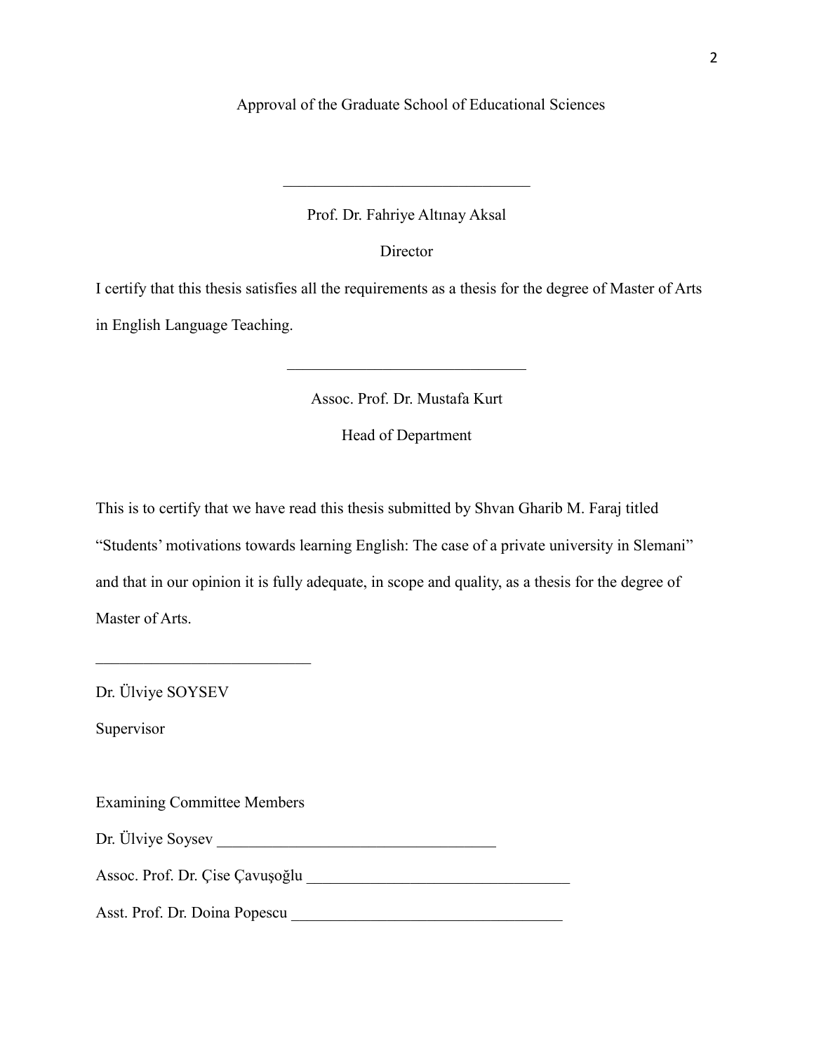Approval of the Graduate School of Educational Sciences

\_\_\_\_\_\_\_\_\_\_\_\_\_\_\_\_\_\_\_\_\_\_\_\_\_\_\_\_\_\_

Prof. Dr. Fahriye Altınay Aksal

Director

I certify that this thesis satisfies all the requirements as a thesis for the degree of Master of Arts in English Language Teaching.

\_\_\_\_\_\_\_\_\_\_\_\_\_\_\_\_\_\_\_\_\_\_\_\_\_\_\_\_\_\_

Assoc. Prof. Dr. Mustafa Kurt

Head of Department

This is to certify that we have read this thesis submitted by Shvan Gharib M. Faraj titled "Students' motivations towards learning English: The case of a private university in Slemani" and that in our opinion it is fully adequate, in scope and quality, as a thesis for the degree of Master of Arts.

\_\_\_\_\_\_\_\_\_\_\_\_\_\_\_\_\_\_\_\_\_\_\_\_\_\_\_

Dr. Ülviye SOYSEV

Supervisor

Examining Committee Members

Dr. Ülviye Soysev \_\_\_\_\_\_\_\_\_\_\_\_\_\_\_\_\_\_\_\_\_\_\_\_\_\_\_\_\_\_\_\_\_\_\_

Assoc. Prof. Dr. Çise Çavuşoğlu \_\_\_\_\_\_\_\_\_\_\_\_\_\_\_\_\_\_\_\_\_\_\_\_\_\_\_\_\_\_\_\_\_

Asst. Prof. Dr. Doina Popescu \_\_\_\_\_\_\_\_\_\_\_\_\_\_\_\_\_\_\_\_\_\_\_\_\_\_\_\_\_\_\_\_\_\_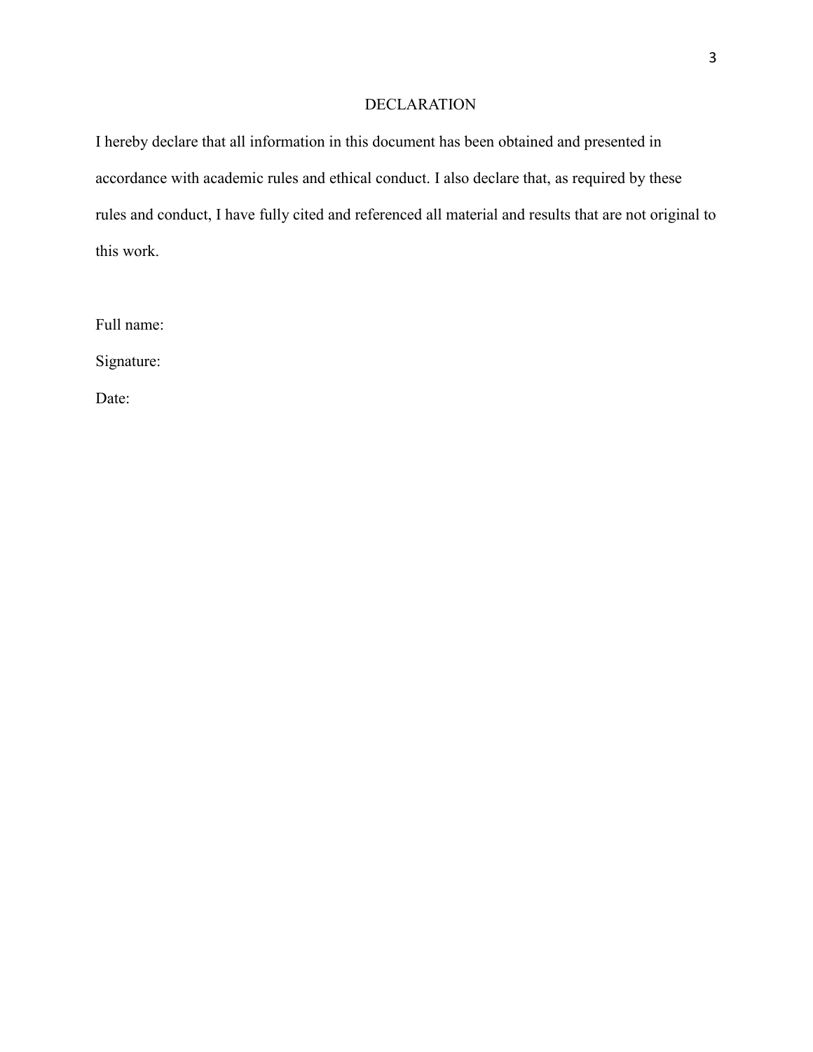# DECLARATION

I hereby declare that all information in this document has been obtained and presented in accordance with academic rules and ethical conduct. I also declare that, as required by these rules and conduct, I have fully cited and referenced all material and results that are not original to this work.

Full name:

Signature:

Date: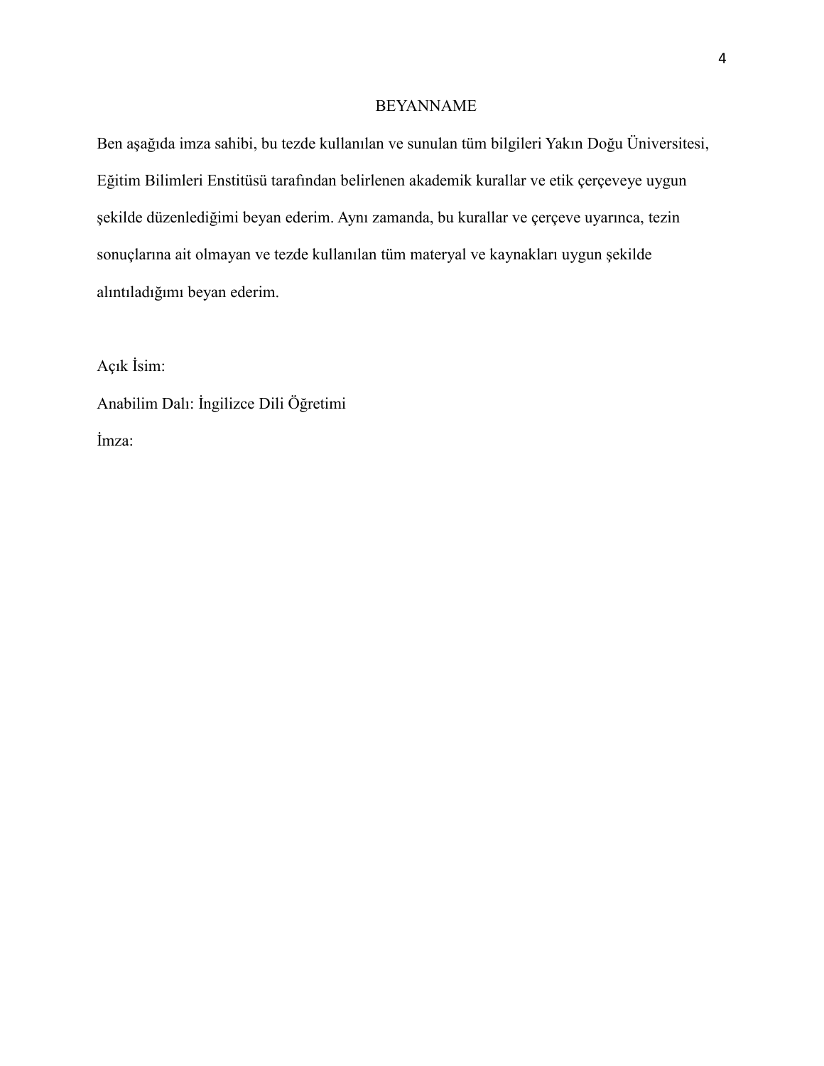# BEYANNAME

Ben aşağıda imza sahibi, bu tezde kullanılan ve sunulan tüm bilgileri Yakın Doğu Üniversitesi, Eğitim Bilimleri Enstitüsü tarafından belirlenen akademik kurallar ve etik çerçeveye uygun şekilde düzenlediğimi beyan ederim. Aynı zamanda, bu kurallar ve çerçeve uyarınca, tezin sonuçlarına ait olmayan ve tezde kullanılan tüm materyal ve kaynakları uygun şekilde alıntıladığımı beyan ederim.

Açık İsim:

Anabilim Dalı: İngilizce Dili Öğretimi

İmza: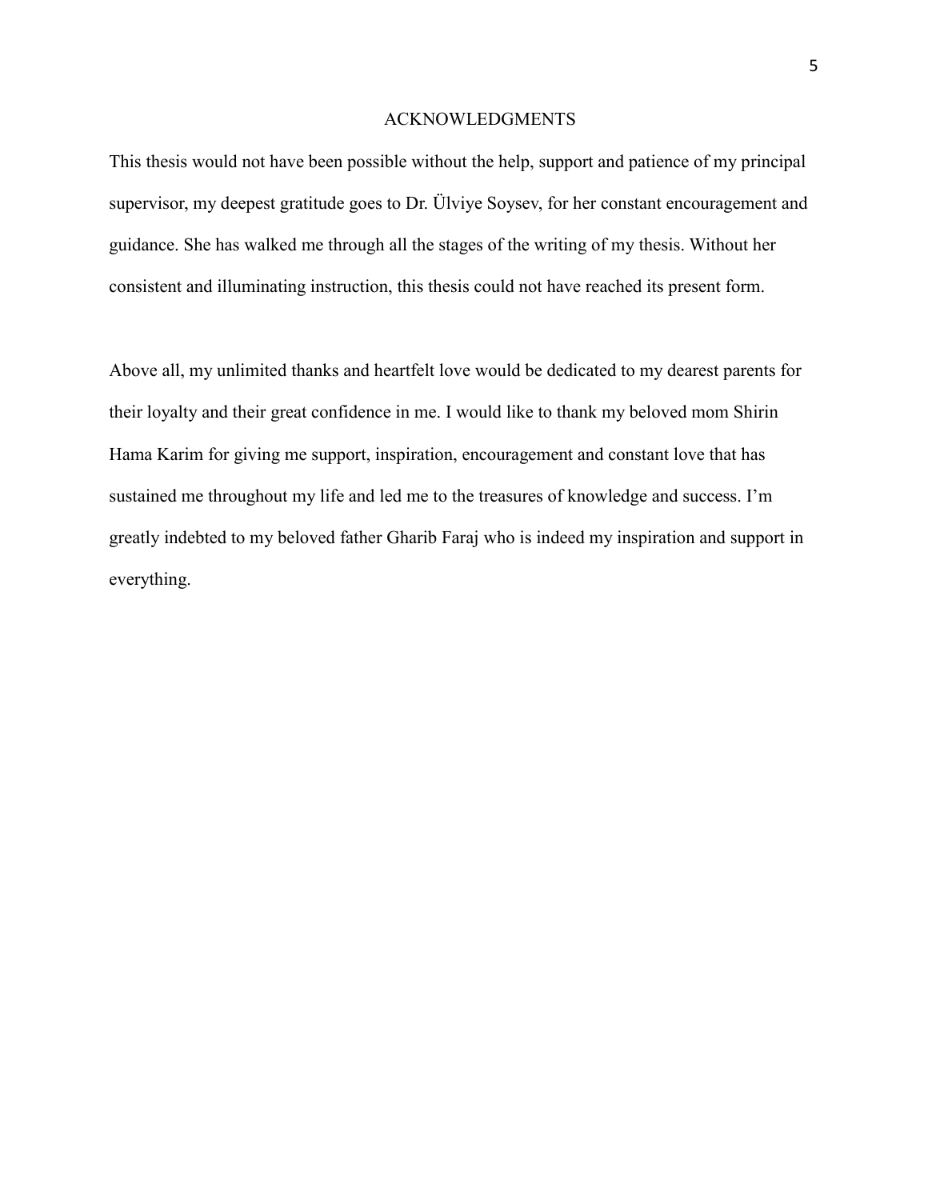# ACKNOWLEDGMENTS

This thesis would not have been possible without the help, support and patience of my principal supervisor, my deepest gratitude goes to Dr. Ülviye Soysev, for her constant encouragement and guidance. She has walked me through all the stages of the writing of my thesis. Without her consistent and illuminating instruction, this thesis could not have reached its present form.

Above all, my unlimited thanks and heartfelt love would be dedicated to my dearest parents for their loyalty and their great confidence in me. I would like to thank my beloved mom Shirin Hama Karim for giving me support, inspiration, encouragement and constant love that has sustained me throughout my life and led me to the treasures of knowledge and success. I'm greatly indebted to my beloved father Gharib Faraj who is indeed my inspiration and support in everything.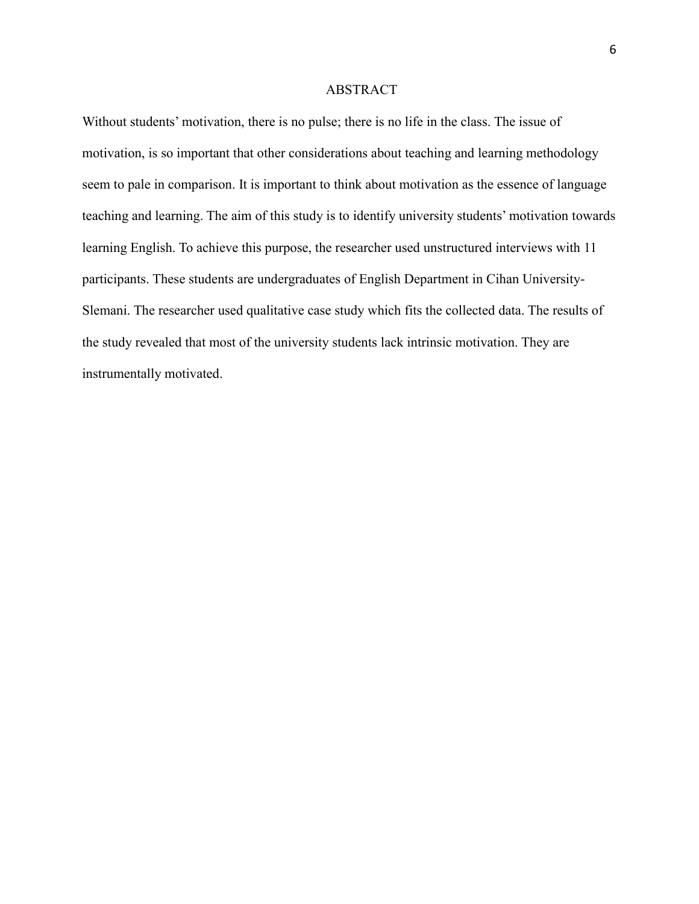# ABSTRACT

Without students' motivation, there is no pulse; there is no life in the class. The issue of motivation, is so important that other considerations about teaching and learning methodology seem to pale in comparison. It is important to think about motivation as the essence of language teaching and learning. The aim of this study is to identify university students' motivation towards learning English. To achieve this purpose, the researcher used unstructured interviews with 11 participants. These students are undergraduates of English Department in Cihan University-Slemani. The researcher used qualitative case study which fits the collected data. The results of the study revealed that most of the university students lack intrinsic motivation. They are instrumentally motivated.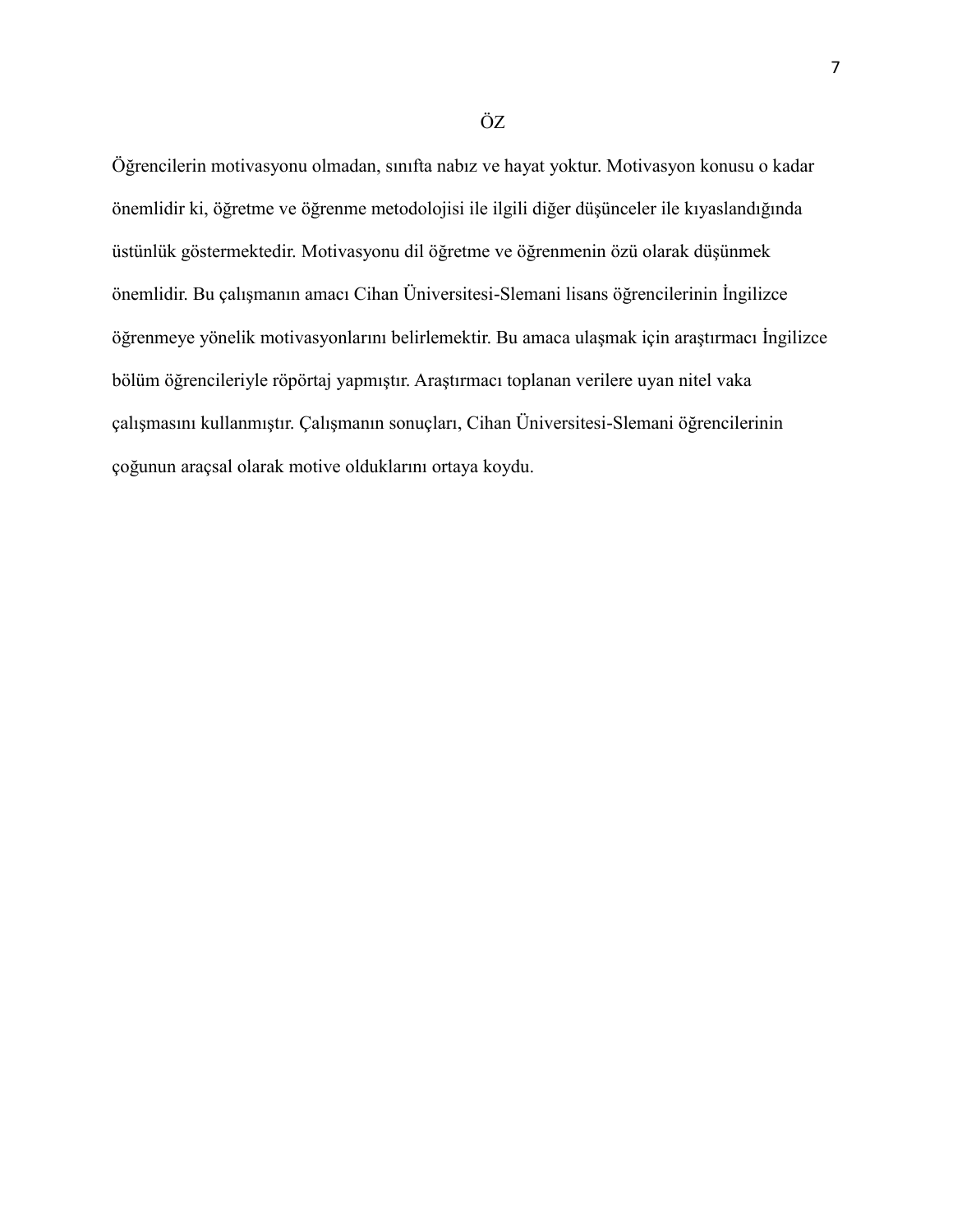# ÖZ

Öğrencilerin motivasyonu olmadan, sınıfta nabız ve hayat yoktur. Motivasyon konusu o kadar önemlidir ki, öğretme ve öğrenme metodolojisi ile ilgili diğer düşünceler ile kıyaslandığında üstünlük göstermektedir. Motivasyonu dil öğretme ve öğrenmenin özü olarak düşünmek önemlidir. Bu çalışmanın amacı Cihan Üniversitesi-Slemani lisans öğrencilerinin İngilizce öğrenmeye yönelik motivasyonlarını belirlemektir. Bu amaca ulaşmak için araştırmacı İngilizce bölüm öğrencileriyle röpörtaj yapmıştır. Araştırmacı toplanan verilere uyan nitel vaka çalışmasını kullanmıştır. Çalışmanın sonuçları, Cihan Üniversitesi-Slemani öğrencilerinin çoğunun araçsal olarak motive olduklarını ortaya koydu.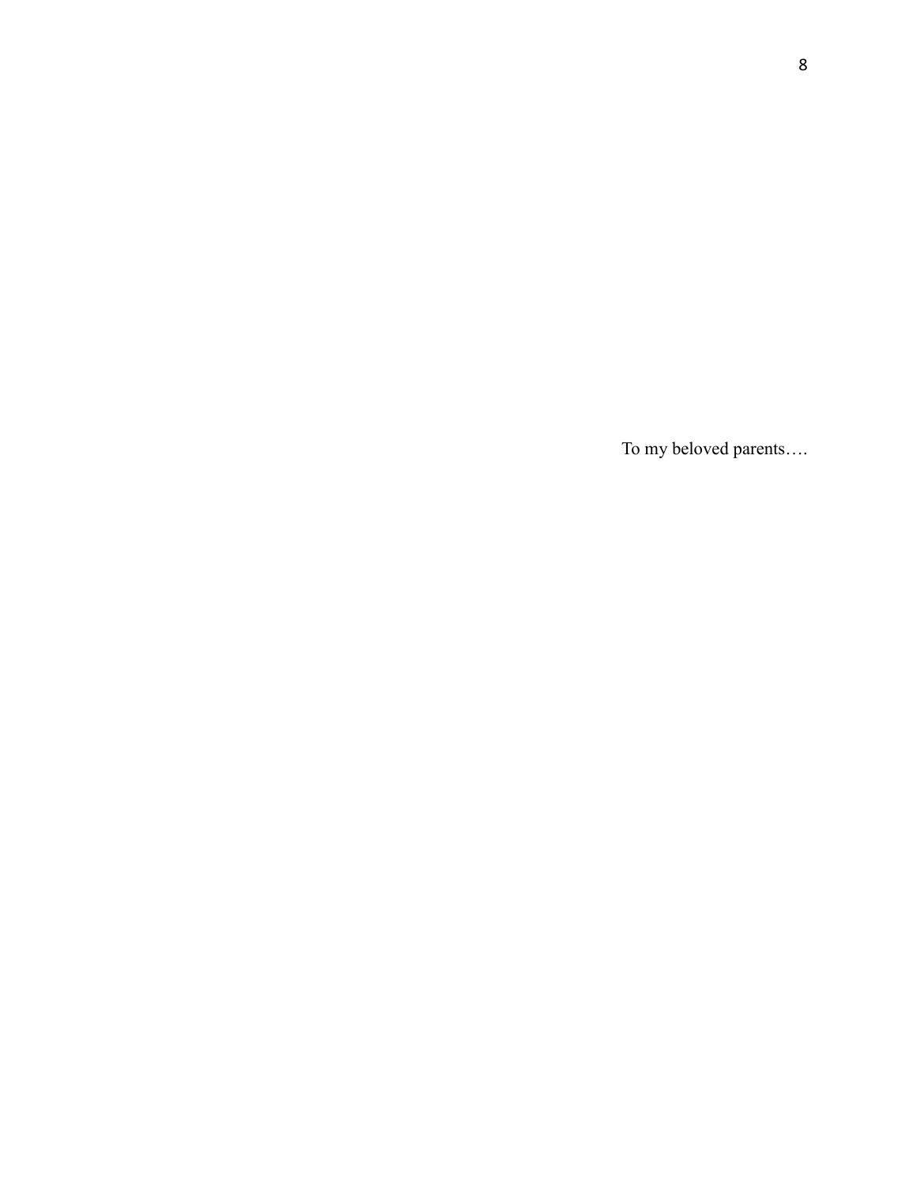To my beloved parents….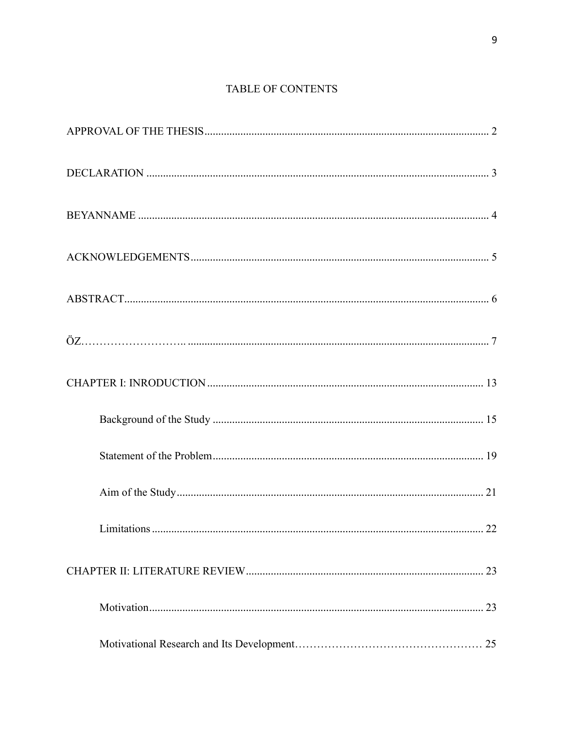# TABLE OF CONTENTS

APPROVAL OF THE THESIS ........................................................................................................ 2

DECLARATION ........................................................................................................................... 3

BEYANNAME .............................................................................................................................. 4

ACKNOWLEDGEMENTS ........................................................................................................... 5

ABSTRACT .................................................................................................................................. 6

ÖZ……………………….. ........................................................................................................... 7

CHAPTER I: INRODUCTION .................................................................................................... 13

    Background of the Study ......................................................................................... 15

    Statement of the Problem ......................................................................................... 19

    Aim of the Study ....................................................................................................... 21

    Limitations ................................................................................................................ 22

CHAPTER II: LITERATURE REVIEW ..................................................................................... 23

    Motivation ................................................................................................................. 23

    Motivational Research and Its Development…………………………………………… 25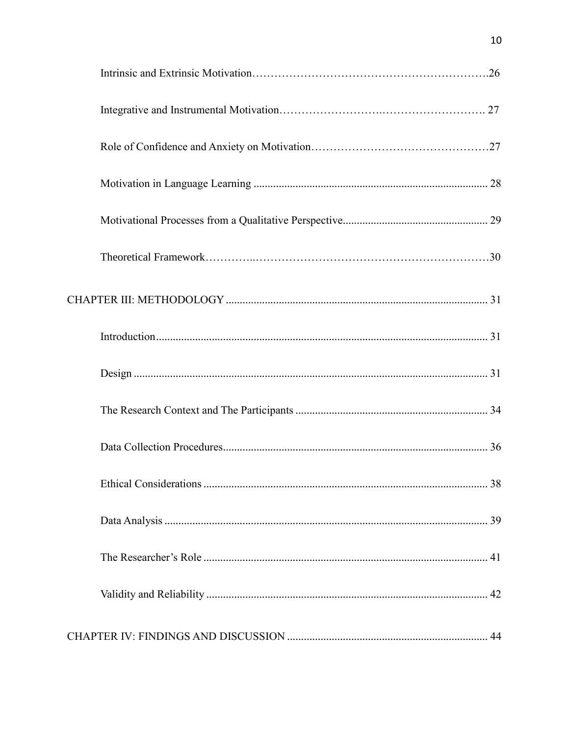Intrinsic and Extrinsic Motivation…………………………………………………….26

Integrative and Instrumental Motivation……………………………………………. 27

Role of Confidence and Anxiety on Motivation………………………………………27

Motivation in Language Learning .......................................................................... 28

Motivational Processes from a Qualitative Perspective.......................................... 29

Theoretical Framework……………………………………………………………30

CHAPTER III: METHODOLOGY .............................................................................. 31

Introduction.............................................................................................................. 31

Design ...................................................................................................................... 31

The Research Context and The Participants ........................................................... 34

Data Collection Procedures...................................................................................... 36

Ethical Considerations ............................................................................................. 38

Data Analysis ........................................................................................................... 39

The Researcher's Role ............................................................................................. 41

Validity and Reliability ............................................................................................ 42

CHAPTER IV: FINDINGS AND DISCUSSION ........................................................ 44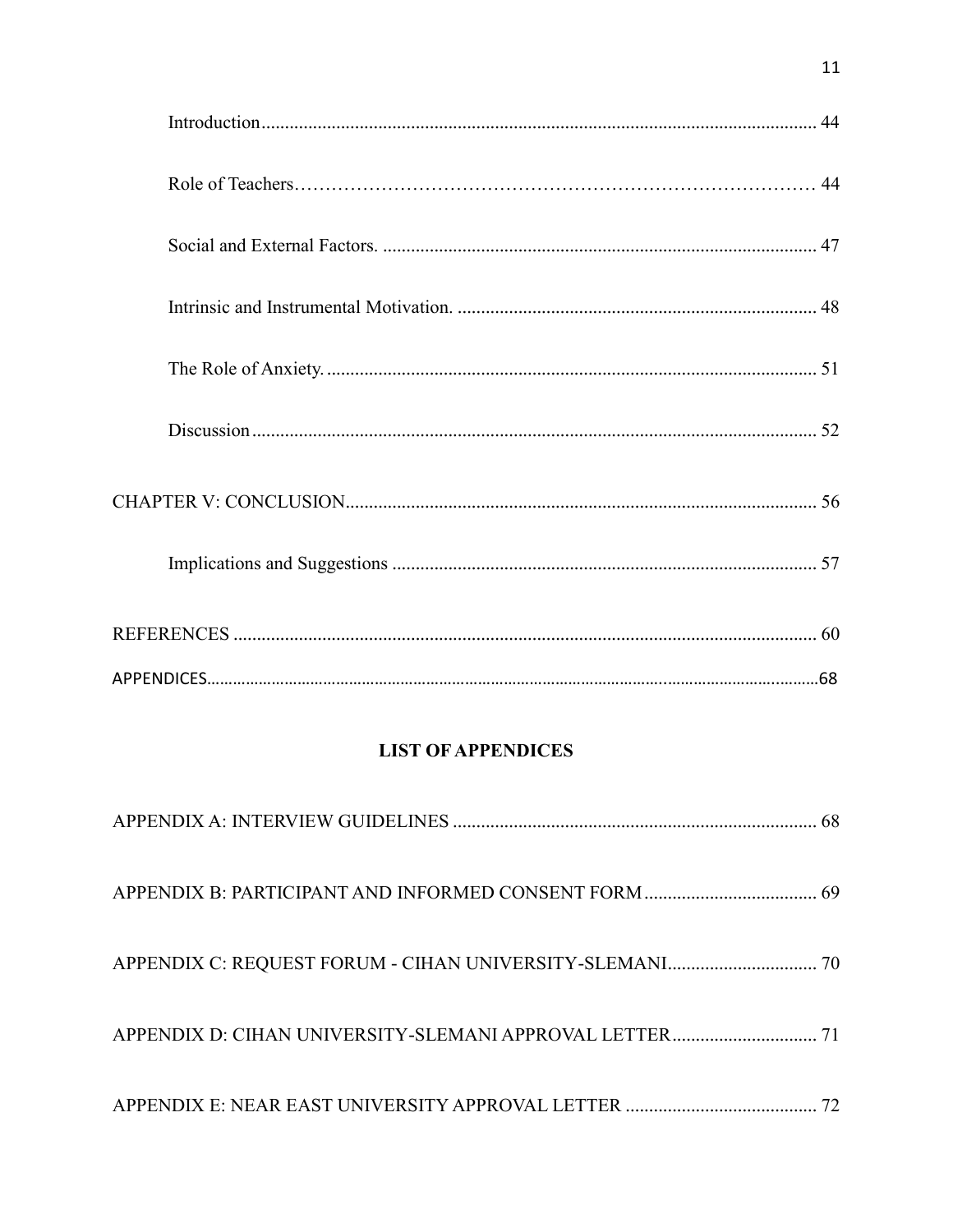Introduction ........................................................................................................................ 44

Role of Teachers……………………………………………………………………… 44

Social and External Factors. ............................................................................................ 47

Intrinsic and Instrumental Motivation. ............................................................................ 48

The Role of Anxiety. ......................................................................................................... 51

Discussion ......................................................................................................................... 52

CHAPTER V: CONCLUSION..................................................................................................... 56

Implications and Suggestions ........................................................................................... 57

REFERENCES ............................................................................................................................. 60

APPENDICES.................................................................................................................................68

## LIST OF APPENDICES

APPENDIX A: INTERVIEW GUIDELINES ............................................................................. 68

APPENDIX B: PARTICIPANT AND INFORMED CONSENT FORM ..................................... 69

APPENDIX C: REQUEST FORUM - CIHAN UNIVERSITY-SLEMANI................................ 70

APPENDIX D: CIHAN UNIVERSITY-SLEMANI APPROVAL LETTER ............................... 71

APPENDIX E: NEAR EAST UNIVERSITY APPROVAL LETTER ......................................... 72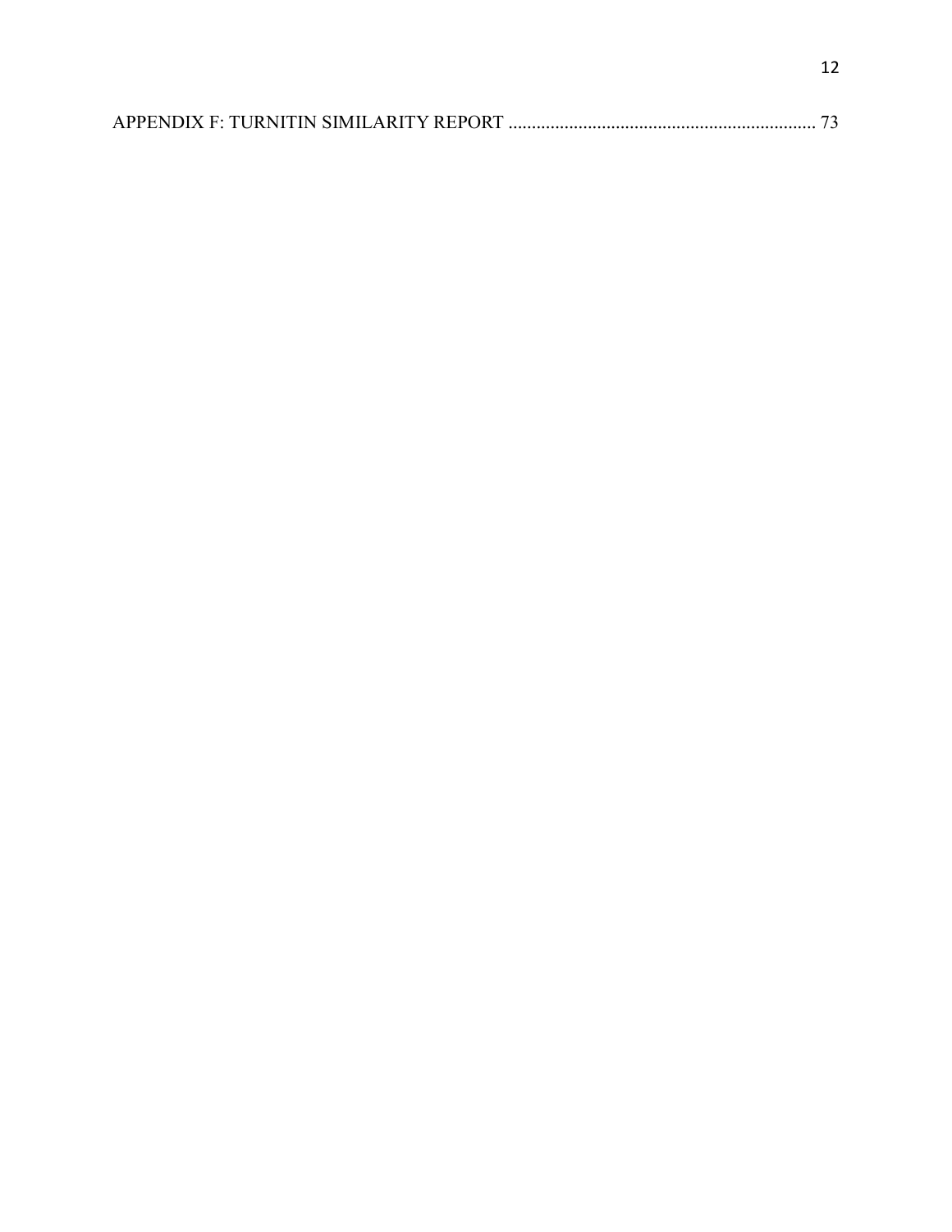APPENDIX F: TURNITIN SIMILARITY REPORT .................................................................. 73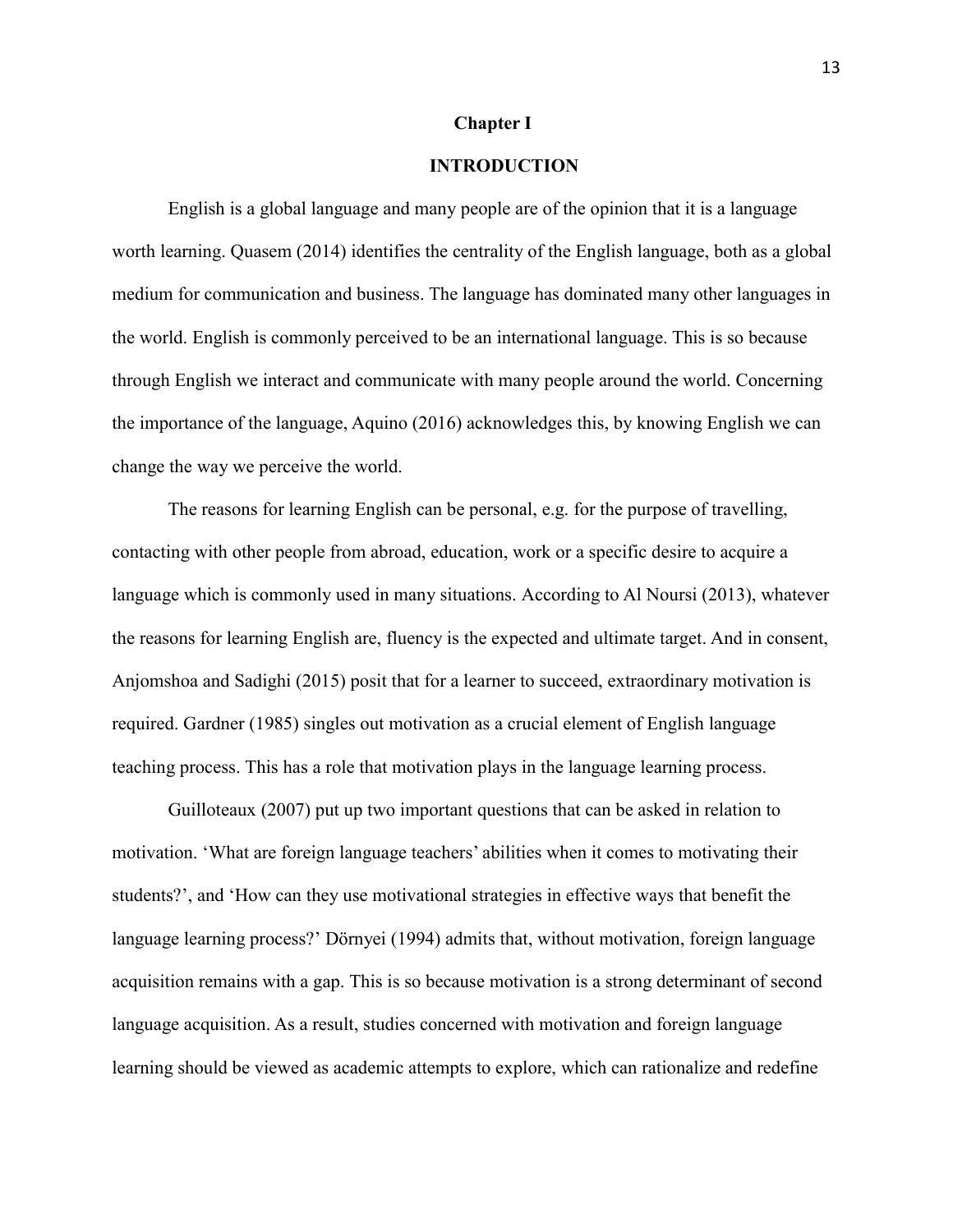# Chapter I

## INTRODUCTION

English is a global language and many people are of the opinion that it is a language worth learning. Quasem (2014) identifies the centrality of the English language, both as a global medium for communication and business. The language has dominated many other languages in the world. English is commonly perceived to be an international language. This is so because through English we interact and communicate with many people around the world. Concerning the importance of the language, Aquino (2016) acknowledges this, by knowing English we can change the way we perceive the world.

The reasons for learning English can be personal, e.g. for the purpose of travelling, contacting with other people from abroad, education, work or a specific desire to acquire a language which is commonly used in many situations. According to Al Noursi (2013), whatever the reasons for learning English are, fluency is the expected and ultimate target. And in consent, Anjomshoa and Sadighi (2015) posit that for a learner to succeed, extraordinary motivation is required. Gardner (1985) singles out motivation as a crucial element of English language teaching process. This has a role that motivation plays in the language learning process.

Guilloteaux (2007) put up two important questions that can be asked in relation to motivation. 'What are foreign language teachers' abilities when it comes to motivating their students?', and 'How can they use motivational strategies in effective ways that benefit the language learning process?' Dörnyei (1994) admits that, without motivation, foreign language acquisition remains with a gap. This is so because motivation is a strong determinant of second language acquisition. As a result, studies concerned with motivation and foreign language learning should be viewed as academic attempts to explore, which can rationalize and redefine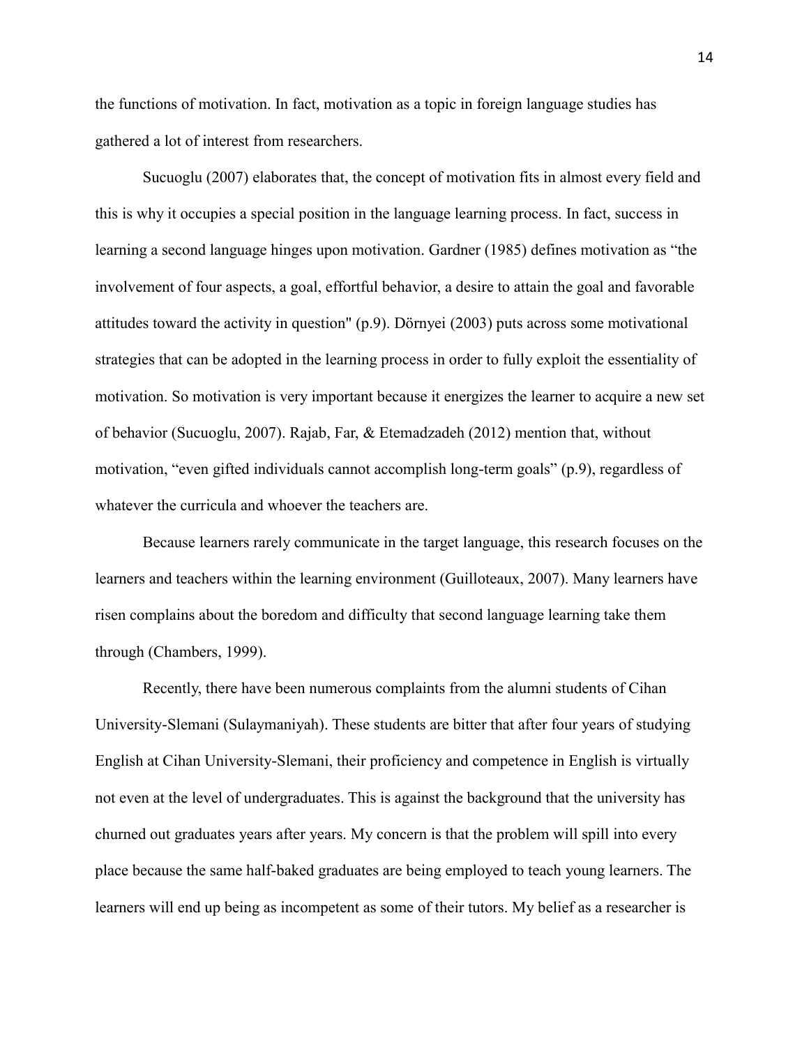the functions of motivation. In fact, motivation as a topic in foreign language studies has gathered a lot of interest from researchers.

Sucuoglu (2007) elaborates that, the concept of motivation fits in almost every field and this is why it occupies a special position in the language learning process. In fact, success in learning a second language hinges upon motivation. Gardner (1985) defines motivation as "the involvement of four aspects, a goal, effortful behavior, a desire to attain the goal and favorable attitudes toward the activity in question" (p.9). Dörnyei (2003) puts across some motivational strategies that can be adopted in the learning process in order to fully exploit the essentiality of motivation. So motivation is very important because it energizes the learner to acquire a new set of behavior (Sucuoglu, 2007). Rajab, Far, & Etemadzadeh (2012) mention that, without motivation, "even gifted individuals cannot accomplish long-term goals" (p.9), regardless of whatever the curricula and whoever the teachers are.

Because learners rarely communicate in the target language, this research focuses on the learners and teachers within the learning environment (Guilloteaux, 2007). Many learners have risen complains about the boredom and difficulty that second language learning take them through (Chambers, 1999).

Recently, there have been numerous complaints from the alumni students of Cihan University-Slemani (Sulaymaniyah). These students are bitter that after four years of studying English at Cihan University-Slemani, their proficiency and competence in English is virtually not even at the level of undergraduates. This is against the background that the university has churned out graduates years after years. My concern is that the problem will spill into every place because the same half-baked graduates are being employed to teach young learners. The learners will end up being as incompetent as some of their tutors. My belief as a researcher is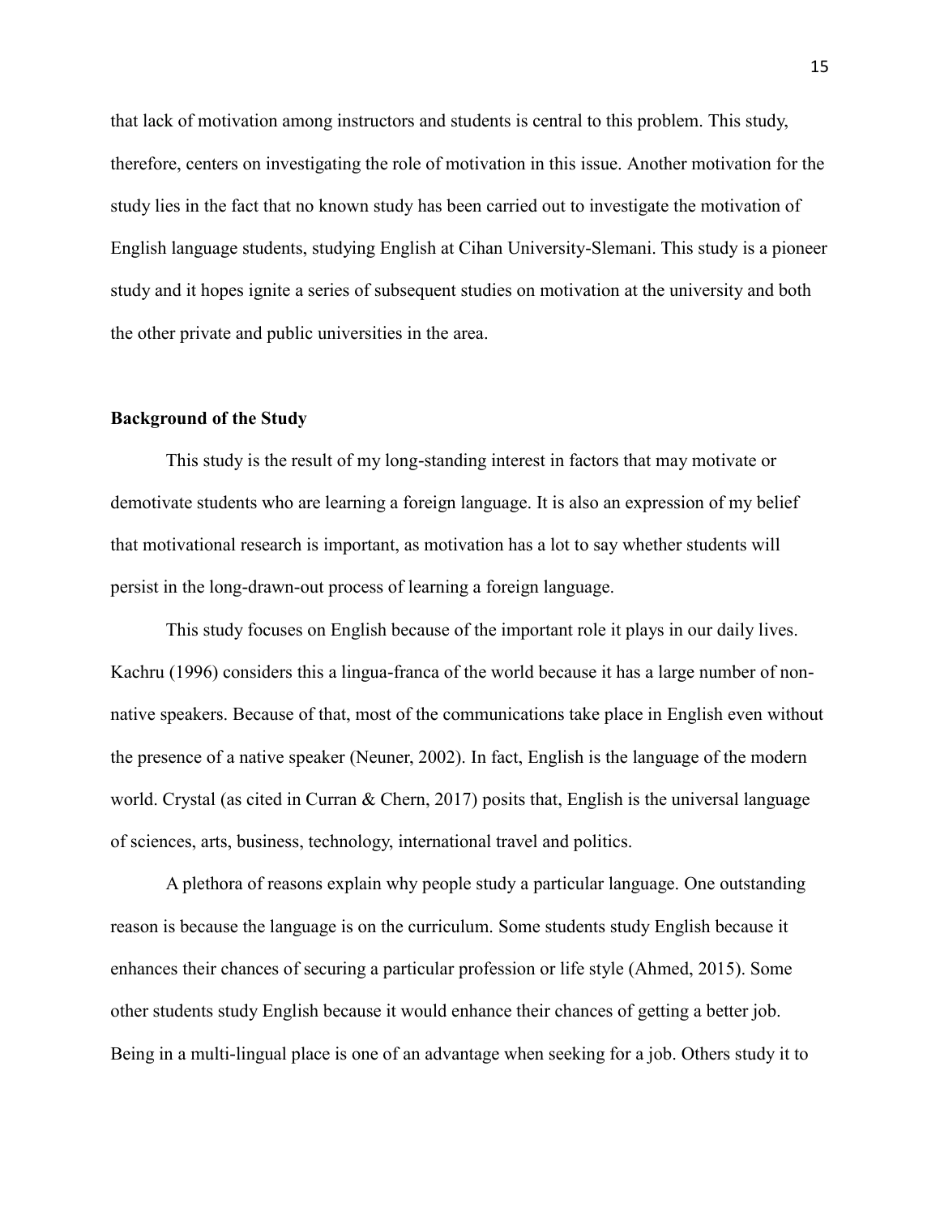that lack of motivation among instructors and students is central to this problem. This study, therefore, centers on investigating the role of motivation in this issue. Another motivation for the study lies in the fact that no known study has been carried out to investigate the motivation of English language students, studying English at Cihan University-Slemani. This study is a pioneer study and it hopes ignite a series of subsequent studies on motivation at the university and both the other private and public universities in the area.

## Background of the Study

This study is the result of my long-standing interest in factors that may motivate or demotivate students who are learning a foreign language. It is also an expression of my belief that motivational research is important, as motivation has a lot to say whether students will persist in the long-drawn-out process of learning a foreign language.

This study focuses on English because of the important role it plays in our daily lives. Kachru (1996) considers this a lingua-franca of the world because it has a large number of non-native speakers. Because of that, most of the communications take place in English even without the presence of a native speaker (Neuner, 2002). In fact, English is the language of the modern world. Crystal (as cited in Curran & Chern, 2017) posits that, English is the universal language of sciences, arts, business, technology, international travel and politics.

A plethora of reasons explain why people study a particular language. One outstanding reason is because the language is on the curriculum. Some students study English because it enhances their chances of securing a particular profession or life style (Ahmed, 2015). Some other students study English because it would enhance their chances of getting a better job. Being in a multi-lingual place is one of an advantage when seeking for a job. Others study it to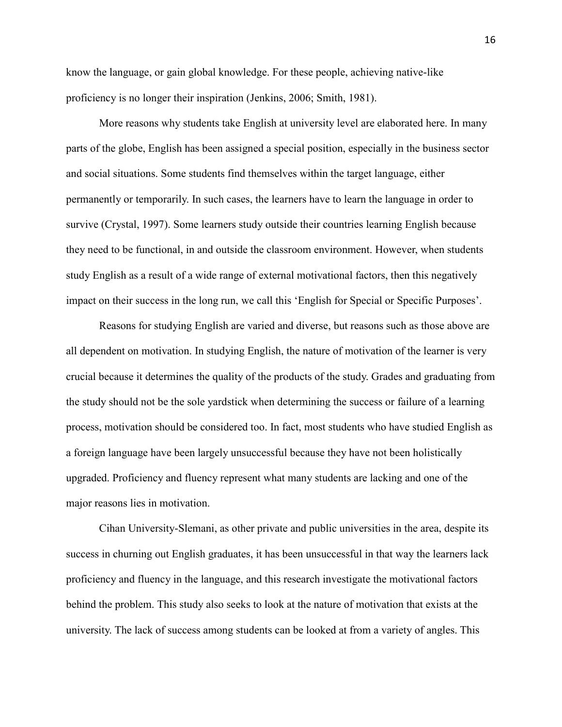know the language, or gain global knowledge. For these people, achieving native-like proficiency is no longer their inspiration (Jenkins, 2006; Smith, 1981).

More reasons why students take English at university level are elaborated here. In many parts of the globe, English has been assigned a special position, especially in the business sector and social situations. Some students find themselves within the target language, either permanently or temporarily. In such cases, the learners have to learn the language in order to survive (Crystal, 1997). Some learners study outside their countries learning English because they need to be functional, in and outside the classroom environment. However, when students study English as a result of a wide range of external motivational factors, then this negatively impact on their success in the long run, we call this 'English for Special or Specific Purposes'.

Reasons for studying English are varied and diverse, but reasons such as those above are all dependent on motivation. In studying English, the nature of motivation of the learner is very crucial because it determines the quality of the products of the study. Grades and graduating from the study should not be the sole yardstick when determining the success or failure of a learning process, motivation should be considered too. In fact, most students who have studied English as a foreign language have been largely unsuccessful because they have not been holistically upgraded. Proficiency and fluency represent what many students are lacking and one of the major reasons lies in motivation.

Cihan University-Slemani, as other private and public universities in the area, despite its success in churning out English graduates, it has been unsuccessful in that way the learners lack proficiency and fluency in the language, and this research investigate the motivational factors behind the problem. This study also seeks to look at the nature of motivation that exists at the university. The lack of success among students can be looked at from a variety of angles. This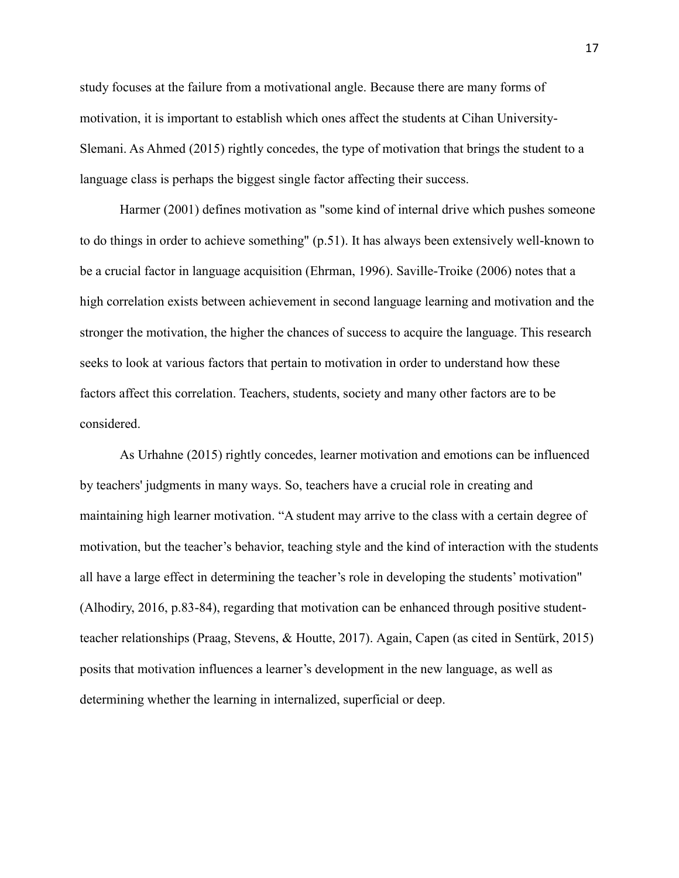study focuses at the failure from a motivational angle. Because there are many forms of motivation, it is important to establish which ones affect the students at Cihan University-Slemani. As Ahmed (2015) rightly concedes, the type of motivation that brings the student to a language class is perhaps the biggest single factor affecting their success.

Harmer (2001) defines motivation as "some kind of internal drive which pushes someone to do things in order to achieve something" (p.51). It has always been extensively well-known to be a crucial factor in language acquisition (Ehrman, 1996). Saville-Troike (2006) notes that a high correlation exists between achievement in second language learning and motivation and the stronger the motivation, the higher the chances of success to acquire the language. This research seeks to look at various factors that pertain to motivation in order to understand how these factors affect this correlation. Teachers, students, society and many other factors are to be considered.

As Urhahne (2015) rightly concedes, learner motivation and emotions can be influenced by teachers' judgments in many ways. So, teachers have a crucial role in creating and maintaining high learner motivation. “A student may arrive to the class with a certain degree of motivation, but the teacher’s behavior, teaching style and the kind of interaction with the students all have a large effect in determining the teacher’s role in developing the students’ motivation" (Alhodiry, 2016, p.83-84), regarding that motivation can be enhanced through positive student-teacher relationships (Praag, Stevens, & Houtte, 2017). Again, Capen (as cited in Sentürk, 2015) posits that motivation influences a learner’s development in the new language, as well as determining whether the learning in internalized, superficial or deep.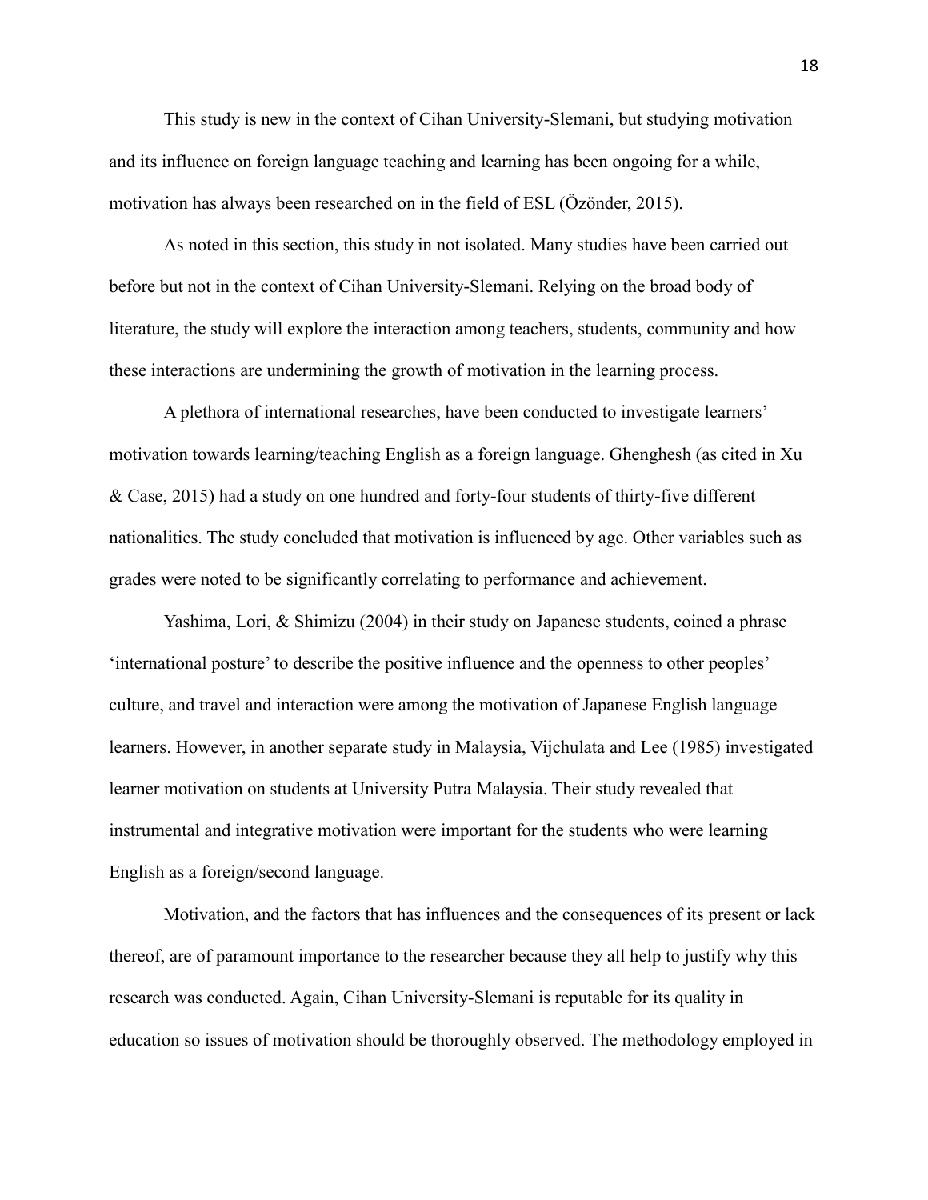This study is new in the context of Cihan University-Slemani, but studying motivation and its influence on foreign language teaching and learning has been ongoing for a while, motivation has always been researched on in the field of ESL (Özönder, 2015).

As noted in this section, this study in not isolated. Many studies have been carried out before but not in the context of Cihan University-Slemani. Relying on the broad body of literature, the study will explore the interaction among teachers, students, community and how these interactions are undermining the growth of motivation in the learning process.

A plethora of international researches, have been conducted to investigate learners' motivation towards learning/teaching English as a foreign language. Ghenghesh (as cited in Xu & Case, 2015) had a study on one hundred and forty-four students of thirty-five different nationalities. The study concluded that motivation is influenced by age. Other variables such as grades were noted to be significantly correlating to performance and achievement.

Yashima, Lori, & Shimizu (2004) in their study on Japanese students, coined a phrase 'international posture' to describe the positive influence and the openness to other peoples' culture, and travel and interaction were among the motivation of Japanese English language learners. However, in another separate study in Malaysia, Vijchulata and Lee (1985) investigated learner motivation on students at University Putra Malaysia. Their study revealed that instrumental and integrative motivation were important for the students who were learning English as a foreign/second language.

Motivation, and the factors that has influences and the consequences of its present or lack thereof, are of paramount importance to the researcher because they all help to justify why this research was conducted. Again, Cihan University-Slemani is reputable for its quality in education so issues of motivation should be thoroughly observed. The methodology employed in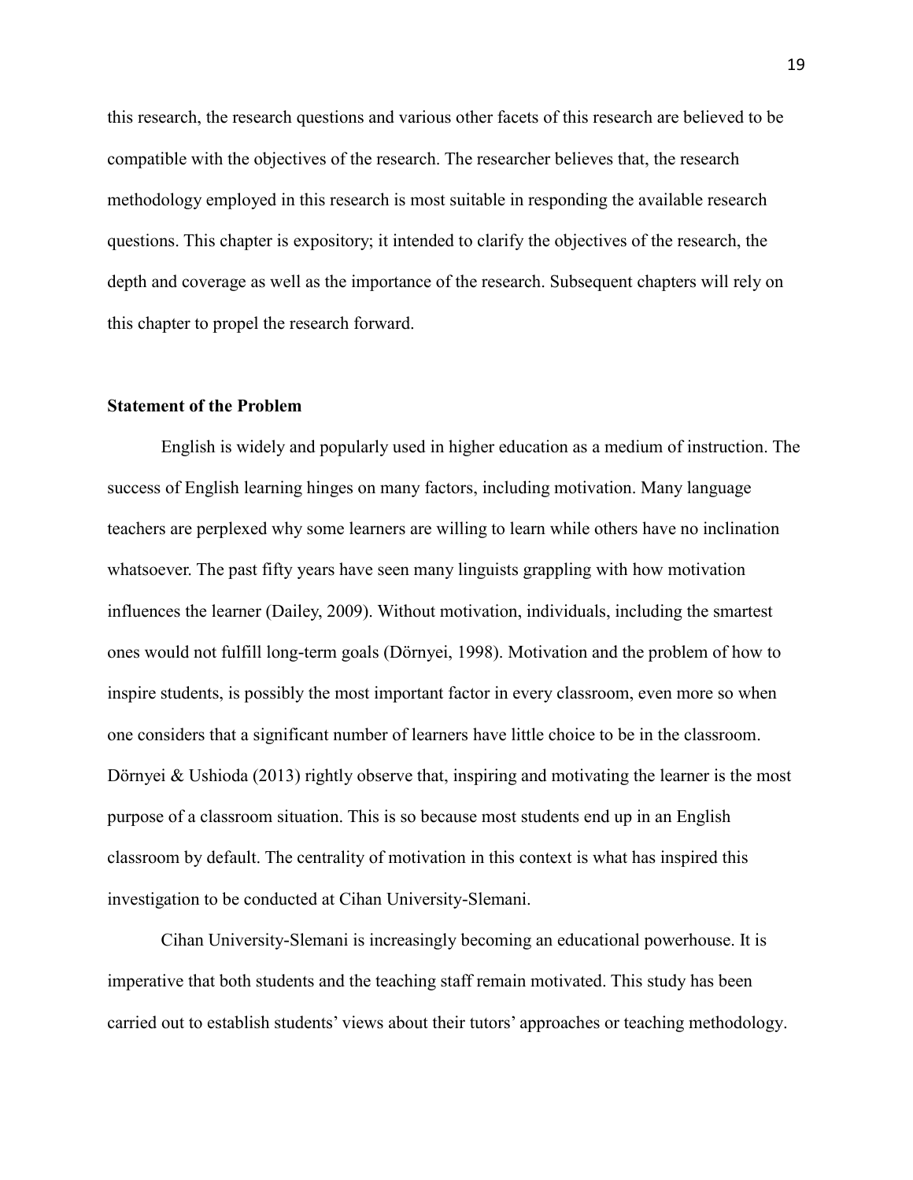this research, the research questions and various other facets of this research are believed to be compatible with the objectives of the research. The researcher believes that, the research methodology employed in this research is most suitable in responding the available research questions. This chapter is expository; it intended to clarify the objectives of the research, the depth and coverage as well as the importance of the research. Subsequent chapters will rely on this chapter to propel the research forward.

### Statement of the Problem

English is widely and popularly used in higher education as a medium of instruction. The success of English learning hinges on many factors, including motivation. Many language teachers are perplexed why some learners are willing to learn while others have no inclination whatsoever. The past fifty years have seen many linguists grappling with how motivation influences the learner (Dailey, 2009). Without motivation, individuals, including the smartest ones would not fulfill long-term goals (Dörnyei, 1998). Motivation and the problem of how to inspire students, is possibly the most important factor in every classroom, even more so when one considers that a significant number of learners have little choice to be in the classroom. Dörnyei & Ushioda (2013) rightly observe that, inspiring and motivating the learner is the most purpose of a classroom situation. This is so because most students end up in an English classroom by default. The centrality of motivation in this context is what has inspired this investigation to be conducted at Cihan University-Slemani.

Cihan University-Slemani is increasingly becoming an educational powerhouse. It is imperative that both students and the teaching staff remain motivated. This study has been carried out to establish students' views about their tutors' approaches or teaching methodology.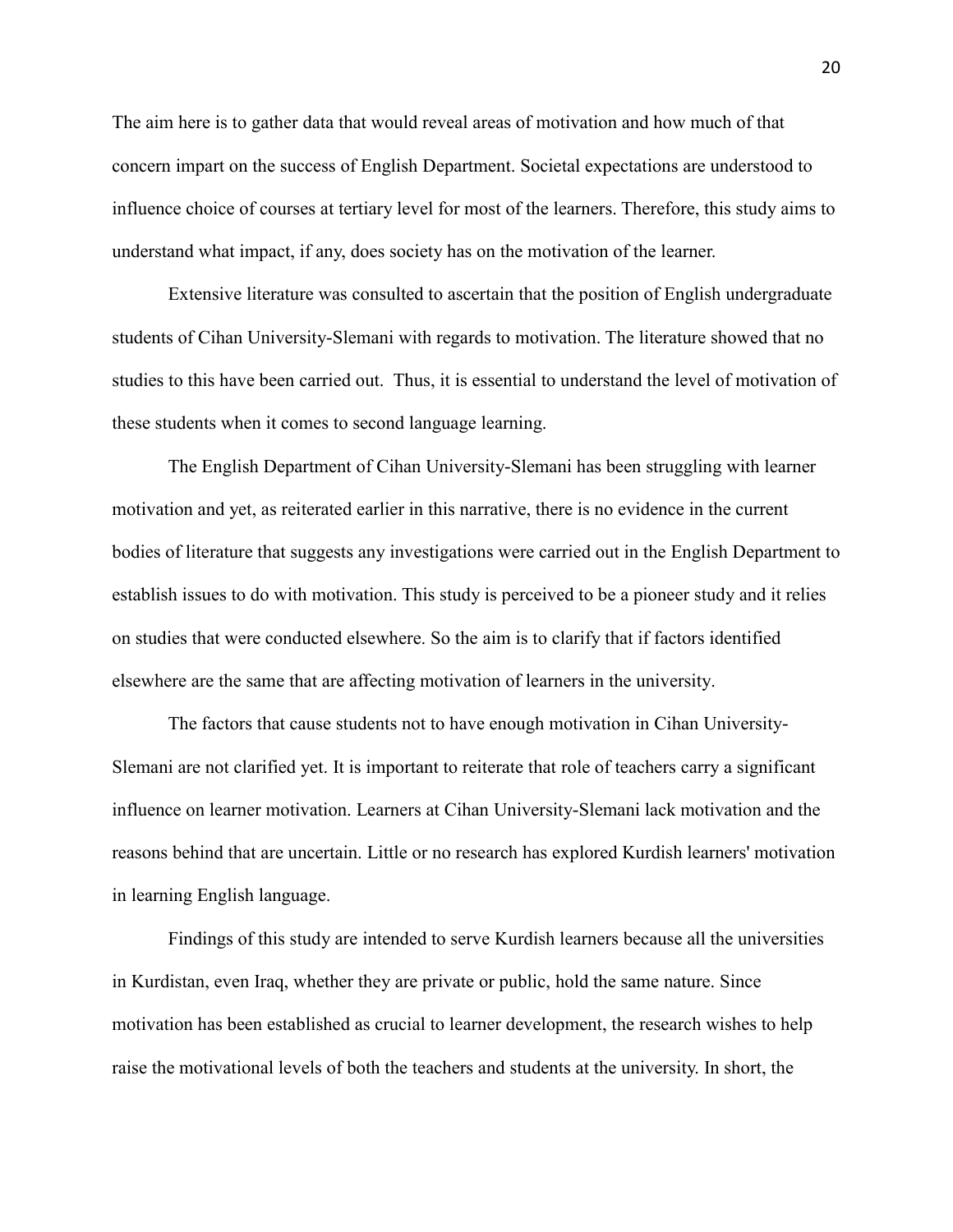The aim here is to gather data that would reveal areas of motivation and how much of that concern impart on the success of English Department. Societal expectations are understood to influence choice of courses at tertiary level for most of the learners. Therefore, this study aims to understand what impact, if any, does society has on the motivation of the learner.

Extensive literature was consulted to ascertain that the position of English undergraduate students of Cihan University-Slemani with regards to motivation. The literature showed that no studies to this have been carried out. Thus, it is essential to understand the level of motivation of these students when it comes to second language learning.

The English Department of Cihan University-Slemani has been struggling with learner motivation and yet, as reiterated earlier in this narrative, there is no evidence in the current bodies of literature that suggests any investigations were carried out in the English Department to establish issues to do with motivation. This study is perceived to be a pioneer study and it relies on studies that were conducted elsewhere. So the aim is to clarify that if factors identified elsewhere are the same that are affecting motivation of learners in the university.

The factors that cause students not to have enough motivation in Cihan University-Slemani are not clarified yet. It is important to reiterate that role of teachers carry a significant influence on learner motivation. Learners at Cihan University-Slemani lack motivation and the reasons behind that are uncertain. Little or no research has explored Kurdish learners' motivation in learning English language.

Findings of this study are intended to serve Kurdish learners because all the universities in Kurdistan, even Iraq, whether they are private or public, hold the same nature. Since motivation has been established as crucial to learner development, the research wishes to help raise the motivational levels of both the teachers and students at the university. In short, the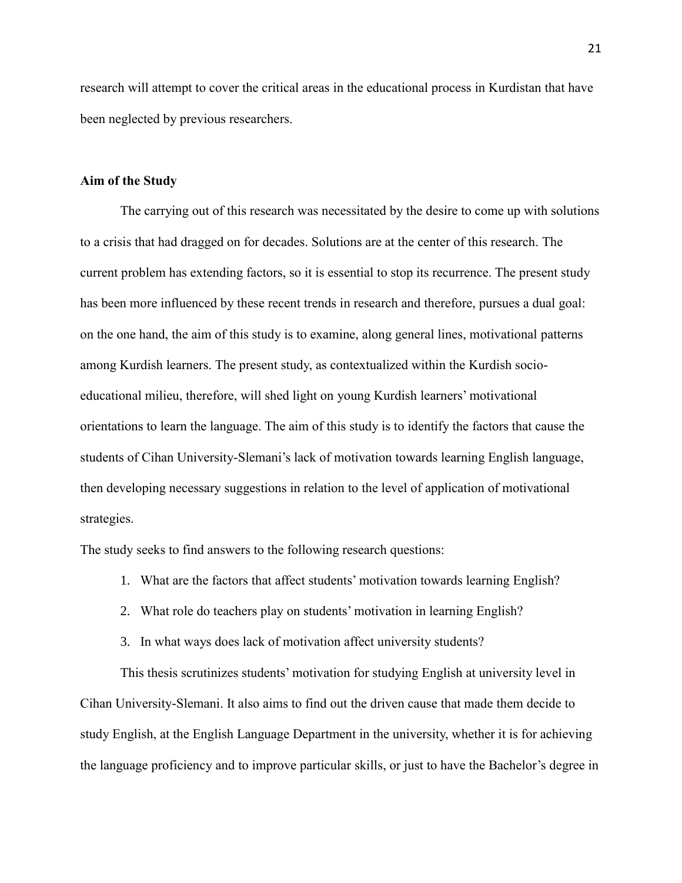research will attempt to cover the critical areas in the educational process in Kurdistan that have been neglected by previous researchers.

## Aim of the Study

The carrying out of this research was necessitated by the desire to come up with solutions to a crisis that had dragged on for decades. Solutions are at the center of this research. The current problem has extending factors, so it is essential to stop its recurrence. The present study has been more influenced by these recent trends in research and therefore, pursues a dual goal: on the one hand, the aim of this study is to examine, along general lines, motivational patterns among Kurdish learners. The present study, as contextualized within the Kurdish socio-educational milieu, therefore, will shed light on young Kurdish learners' motivational orientations to learn the language. The aim of this study is to identify the factors that cause the students of Cihan University-Slemani's lack of motivation towards learning English language, then developing necessary suggestions in relation to the level of application of motivational strategies.

The study seeks to find answers to the following research questions:

1. What are the factors that affect students' motivation towards learning English?
2. What role do teachers play on students' motivation in learning English?
3. In what ways does lack of motivation affect university students?

This thesis scrutinizes students' motivation for studying English at university level in Cihan University-Slemani. It also aims to find out the driven cause that made them decide to study English, at the English Language Department in the university, whether it is for achieving the language proficiency and to improve particular skills, or just to have the Bachelor's degree in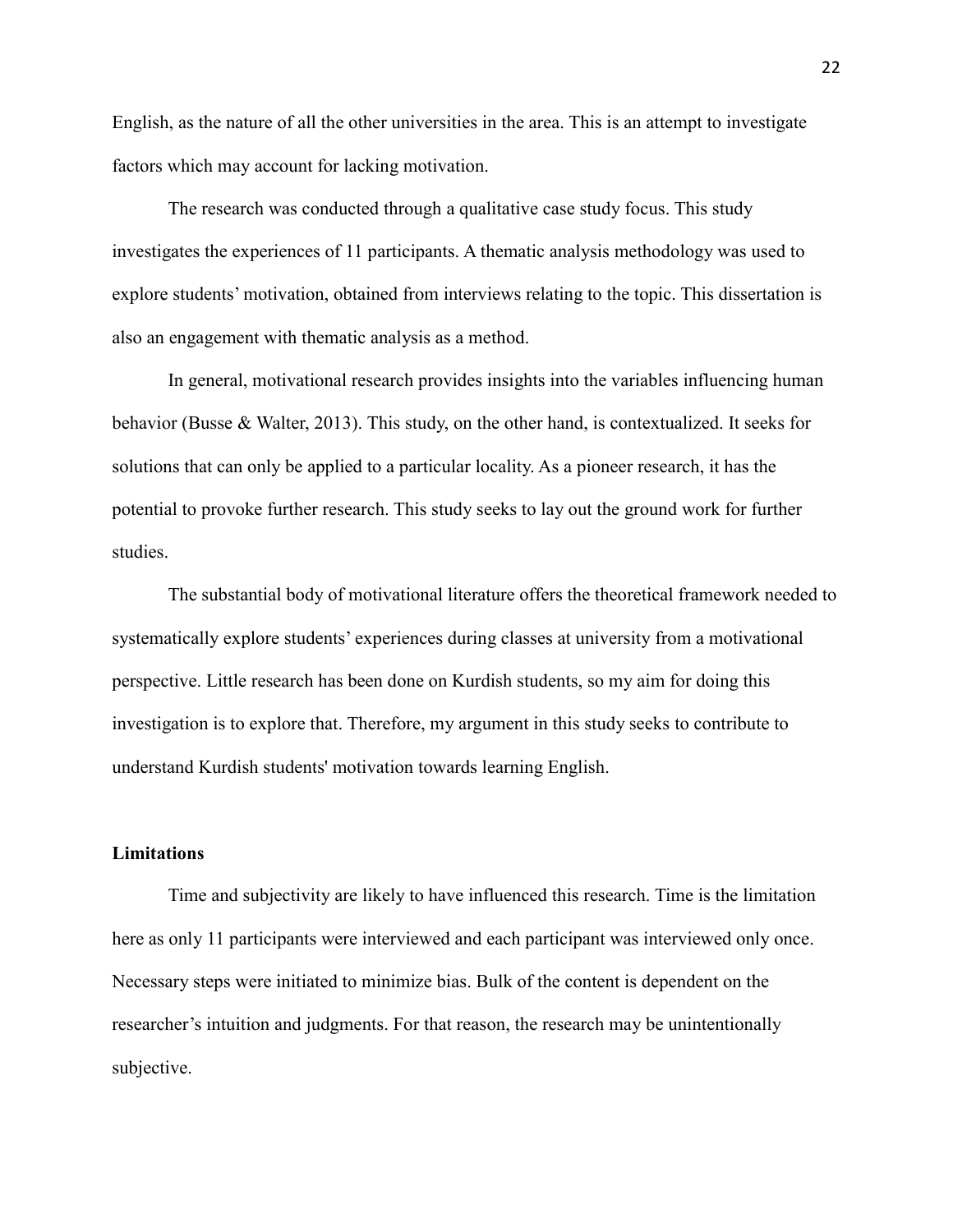English, as the nature of all the other universities in the area. This is an attempt to investigate factors which may account for lacking motivation.

The research was conducted through a qualitative case study focus. This study investigates the experiences of 11 participants. A thematic analysis methodology was used to explore students' motivation, obtained from interviews relating to the topic. This dissertation is also an engagement with thematic analysis as a method.

In general, motivational research provides insights into the variables influencing human behavior (Busse & Walter, 2013). This study, on the other hand, is contextualized. It seeks for solutions that can only be applied to a particular locality. As a pioneer research, it has the potential to provoke further research. This study seeks to lay out the ground work for further studies.

The substantial body of motivational literature offers the theoretical framework needed to systematically explore students' experiences during classes at university from a motivational perspective. Little research has been done on Kurdish students, so my aim for doing this investigation is to explore that. Therefore, my argument in this study seeks to contribute to understand Kurdish students' motivation towards learning English.

**Limitations**

Time and subjectivity are likely to have influenced this research. Time is the limitation here as only 11 participants were interviewed and each participant was interviewed only once. Necessary steps were initiated to minimize bias. Bulk of the content is dependent on the researcher's intuition and judgments. For that reason, the research may be unintentionally subjective.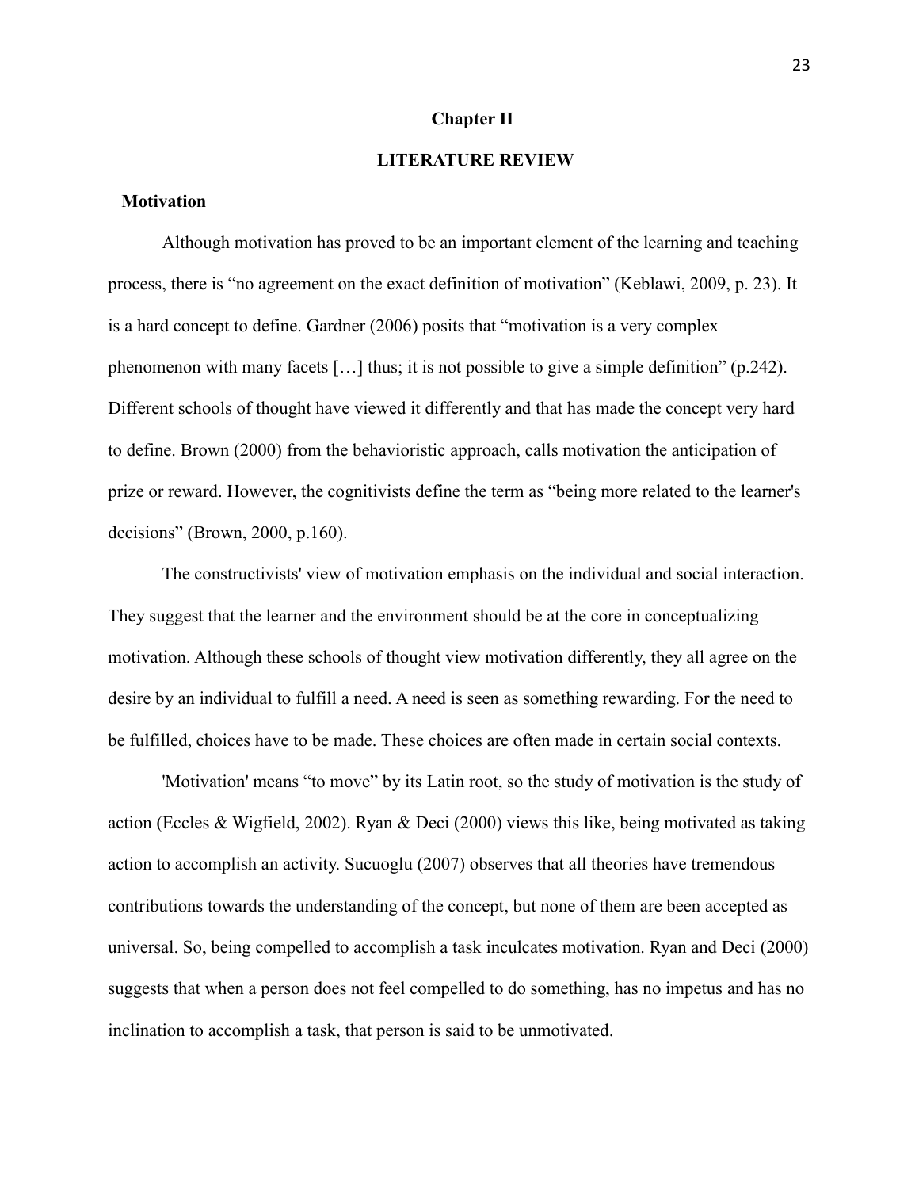# Chapter II

# LITERATURE REVIEW

## Motivation

Although motivation has proved to be an important element of the learning and teaching process, there is "no agreement on the exact definition of motivation" (Keblawi, 2009, p. 23). It is a hard concept to define. Gardner (2006) posits that "motivation is a very complex phenomenon with many facets […] thus; it is not possible to give a simple definition" (p.242). Different schools of thought have viewed it differently and that has made the concept very hard to define. Brown (2000) from the behavioristic approach, calls motivation the anticipation of prize or reward. However, the cognitivists define the term as "being more related to the learner's decisions" (Brown, 2000, p.160).

The constructivists' view of motivation emphasis on the individual and social interaction. They suggest that the learner and the environment should be at the core in conceptualizing motivation. Although these schools of thought view motivation differently, they all agree on the desire by an individual to fulfill a need. A need is seen as something rewarding. For the need to be fulfilled, choices have to be made. These choices are often made in certain social contexts.

'Motivation' means "to move" by its Latin root, so the study of motivation is the study of action (Eccles & Wigfield, 2002). Ryan & Deci (2000) views this like, being motivated as taking action to accomplish an activity. Sucuoglu (2007) observes that all theories have tremendous contributions towards the understanding of the concept, but none of them are been accepted as universal. So, being compelled to accomplish a task inculcates motivation. Ryan and Deci (2000) suggests that when a person does not feel compelled to do something, has no impetus and has no inclination to accomplish a task, that person is said to be unmotivated.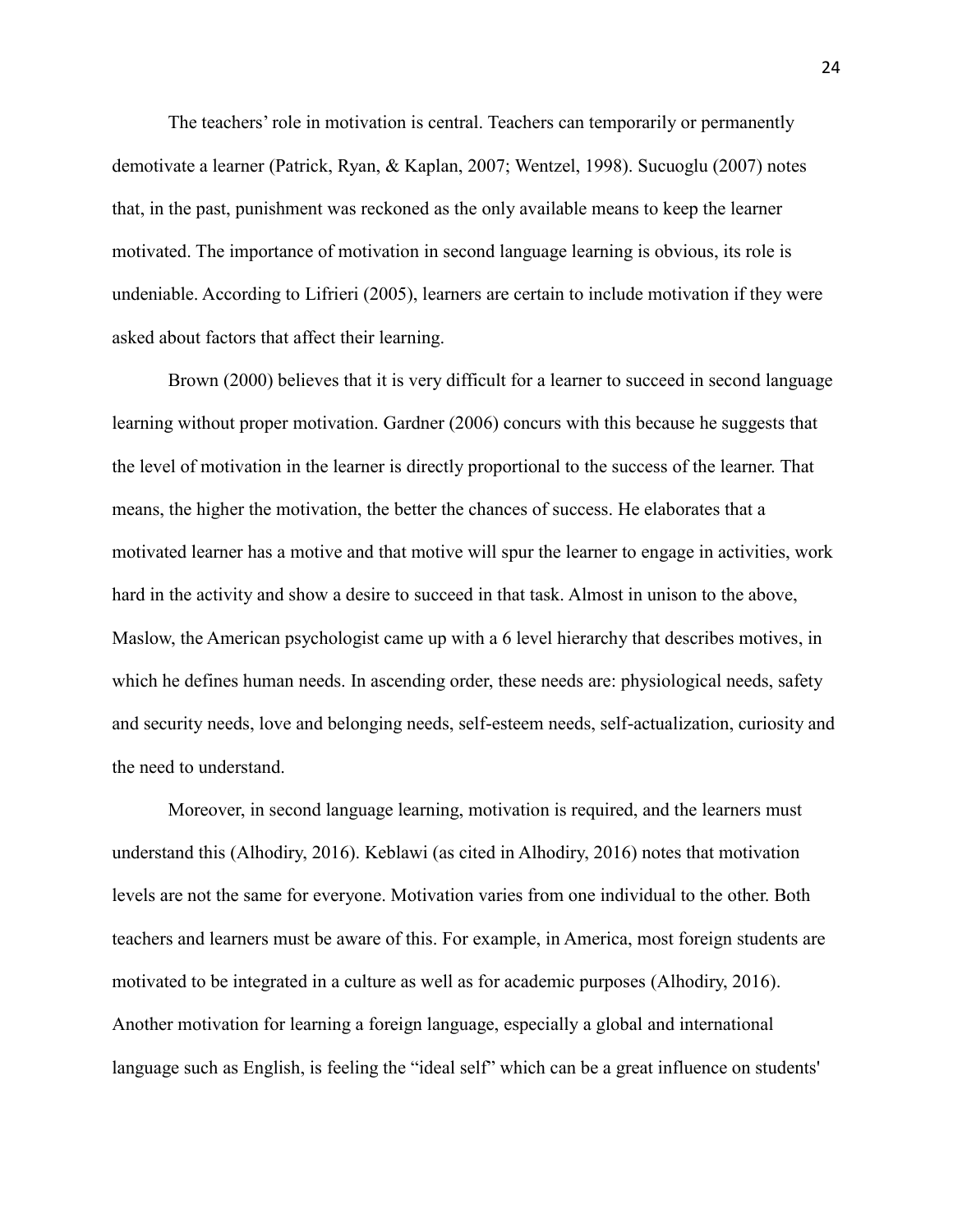The teachers' role in motivation is central. Teachers can temporarily or permanently demotivate a learner (Patrick, Ryan, & Kaplan, 2007; Wentzel, 1998). Sucuoglu (2007) notes that, in the past, punishment was reckoned as the only available means to keep the learner motivated. The importance of motivation in second language learning is obvious, its role is undeniable. According to Lifrieri (2005), learners are certain to include motivation if they were asked about factors that affect their learning.

Brown (2000) believes that it is very difficult for a learner to succeed in second language learning without proper motivation. Gardner (2006) concurs with this because he suggests that the level of motivation in the learner is directly proportional to the success of the learner. That means, the higher the motivation, the better the chances of success. He elaborates that a motivated learner has a motive and that motive will spur the learner to engage in activities, work hard in the activity and show a desire to succeed in that task. Almost in unison to the above, Maslow, the American psychologist came up with a 6 level hierarchy that describes motives, in which he defines human needs. In ascending order, these needs are: physiological needs, safety and security needs, love and belonging needs, self-esteem needs, self-actualization, curiosity and the need to understand.

Moreover, in second language learning, motivation is required, and the learners must understand this (Alhodiry, 2016). Keblawi (as cited in Alhodiry, 2016) notes that motivation levels are not the same for everyone. Motivation varies from one individual to the other. Both teachers and learners must be aware of this. For example, in America, most foreign students are motivated to be integrated in a culture as well as for academic purposes (Alhodiry, 2016). Another motivation for learning a foreign language, especially a global and international language such as English, is feeling the "ideal self" which can be a great influence on students'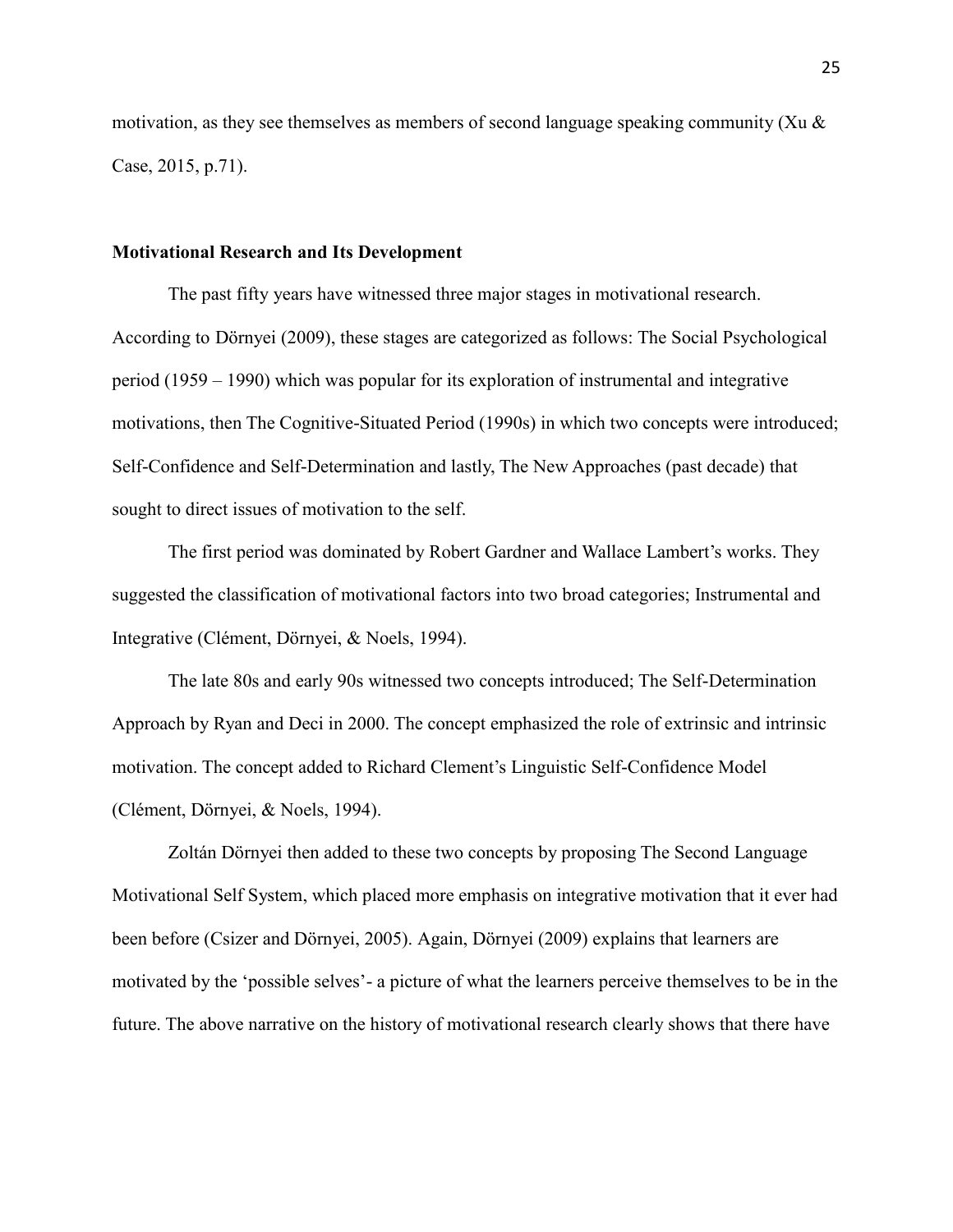motivation, as they see themselves as members of second language speaking community (Xu & Case, 2015, p.71).

**Motivational Research and Its Development**

The past fifty years have witnessed three major stages in motivational research. According to Dörnyei (2009), these stages are categorized as follows: The Social Psychological period (1959 – 1990) which was popular for its exploration of instrumental and integrative motivations, then The Cognitive-Situated Period (1990s) in which two concepts were introduced; Self-Confidence and Self-Determination and lastly, The New Approaches (past decade) that sought to direct issues of motivation to the self.

The first period was dominated by Robert Gardner and Wallace Lambert's works. They suggested the classification of motivational factors into two broad categories; Instrumental and Integrative (Clément, Dörnyei, & Noels, 1994).

The late 80s and early 90s witnessed two concepts introduced; The Self-Determination Approach by Ryan and Deci in 2000. The concept emphasized the role of extrinsic and intrinsic motivation. The concept added to Richard Clement's Linguistic Self-Confidence Model (Clément, Dörnyei, & Noels, 1994).

Zoltán Dörnyei then added to these two concepts by proposing The Second Language Motivational Self System, which placed more emphasis on integrative motivation that it ever had been before (Csizer and Dörnyei, 2005). Again, Dörnyei (2009) explains that learners are motivated by the 'possible selves'- a picture of what the learners perceive themselves to be in the future. The above narrative on the history of motivational research clearly shows that there have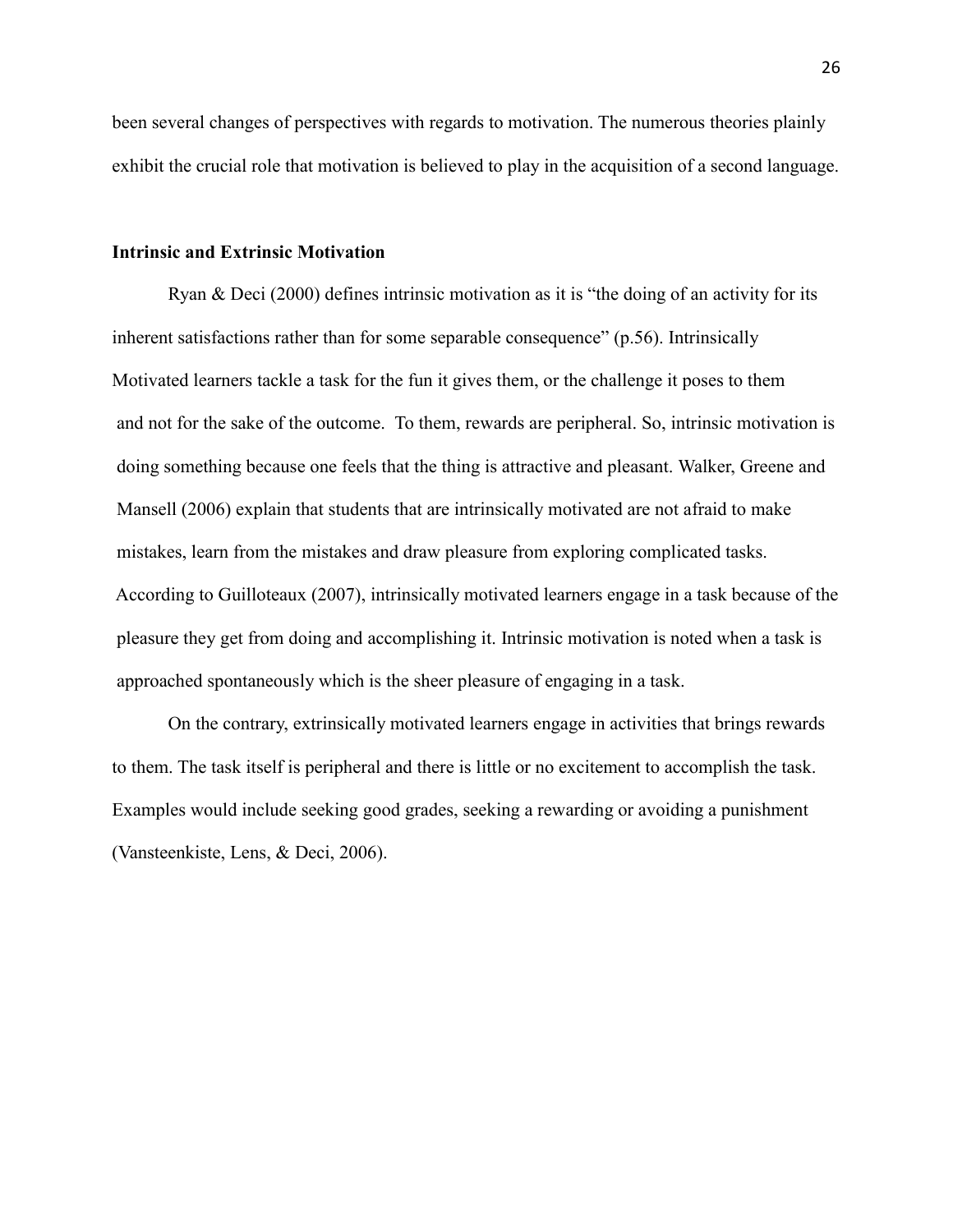been several changes of perspectives with regards to motivation. The numerous theories plainly exhibit the crucial role that motivation is believed to play in the acquisition of a second language.

**Intrinsic and Extrinsic Motivation**

Ryan & Deci (2000) defines intrinsic motivation as it is "the doing of an activity for its inherent satisfactions rather than for some separable consequence" (p.56). Intrinsically Motivated learners tackle a task for the fun it gives them, or the challenge it poses to them and not for the sake of the outcome. To them, rewards are peripheral. So, intrinsic motivation is doing something because one feels that the thing is attractive and pleasant. Walker, Greene and Mansell (2006) explain that students that are intrinsically motivated are not afraid to make mistakes, learn from the mistakes and draw pleasure from exploring complicated tasks. According to Guilloteaux (2007), intrinsically motivated learners engage in a task because of the pleasure they get from doing and accomplishing it. Intrinsic motivation is noted when a task is approached spontaneously which is the sheer pleasure of engaging in a task.

On the contrary, extrinsically motivated learners engage in activities that brings rewards to them. The task itself is peripheral and there is little or no excitement to accomplish the task. Examples would include seeking good grades, seeking a rewarding or avoiding a punishment (Vansteenkiste, Lens, & Deci, 2006).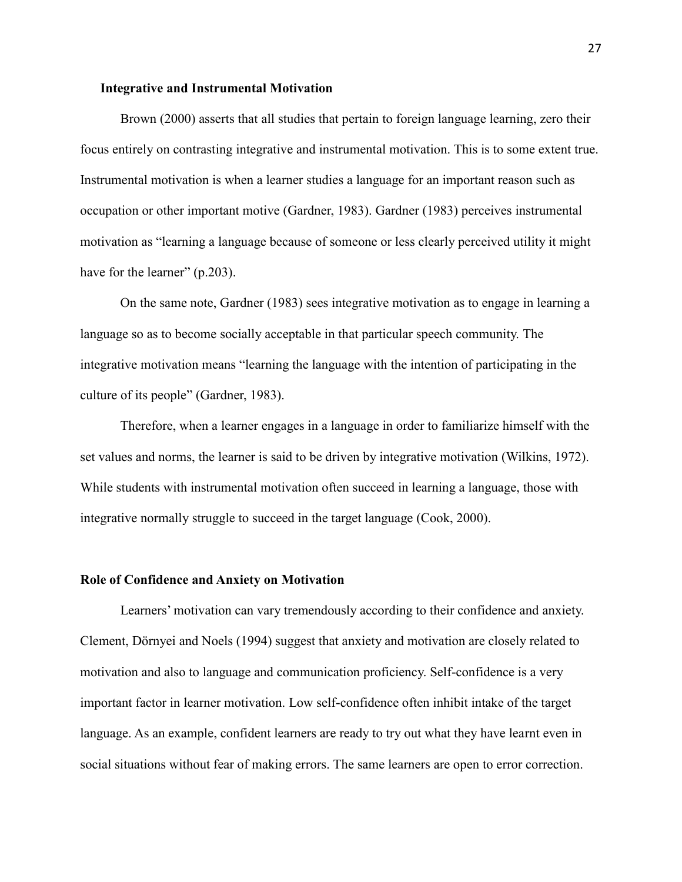### Integrative and Instrumental Motivation

Brown (2000) asserts that all studies that pertain to foreign language learning, zero their focus entirely on contrasting integrative and instrumental motivation. This is to some extent true. Instrumental motivation is when a learner studies a language for an important reason such as occupation or other important motive (Gardner, 1983). Gardner (1983) perceives instrumental motivation as "learning a language because of someone or less clearly perceived utility it might have for the learner" (p.203).

On the same note, Gardner (1983) sees integrative motivation as to engage in learning a language so as to become socially acceptable in that particular speech community. The integrative motivation means "learning the language with the intention of participating in the culture of its people" (Gardner, 1983).

Therefore, when a learner engages in a language in order to familiarize himself with the set values and norms, the learner is said to be driven by integrative motivation (Wilkins, 1972). While students with instrumental motivation often succeed in learning a language, those with integrative normally struggle to succeed in the target language (Cook, 2000).

### Role of Confidence and Anxiety on Motivation

Learners' motivation can vary tremendously according to their confidence and anxiety. Clement, Dörnyei and Noels (1994) suggest that anxiety and motivation are closely related to motivation and also to language and communication proficiency. Self-confidence is a very important factor in learner motivation. Low self-confidence often inhibit intake of the target language. As an example, confident learners are ready to try out what they have learnt even in social situations without fear of making errors. The same learners are open to error correction.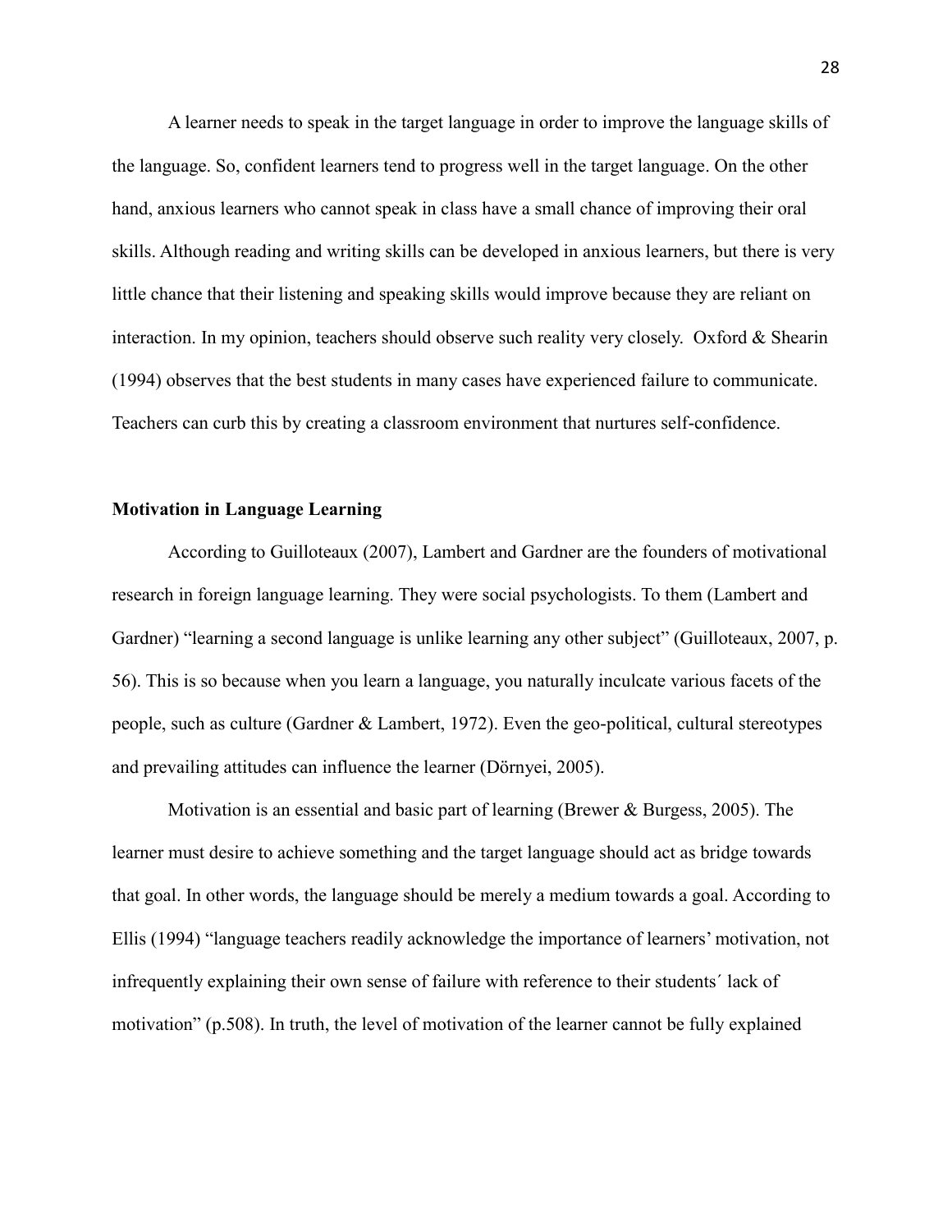A learner needs to speak in the target language in order to improve the language skills of the language. So, confident learners tend to progress well in the target language. On the other hand, anxious learners who cannot speak in class have a small chance of improving their oral skills. Although reading and writing skills can be developed in anxious learners, but there is very little chance that their listening and speaking skills would improve because they are reliant on interaction. In my opinion, teachers should observe such reality very closely. Oxford & Shearin (1994) observes that the best students in many cases have experienced failure to communicate. Teachers can curb this by creating a classroom environment that nurtures self-confidence.

### Motivation in Language Learning

According to Guilloteaux (2007), Lambert and Gardner are the founders of motivational research in foreign language learning. They were social psychologists. To them (Lambert and Gardner) "learning a second language is unlike learning any other subject" (Guilloteaux, 2007, p. 56). This is so because when you learn a language, you naturally inculcate various facets of the people, such as culture (Gardner & Lambert, 1972). Even the geo-political, cultural stereotypes and prevailing attitudes can influence the learner (Dörnyei, 2005).

Motivation is an essential and basic part of learning (Brewer & Burgess, 2005). The learner must desire to achieve something and the target language should act as bridge towards that goal. In other words, the language should be merely a medium towards a goal. According to Ellis (1994) "language teachers readily acknowledge the importance of learners' motivation, not infrequently explaining their own sense of failure with reference to their students´ lack of motivation" (p.508). In truth, the level of motivation of the learner cannot be fully explained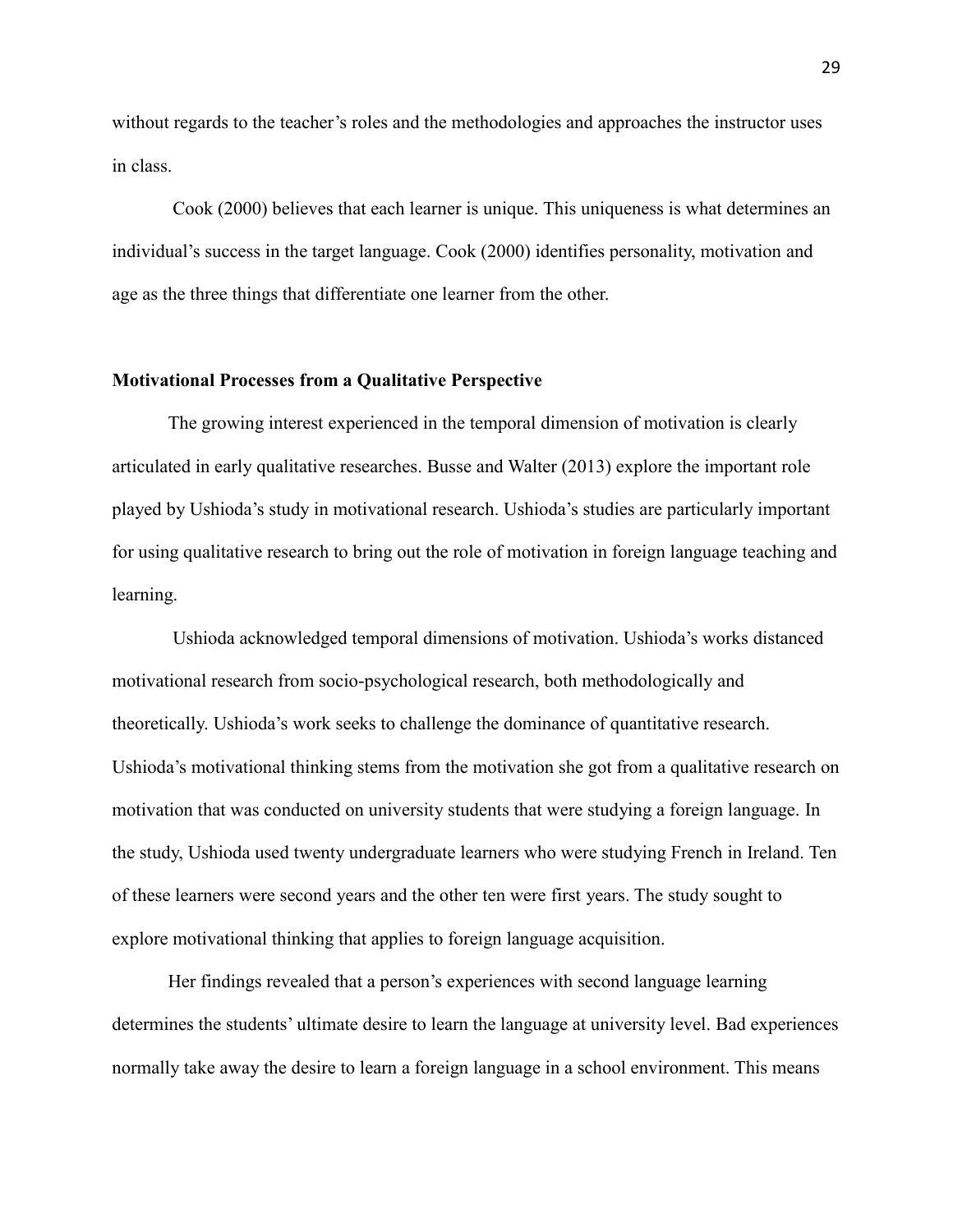without regards to the teacher's roles and the methodologies and approaches the instructor uses in class.

Cook (2000) believes that each learner is unique. This uniqueness is what determines an individual's success in the target language. Cook (2000) identifies personality, motivation and age as the three things that differentiate one learner from the other.

**Motivational Processes from a Qualitative Perspective**

The growing interest experienced in the temporal dimension of motivation is clearly articulated in early qualitative researches. Busse and Walter (2013) explore the important role played by Ushioda's study in motivational research. Ushioda's studies are particularly important for using qualitative research to bring out the role of motivation in foreign language teaching and learning.

Ushioda acknowledged temporal dimensions of motivation. Ushioda's works distanced motivational research from socio-psychological research, both methodologically and theoretically. Ushioda's work seeks to challenge the dominance of quantitative research. Ushioda's motivational thinking stems from the motivation she got from a qualitative research on motivation that was conducted on university students that were studying a foreign language. In the study, Ushioda used twenty undergraduate learners who were studying French in Ireland. Ten of these learners were second years and the other ten were first years. The study sought to explore motivational thinking that applies to foreign language acquisition.

Her findings revealed that a person's experiences with second language learning determines the students' ultimate desire to learn the language at university level. Bad experiences normally take away the desire to learn a foreign language in a school environment. This means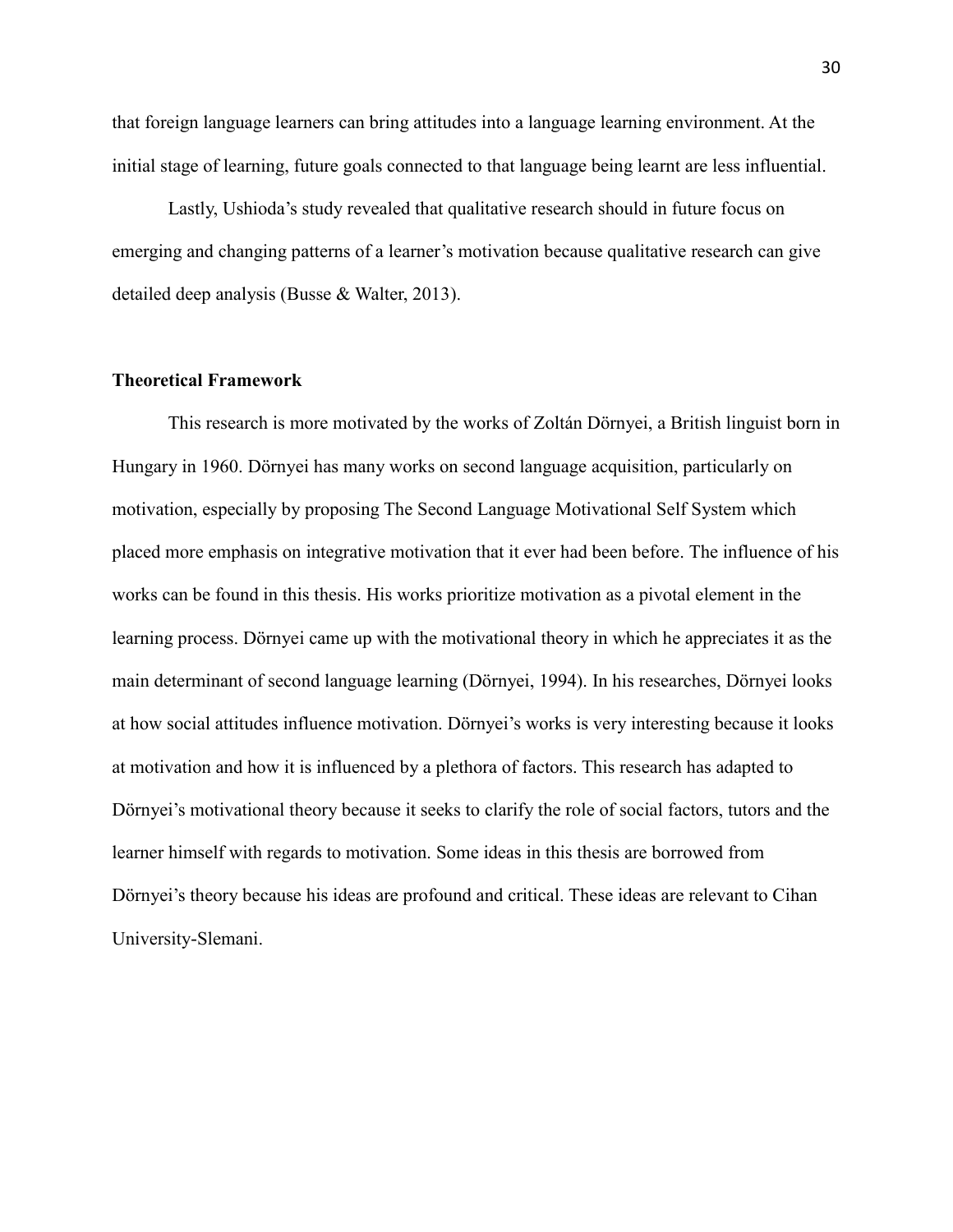that foreign language learners can bring attitudes into a language learning environment. At the initial stage of learning, future goals connected to that language being learnt are less influential.

Lastly, Ushioda's study revealed that qualitative research should in future focus on emerging and changing patterns of a learner's motivation because qualitative research can give detailed deep analysis (Busse & Walter, 2013).

**Theoretical Framework**

This research is more motivated by the works of Zoltán Dörnyei, a British linguist born in Hungary in 1960. Dörnyei has many works on second language acquisition, particularly on motivation, especially by proposing The Second Language Motivational Self System which placed more emphasis on integrative motivation that it ever had been before. The influence of his works can be found in this thesis. His works prioritize motivation as a pivotal element in the learning process. Dörnyei came up with the motivational theory in which he appreciates it as the main determinant of second language learning (Dörnyei, 1994). In his researches, Dörnyei looks at how social attitudes influence motivation. Dörnyei's works is very interesting because it looks at motivation and how it is influenced by a plethora of factors. This research has adapted to Dörnyei's motivational theory because it seeks to clarify the role of social factors, tutors and the learner himself with regards to motivation. Some ideas in this thesis are borrowed from Dörnyei's theory because his ideas are profound and critical. These ideas are relevant to Cihan University-Slemani.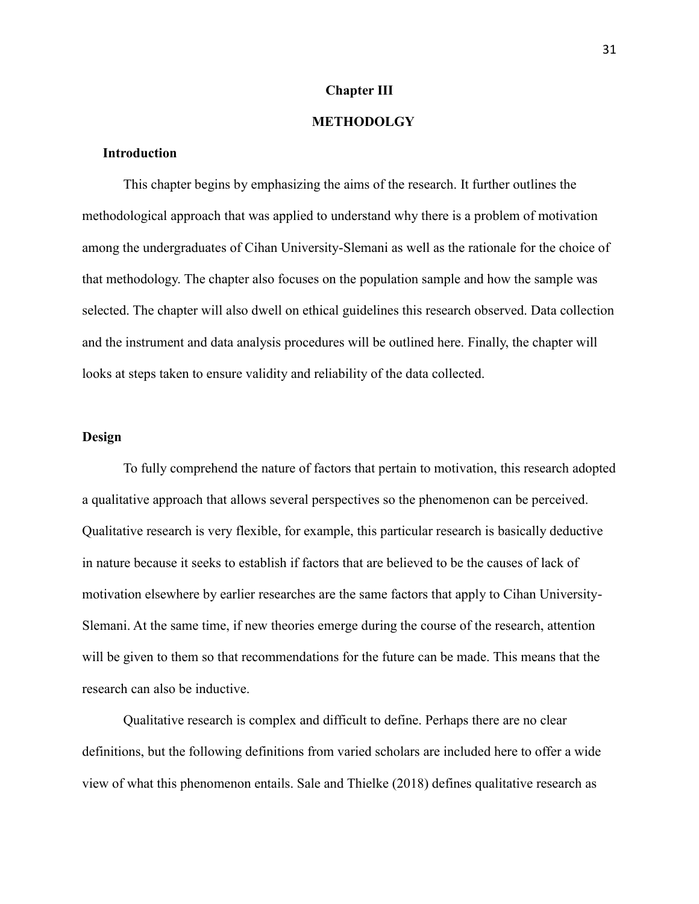# Chapter III

# METHODOLGY

## Introduction

This chapter begins by emphasizing the aims of the research. It further outlines the methodological approach that was applied to understand why there is a problem of motivation among the undergraduates of Cihan University-Slemani as well as the rationale for the choice of that methodology. The chapter also focuses on the population sample and how the sample was selected. The chapter will also dwell on ethical guidelines this research observed. Data collection and the instrument and data analysis procedures will be outlined here. Finally, the chapter will looks at steps taken to ensure validity and reliability of the data collected.

## Design

To fully comprehend the nature of factors that pertain to motivation, this research adopted a qualitative approach that allows several perspectives so the phenomenon can be perceived. Qualitative research is very flexible, for example, this particular research is basically deductive in nature because it seeks to establish if factors that are believed to be the causes of lack of motivation elsewhere by earlier researches are the same factors that apply to Cihan University-Slemani. At the same time, if new theories emerge during the course of the research, attention will be given to them so that recommendations for the future can be made. This means that the research can also be inductive.

Qualitative research is complex and difficult to define. Perhaps there are no clear definitions, but the following definitions from varied scholars are included here to offer a wide view of what this phenomenon entails. Sale and Thielke (2018) defines qualitative research as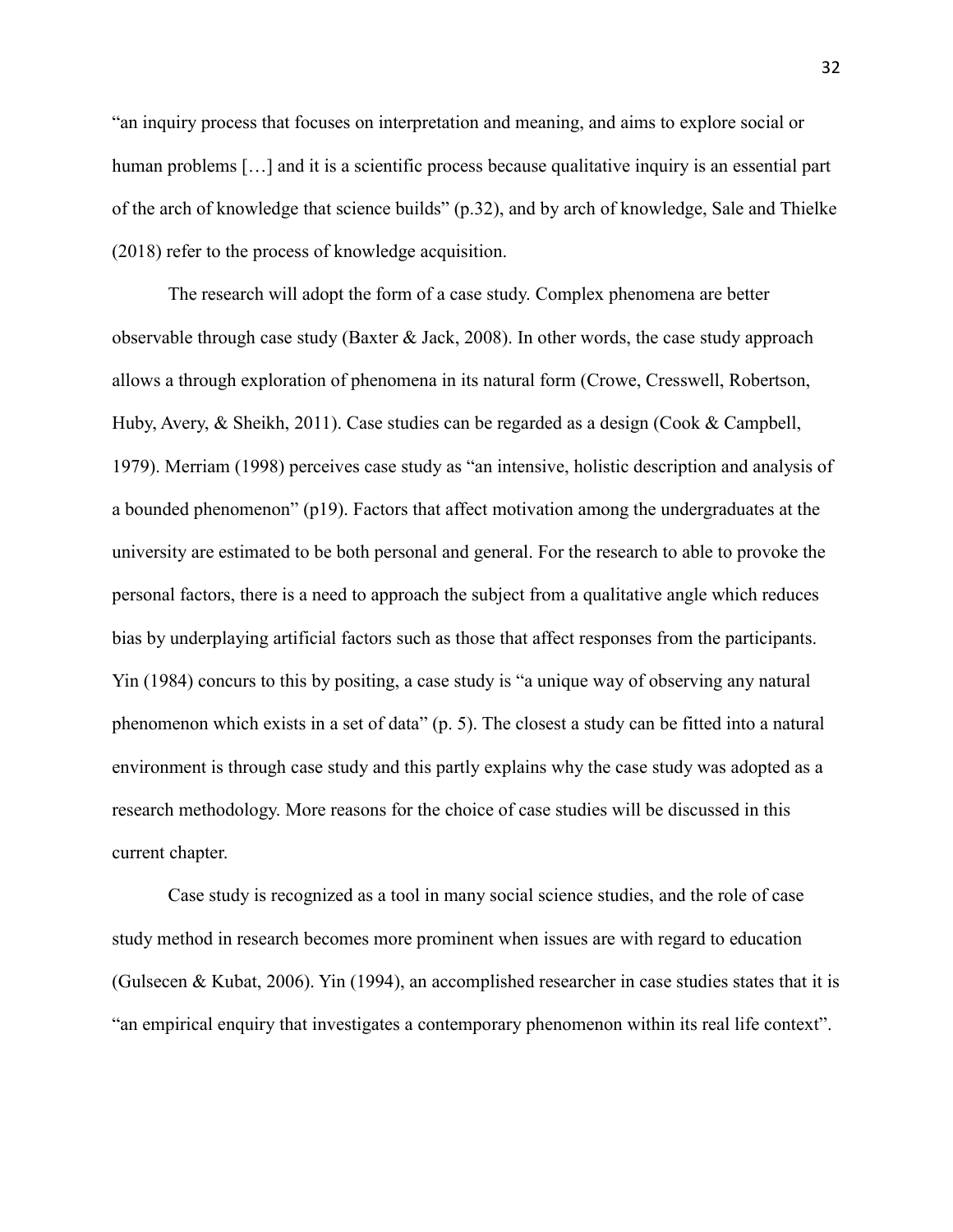"an inquiry process that focuses on interpretation and meaning, and aims to explore social or human problems […] and it is a scientific process because qualitative inquiry is an essential part of the arch of knowledge that science builds" (p.32), and by arch of knowledge, Sale and Thielke (2018) refer to the process of knowledge acquisition.

The research will adopt the form of a case study. Complex phenomena are better observable through case study (Baxter & Jack, 2008). In other words, the case study approach allows a through exploration of phenomena in its natural form (Crowe, Cresswell, Robertson, Huby, Avery, & Sheikh, 2011). Case studies can be regarded as a design (Cook & Campbell, 1979). Merriam (1998) perceives case study as "an intensive, holistic description and analysis of a bounded phenomenon" (p19). Factors that affect motivation among the undergraduates at the university are estimated to be both personal and general. For the research to able to provoke the personal factors, there is a need to approach the subject from a qualitative angle which reduces bias by underplaying artificial factors such as those that affect responses from the participants. Yin (1984) concurs to this by positing, a case study is "a unique way of observing any natural phenomenon which exists in a set of data" (p. 5). The closest a study can be fitted into a natural environment is through case study and this partly explains why the case study was adopted as a research methodology. More reasons for the choice of case studies will be discussed in this current chapter.

Case study is recognized as a tool in many social science studies, and the role of case study method in research becomes more prominent when issues are with regard to education (Gulsecen & Kubat, 2006). Yin (1994), an accomplished researcher in case studies states that it is "an empirical enquiry that investigates a contemporary phenomenon within its real life context".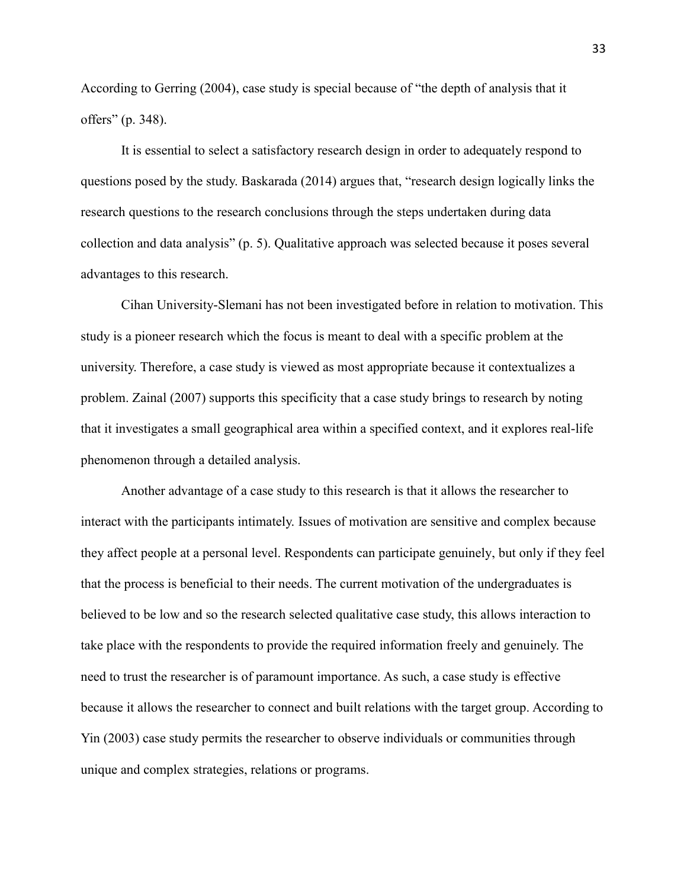According to Gerring (2004), case study is special because of “the depth of analysis that it offers” (p. 348).

It is essential to select a satisfactory research design in order to adequately respond to questions posed by the study. Baskarada (2014) argues that, “research design logically links the research questions to the research conclusions through the steps undertaken during data collection and data analysis” (p. 5). Qualitative approach was selected because it poses several advantages to this research.

Cihan University-Slemani has not been investigated before in relation to motivation. This study is a pioneer research which the focus is meant to deal with a specific problem at the university. Therefore, a case study is viewed as most appropriate because it contextualizes a problem. Zainal (2007) supports this specificity that a case study brings to research by noting that it investigates a small geographical area within a specified context, and it explores real-life phenomenon through a detailed analysis.

Another advantage of a case study to this research is that it allows the researcher to interact with the participants intimately. Issues of motivation are sensitive and complex because they affect people at a personal level. Respondents can participate genuinely, but only if they feel that the process is beneficial to their needs. The current motivation of the undergraduates is believed to be low and so the research selected qualitative case study, this allows interaction to take place with the respondents to provide the required information freely and genuinely. The need to trust the researcher is of paramount importance. As such, a case study is effective because it allows the researcher to connect and built relations with the target group. According to Yin (2003) case study permits the researcher to observe individuals or communities through unique and complex strategies, relations or programs.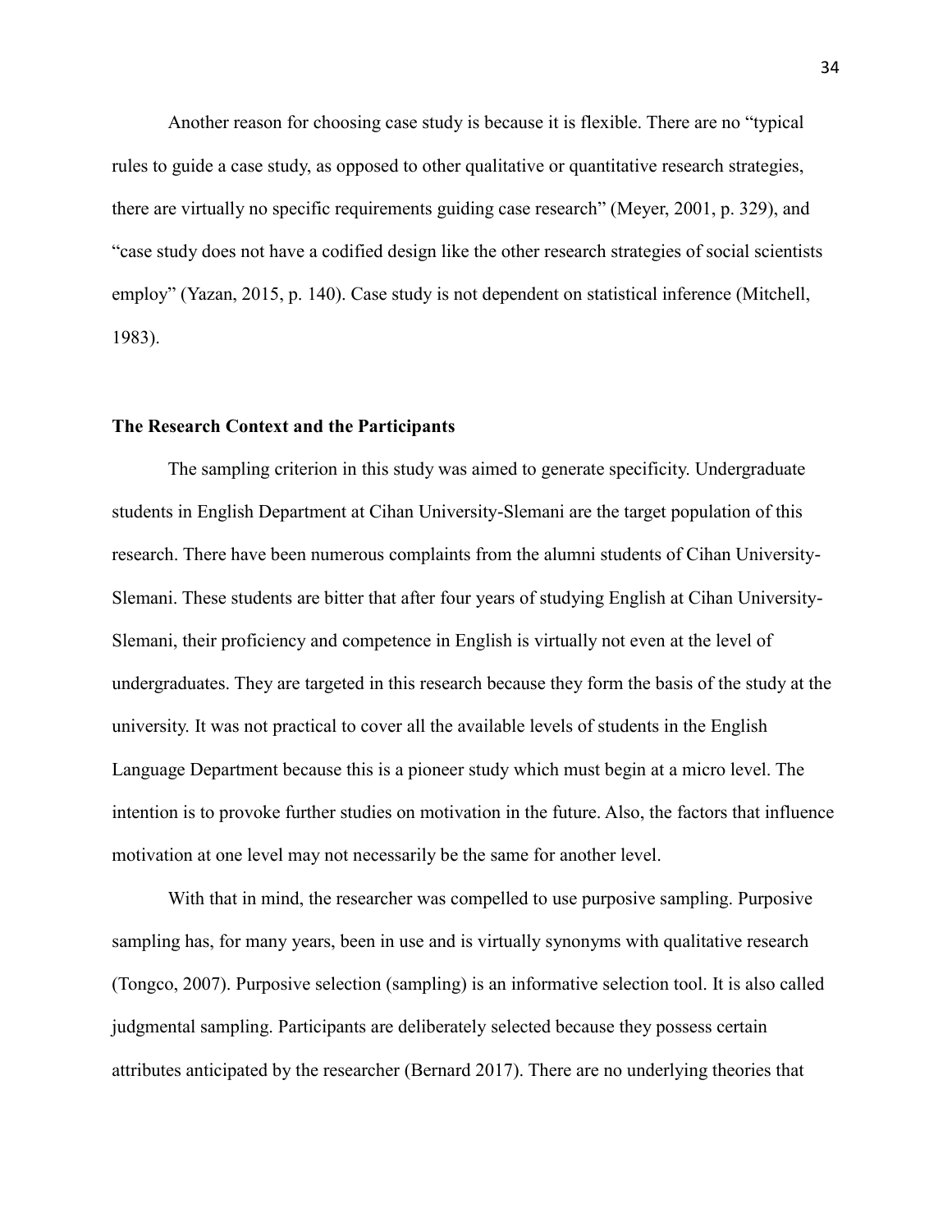Another reason for choosing case study is because it is flexible. There are no "typical rules to guide a case study, as opposed to other qualitative or quantitative research strategies, there are virtually no specific requirements guiding case research" (Meyer, 2001, p. 329), and "case study does not have a codified design like the other research strategies of social scientists employ" (Yazan, 2015, p. 140). Case study is not dependent on statistical inference (Mitchell, 1983).

**The Research Context and the Participants**

The sampling criterion in this study was aimed to generate specificity. Undergraduate students in English Department at Cihan University-Slemani are the target population of this research. There have been numerous complaints from the alumni students of Cihan University-Slemani. These students are bitter that after four years of studying English at Cihan University-Slemani, their proficiency and competence in English is virtually not even at the level of undergraduates. They are targeted in this research because they form the basis of the study at the university. It was not practical to cover all the available levels of students in the English Language Department because this is a pioneer study which must begin at a micro level. The intention is to provoke further studies on motivation in the future. Also, the factors that influence motivation at one level may not necessarily be the same for another level.

With that in mind, the researcher was compelled to use purposive sampling. Purposive sampling has, for many years, been in use and is virtually synonyms with qualitative research (Tongco, 2007). Purposive selection (sampling) is an informative selection tool. It is also called judgmental sampling. Participants are deliberately selected because they possess certain attributes anticipated by the researcher (Bernard 2017). There are no underlying theories that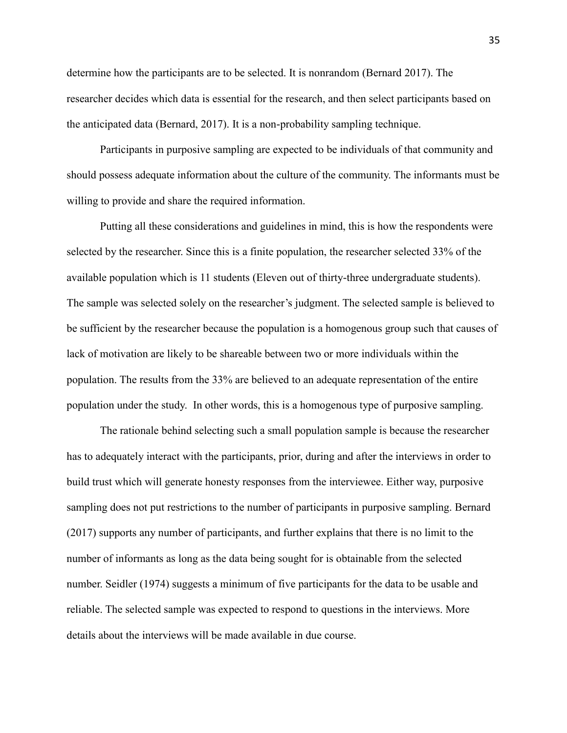determine how the participants are to be selected. It is nonrandom (Bernard 2017). The researcher decides which data is essential for the research, and then select participants based on the anticipated data (Bernard, 2017). It is a non-probability sampling technique.

Participants in purposive sampling are expected to be individuals of that community and should possess adequate information about the culture of the community. The informants must be willing to provide and share the required information.

Putting all these considerations and guidelines in mind, this is how the respondents were selected by the researcher. Since this is a finite population, the researcher selected 33% of the available population which is 11 students (Eleven out of thirty-three undergraduate students). The sample was selected solely on the researcher's judgment. The selected sample is believed to be sufficient by the researcher because the population is a homogenous group such that causes of lack of motivation are likely to be shareable between two or more individuals within the population. The results from the 33% are believed to an adequate representation of the entire population under the study. In other words, this is a homogenous type of purposive sampling.

The rationale behind selecting such a small population sample is because the researcher has to adequately interact with the participants, prior, during and after the interviews in order to build trust which will generate honesty responses from the interviewee. Either way, purposive sampling does not put restrictions to the number of participants in purposive sampling. Bernard (2017) supports any number of participants, and further explains that there is no limit to the number of informants as long as the data being sought for is obtainable from the selected number. Seidler (1974) suggests a minimum of five participants for the data to be usable and reliable. The selected sample was expected to respond to questions in the interviews. More details about the interviews will be made available in due course.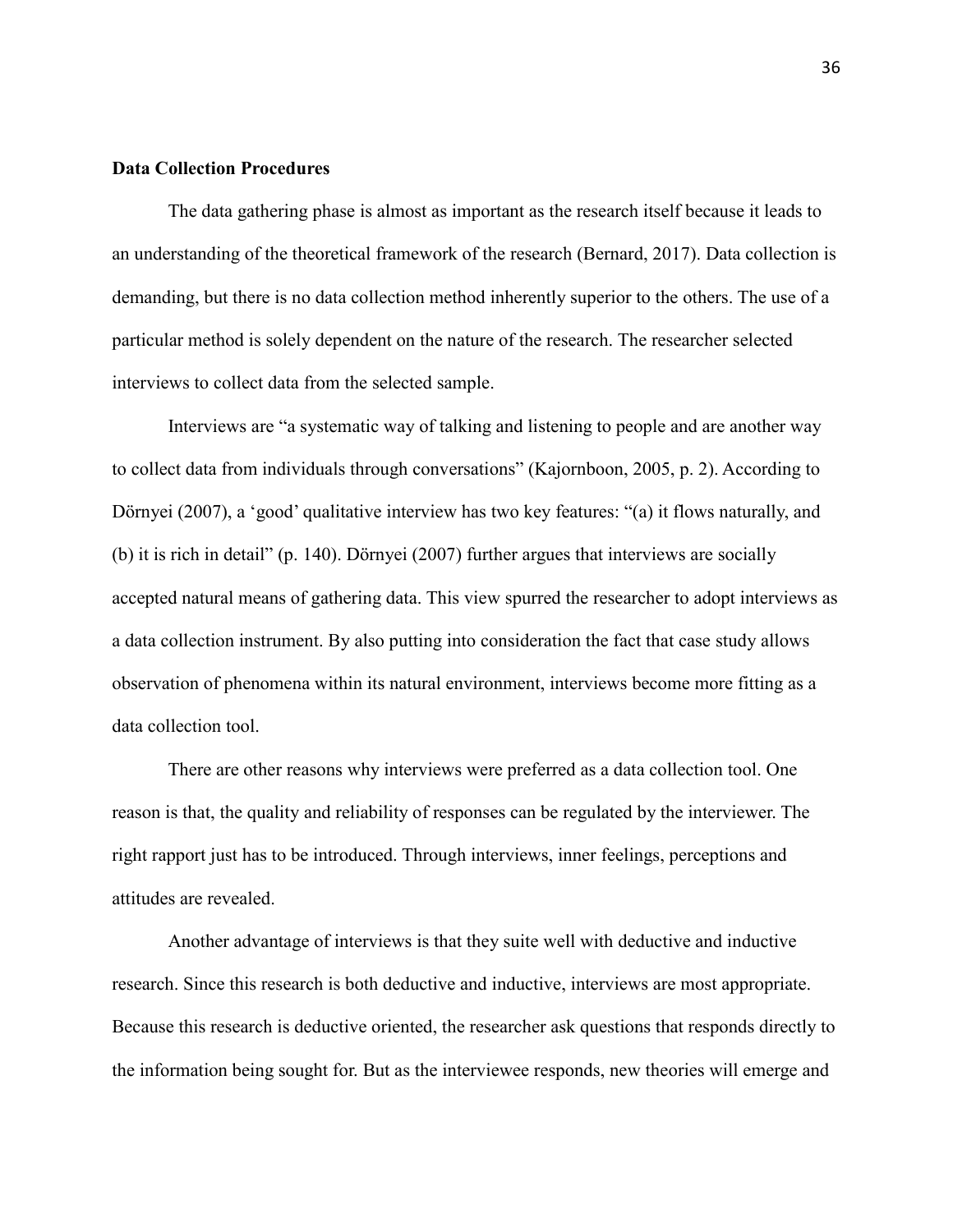### Data Collection Procedures

The data gathering phase is almost as important as the research itself because it leads to an understanding of the theoretical framework of the research (Bernard, 2017). Data collection is demanding, but there is no data collection method inherently superior to the others. The use of a particular method is solely dependent on the nature of the research. The researcher selected interviews to collect data from the selected sample.

Interviews are "a systematic way of talking and listening to people and are another way to collect data from individuals through conversations" (Kajornboon, 2005, p. 2). According to Dörnyei (2007), a 'good' qualitative interview has two key features: "(a) it flows naturally, and (b) it is rich in detail" (p. 140). Dörnyei (2007) further argues that interviews are socially accepted natural means of gathering data. This view spurred the researcher to adopt interviews as a data collection instrument. By also putting into consideration the fact that case study allows observation of phenomena within its natural environment, interviews become more fitting as a data collection tool.

There are other reasons why interviews were preferred as a data collection tool. One reason is that, the quality and reliability of responses can be regulated by the interviewer. The right rapport just has to be introduced. Through interviews, inner feelings, perceptions and attitudes are revealed.

Another advantage of interviews is that they suite well with deductive and inductive research. Since this research is both deductive and inductive, interviews are most appropriate. Because this research is deductive oriented, the researcher ask questions that responds directly to the information being sought for. But as the interviewee responds, new theories will emerge and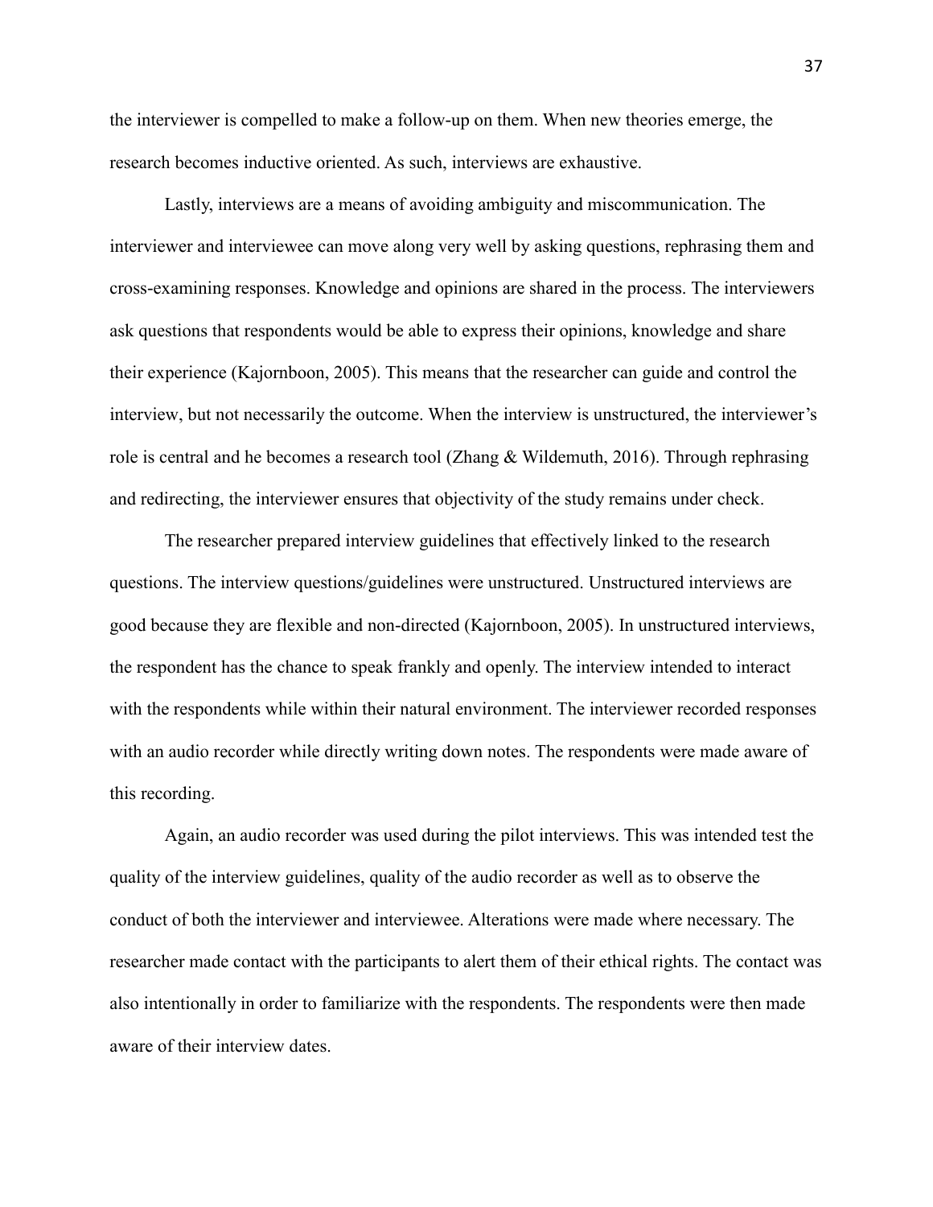the interviewer is compelled to make a follow-up on them. When new theories emerge, the research becomes inductive oriented. As such, interviews are exhaustive.

Lastly, interviews are a means of avoiding ambiguity and miscommunication. The interviewer and interviewee can move along very well by asking questions, rephrasing them and cross-examining responses. Knowledge and opinions are shared in the process. The interviewers ask questions that respondents would be able to express their opinions, knowledge and share their experience (Kajornboon, 2005). This means that the researcher can guide and control the interview, but not necessarily the outcome. When the interview is unstructured, the interviewer's role is central and he becomes a research tool (Zhang & Wildemuth, 2016). Through rephrasing and redirecting, the interviewer ensures that objectivity of the study remains under check.

The researcher prepared interview guidelines that effectively linked to the research questions. The interview questions/guidelines were unstructured. Unstructured interviews are good because they are flexible and non-directed (Kajornboon, 2005). In unstructured interviews, the respondent has the chance to speak frankly and openly. The interview intended to interact with the respondents while within their natural environment. The interviewer recorded responses with an audio recorder while directly writing down notes. The respondents were made aware of this recording.

Again, an audio recorder was used during the pilot interviews. This was intended test the quality of the interview guidelines, quality of the audio recorder as well as to observe the conduct of both the interviewer and interviewee. Alterations were made where necessary. The researcher made contact with the participants to alert them of their ethical rights. The contact was also intentionally in order to familiarize with the respondents. The respondents were then made aware of their interview dates.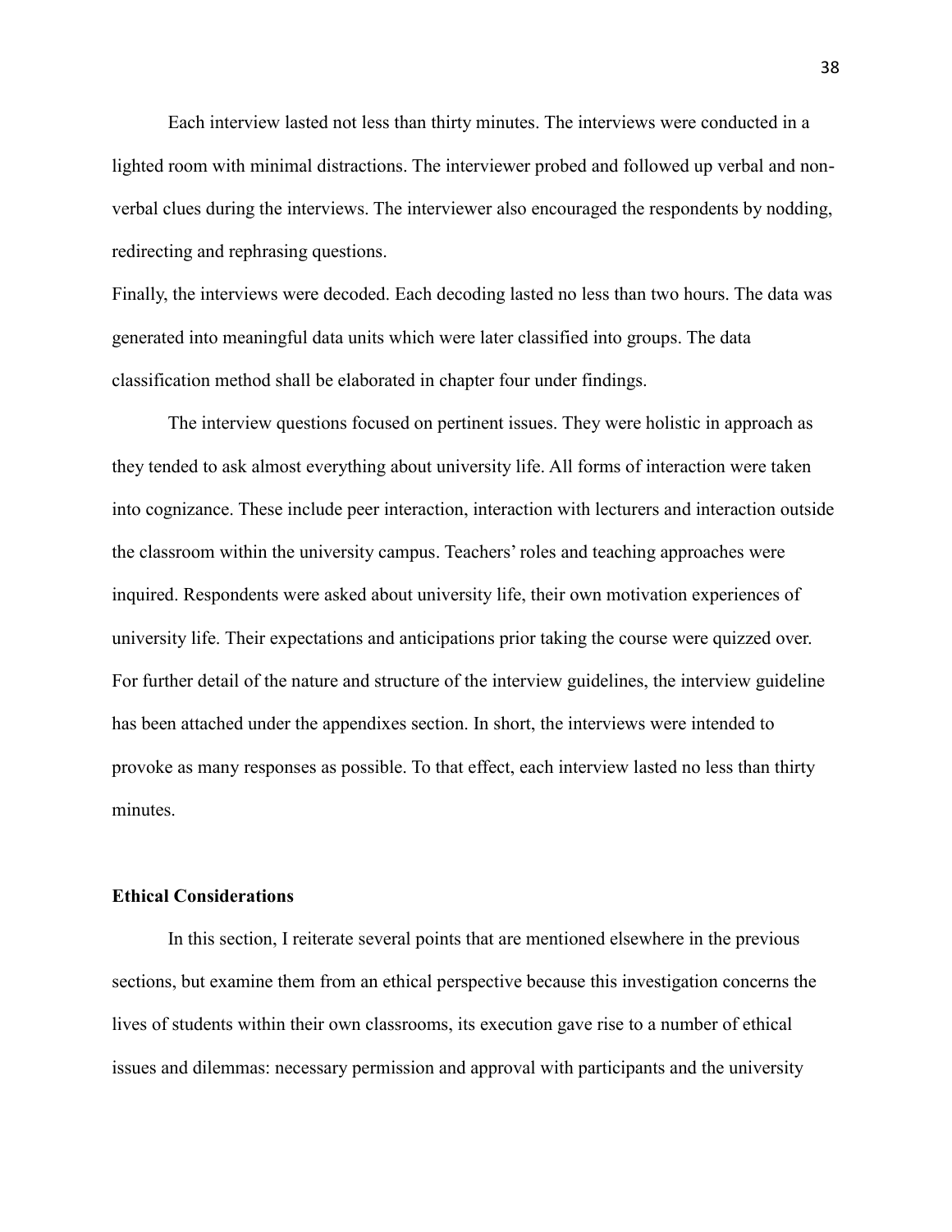Each interview lasted not less than thirty minutes. The interviews were conducted in a lighted room with minimal distractions. The interviewer probed and followed up verbal and non-verbal clues during the interviews. The interviewer also encouraged the respondents by nodding, redirecting and rephrasing questions.

Finally, the interviews were decoded. Each decoding lasted no less than two hours. The data was generated into meaningful data units which were later classified into groups. The data classification method shall be elaborated in chapter four under findings.

The interview questions focused on pertinent issues. They were holistic in approach as they tended to ask almost everything about university life. All forms of interaction were taken into cognizance. These include peer interaction, interaction with lecturers and interaction outside the classroom within the university campus. Teachers' roles and teaching approaches were inquired. Respondents were asked about university life, their own motivation experiences of university life. Their expectations and anticipations prior taking the course were quizzed over. For further detail of the nature and structure of the interview guidelines, the interview guideline has been attached under the appendixes section. In short, the interviews were intended to provoke as many responses as possible. To that effect, each interview lasted no less than thirty minutes.

**Ethical Considerations**

In this section, I reiterate several points that are mentioned elsewhere in the previous sections, but examine them from an ethical perspective because this investigation concerns the lives of students within their own classrooms, its execution gave rise to a number of ethical issues and dilemmas: necessary permission and approval with participants and the university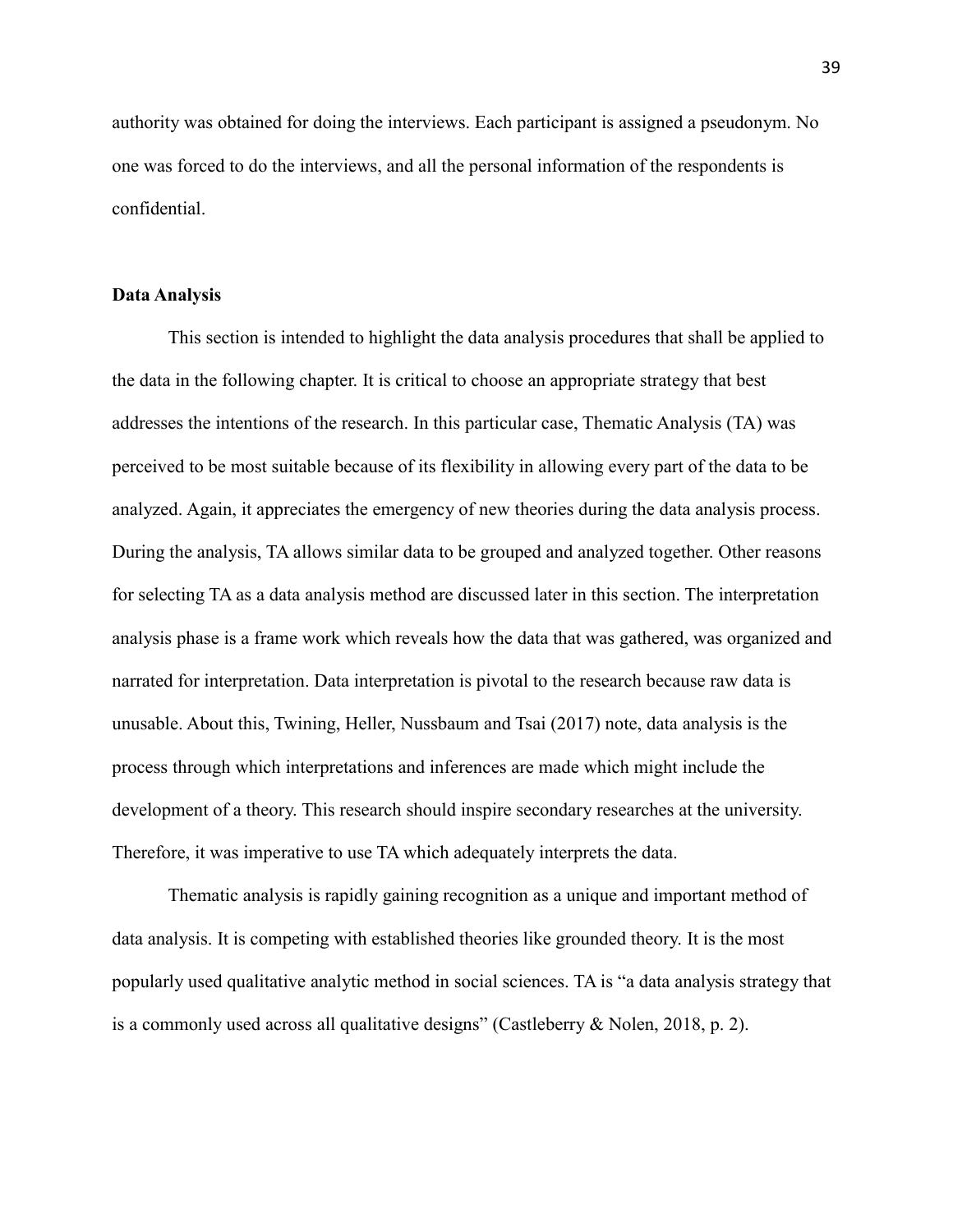authority was obtained for doing the interviews. Each participant is assigned a pseudonym. No one was forced to do the interviews, and all the personal information of the respondents is confidential.

**Data Analysis**

This section is intended to highlight the data analysis procedures that shall be applied to the data in the following chapter. It is critical to choose an appropriate strategy that best addresses the intentions of the research. In this particular case, Thematic Analysis (TA) was perceived to be most suitable because of its flexibility in allowing every part of the data to be analyzed. Again, it appreciates the emergency of new theories during the data analysis process. During the analysis, TA allows similar data to be grouped and analyzed together. Other reasons for selecting TA as a data analysis method are discussed later in this section. The interpretation analysis phase is a frame work which reveals how the data that was gathered, was organized and narrated for interpretation. Data interpretation is pivotal to the research because raw data is unusable. About this, Twining, Heller, Nussbaum and Tsai (2017) note, data analysis is the process through which interpretations and inferences are made which might include the development of a theory. This research should inspire secondary researches at the university. Therefore, it was imperative to use TA which adequately interprets the data.

Thematic analysis is rapidly gaining recognition as a unique and important method of data analysis. It is competing with established theories like grounded theory. It is the most popularly used qualitative analytic method in social sciences. TA is "a data analysis strategy that is a commonly used across all qualitative designs" (Castleberry & Nolen, 2018, p. 2).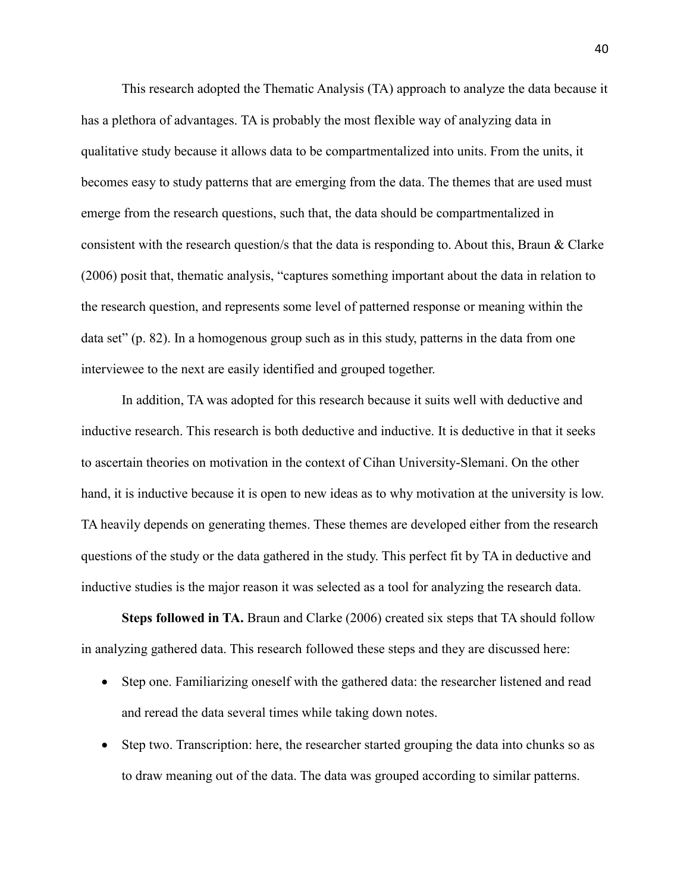This research adopted the Thematic Analysis (TA) approach to analyze the data because it has a plethora of advantages. TA is probably the most flexible way of analyzing data in qualitative study because it allows data to be compartmentalized into units. From the units, it becomes easy to study patterns that are emerging from the data. The themes that are used must emerge from the research questions, such that, the data should be compartmentalized in consistent with the research question/s that the data is responding to. About this, Braun & Clarke (2006) posit that, thematic analysis, "captures something important about the data in relation to the research question, and represents some level of patterned response or meaning within the data set" (p. 82). In a homogenous group such as in this study, patterns in the data from one interviewee to the next are easily identified and grouped together.

In addition, TA was adopted for this research because it suits well with deductive and inductive research. This research is both deductive and inductive. It is deductive in that it seeks to ascertain theories on motivation in the context of Cihan University-Slemani. On the other hand, it is inductive because it is open to new ideas as to why motivation at the university is low. TA heavily depends on generating themes. These themes are developed either from the research questions of the study or the data gathered in the study. This perfect fit by TA in deductive and inductive studies is the major reason it was selected as a tool for analyzing the research data.

**Steps followed in TA.** Braun and Clarke (2006) created six steps that TA should follow in analyzing gathered data. This research followed these steps and they are discussed here:

- Step one. Familiarizing oneself with the gathered data: the researcher listened and read and reread the data several times while taking down notes.
- Step two. Transcription: here, the researcher started grouping the data into chunks so as to draw meaning out of the data. The data was grouped according to similar patterns.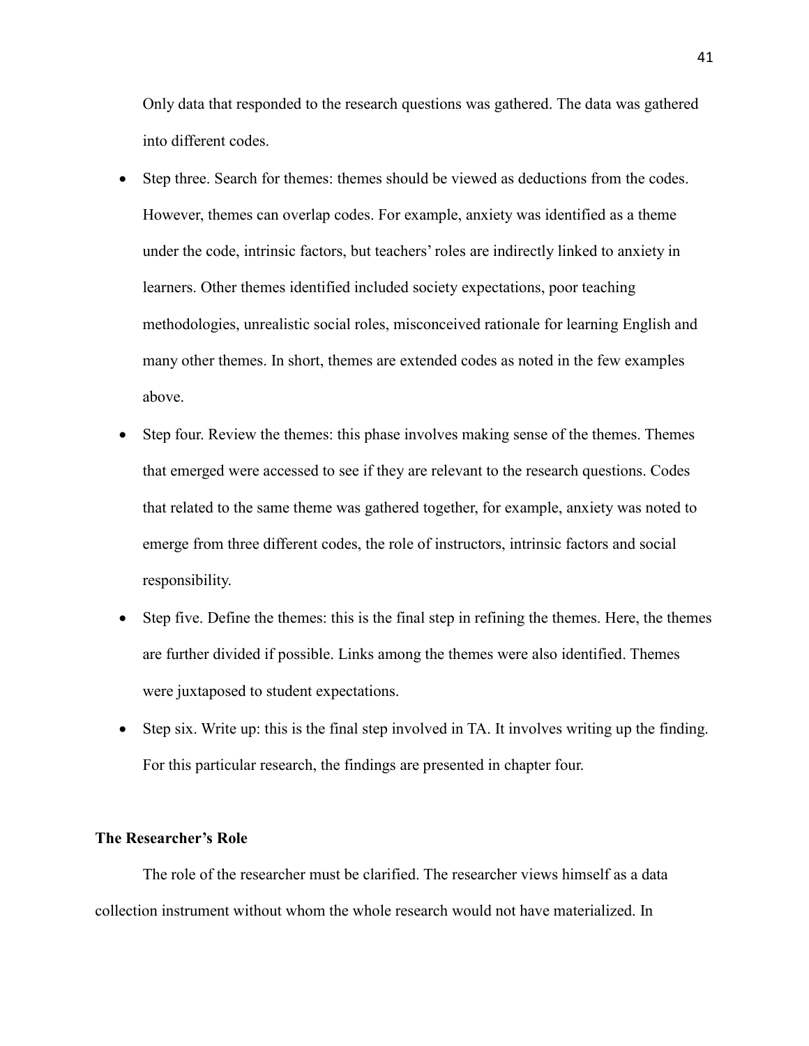Only data that responded to the research questions was gathered. The data was gathered into different codes.

- Step three. Search for themes: themes should be viewed as deductions from the codes. However, themes can overlap codes. For example, anxiety was identified as a theme under the code, intrinsic factors, but teachers' roles are indirectly linked to anxiety in learners. Other themes identified included society expectations, poor teaching methodologies, unrealistic social roles, misconceived rationale for learning English and many other themes. In short, themes are extended codes as noted in the few examples above.
- Step four. Review the themes: this phase involves making sense of the themes. Themes that emerged were accessed to see if they are relevant to the research questions. Codes that related to the same theme was gathered together, for example, anxiety was noted to emerge from three different codes, the role of instructors, intrinsic factors and social responsibility.
- Step five. Define the themes: this is the final step in refining the themes. Here, the themes are further divided if possible. Links among the themes were also identified. Themes were juxtaposed to student expectations.
- Step six. Write up: this is the final step involved in TA. It involves writing up the finding. For this particular research, the findings are presented in chapter four.

**The Researcher's Role**

The role of the researcher must be clarified. The researcher views himself as a data collection instrument without whom the whole research would not have materialized. In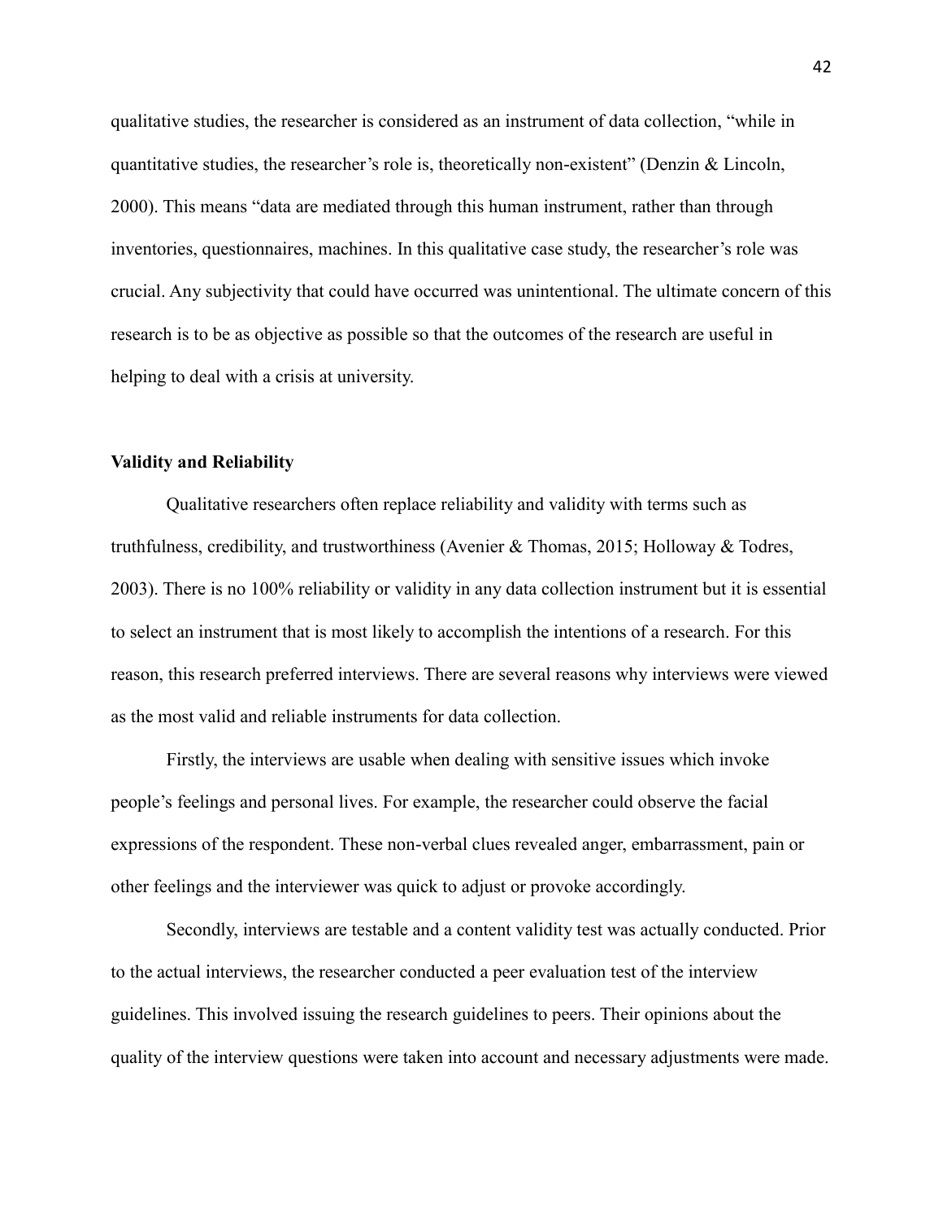qualitative studies, the researcher is considered as an instrument of data collection, "while in quantitative studies, the researcher's role is, theoretically non-existent" (Denzin & Lincoln, 2000). This means "data are mediated through this human instrument, rather than through inventories, questionnaires, machines. In this qualitative case study, the researcher's role was crucial. Any subjectivity that could have occurred was unintentional. The ultimate concern of this research is to be as objective as possible so that the outcomes of the research are useful in helping to deal with a crisis at university.

**Validity and Reliability**

Qualitative researchers often replace reliability and validity with terms such as truthfulness, credibility, and trustworthiness (Avenier & Thomas, 2015; Holloway & Todres, 2003). There is no 100% reliability or validity in any data collection instrument but it is essential to select an instrument that is most likely to accomplish the intentions of a research. For this reason, this research preferred interviews. There are several reasons why interviews were viewed as the most valid and reliable instruments for data collection.

Firstly, the interviews are usable when dealing with sensitive issues which invoke people's feelings and personal lives. For example, the researcher could observe the facial expressions of the respondent. These non-verbal clues revealed anger, embarrassment, pain or other feelings and the interviewer was quick to adjust or provoke accordingly.

Secondly, interviews are testable and a content validity test was actually conducted. Prior to the actual interviews, the researcher conducted a peer evaluation test of the interview guidelines. This involved issuing the research guidelines to peers. Their opinions about the quality of the interview questions were taken into account and necessary adjustments were made.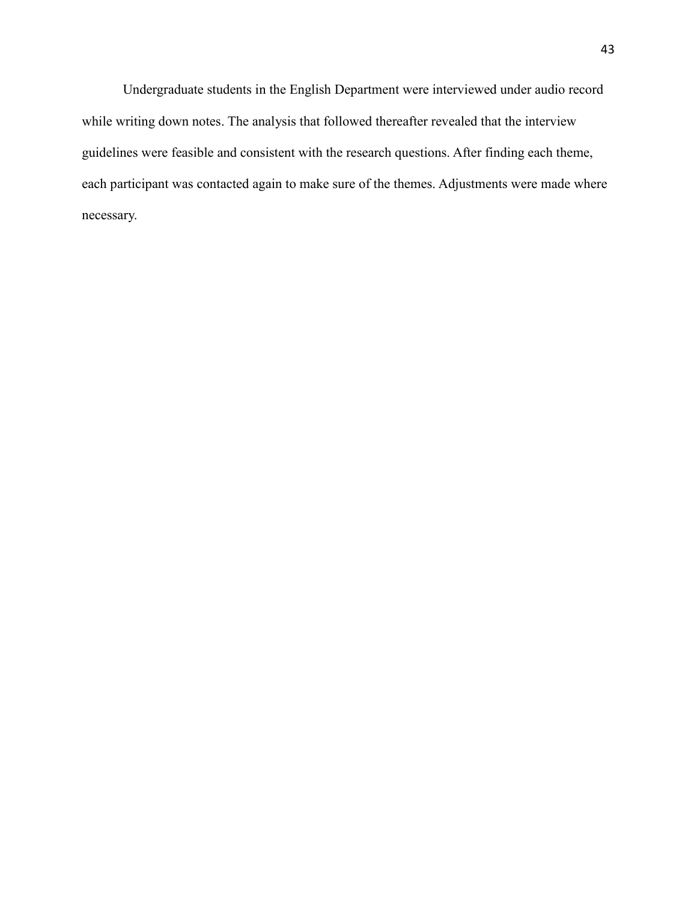Undergraduate students in the English Department were interviewed under audio record while writing down notes. The analysis that followed thereafter revealed that the interview guidelines were feasible and consistent with the research questions. After finding each theme, each participant was contacted again to make sure of the themes. Adjustments were made where necessary.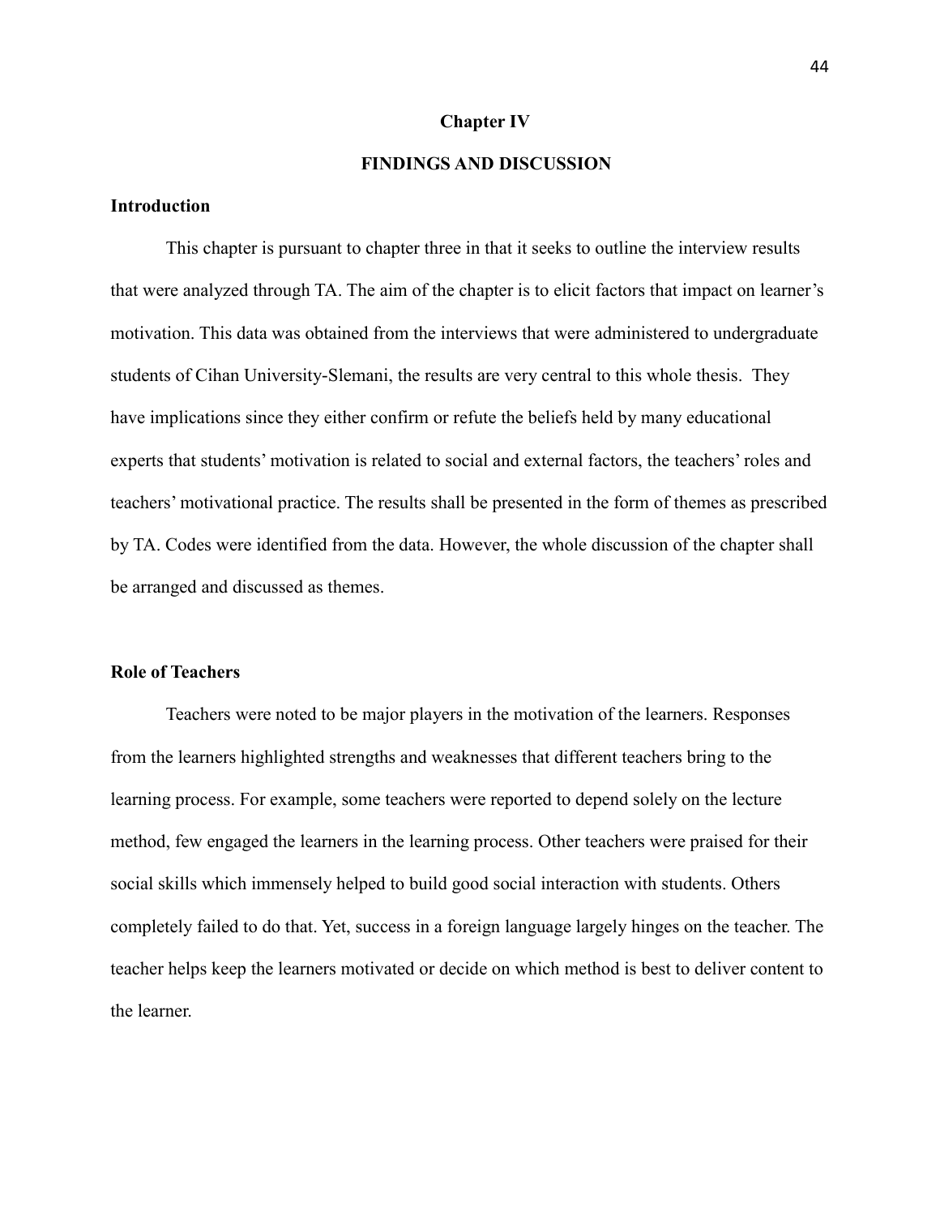# Chapter IV

# FINDINGS AND DISCUSSION

## Introduction

This chapter is pursuant to chapter three in that it seeks to outline the interview results that were analyzed through TA. The aim of the chapter is to elicit factors that impact on learner's motivation. This data was obtained from the interviews that were administered to undergraduate students of Cihan University-Slemani, the results are very central to this whole thesis. They have implications since they either confirm or refute the beliefs held by many educational experts that students' motivation is related to social and external factors, the teachers' roles and teachers' motivational practice. The results shall be presented in the form of themes as prescribed by TA. Codes were identified from the data. However, the whole discussion of the chapter shall be arranged and discussed as themes.

## Role of Teachers

Teachers were noted to be major players in the motivation of the learners. Responses from the learners highlighted strengths and weaknesses that different teachers bring to the learning process. For example, some teachers were reported to depend solely on the lecture method, few engaged the learners in the learning process. Other teachers were praised for their social skills which immensely helped to build good social interaction with students. Others completely failed to do that. Yet, success in a foreign language largely hinges on the teacher. The teacher helps keep the learners motivated or decide on which method is best to deliver content to the learner.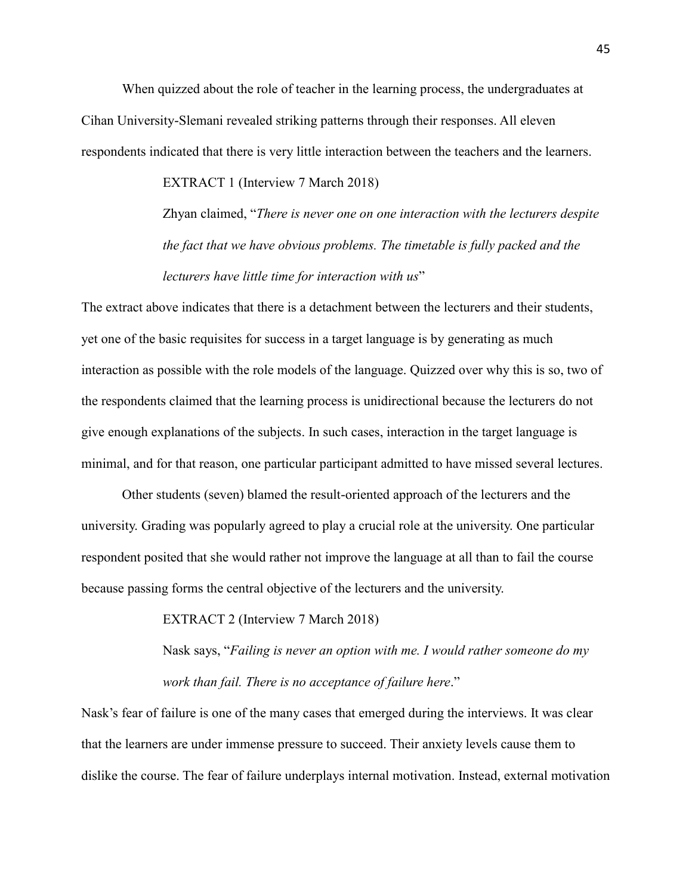When quizzed about the role of teacher in the learning process, the undergraduates at Cihan University-Slemani revealed striking patterns through their responses. All eleven respondents indicated that there is very little interaction between the teachers and the learners.

> EXTRACT 1 (Interview 7 March 2018)
>
> Zhyan claimed, "*There is never one on one interaction with the lecturers despite the fact that we have obvious problems. The timetable is fully packed and the lecturers have little time for interaction with us*"

The extract above indicates that there is a detachment between the lecturers and their students, yet one of the basic requisites for success in a target language is by generating as much interaction as possible with the role models of the language. Quizzed over why this is so, two of the respondents claimed that the learning process is unidirectional because the lecturers do not give enough explanations of the subjects. In such cases, interaction in the target language is minimal, and for that reason, one particular participant admitted to have missed several lectures.

Other students (seven) blamed the result-oriented approach of the lecturers and the university. Grading was popularly agreed to play a crucial role at the university. One particular respondent posited that she would rather not improve the language at all than to fail the course because passing forms the central objective of the lecturers and the university.

> EXTRACT 2 (Interview 7 March 2018)
>
> Nask says, "*Failing is never an option with me. I would rather someone do my work than fail. There is no acceptance of failure here*."

Nask's fear of failure is one of the many cases that emerged during the interviews. It was clear that the learners are under immense pressure to succeed. Their anxiety levels cause them to dislike the course. The fear of failure underplays internal motivation. Instead, external motivation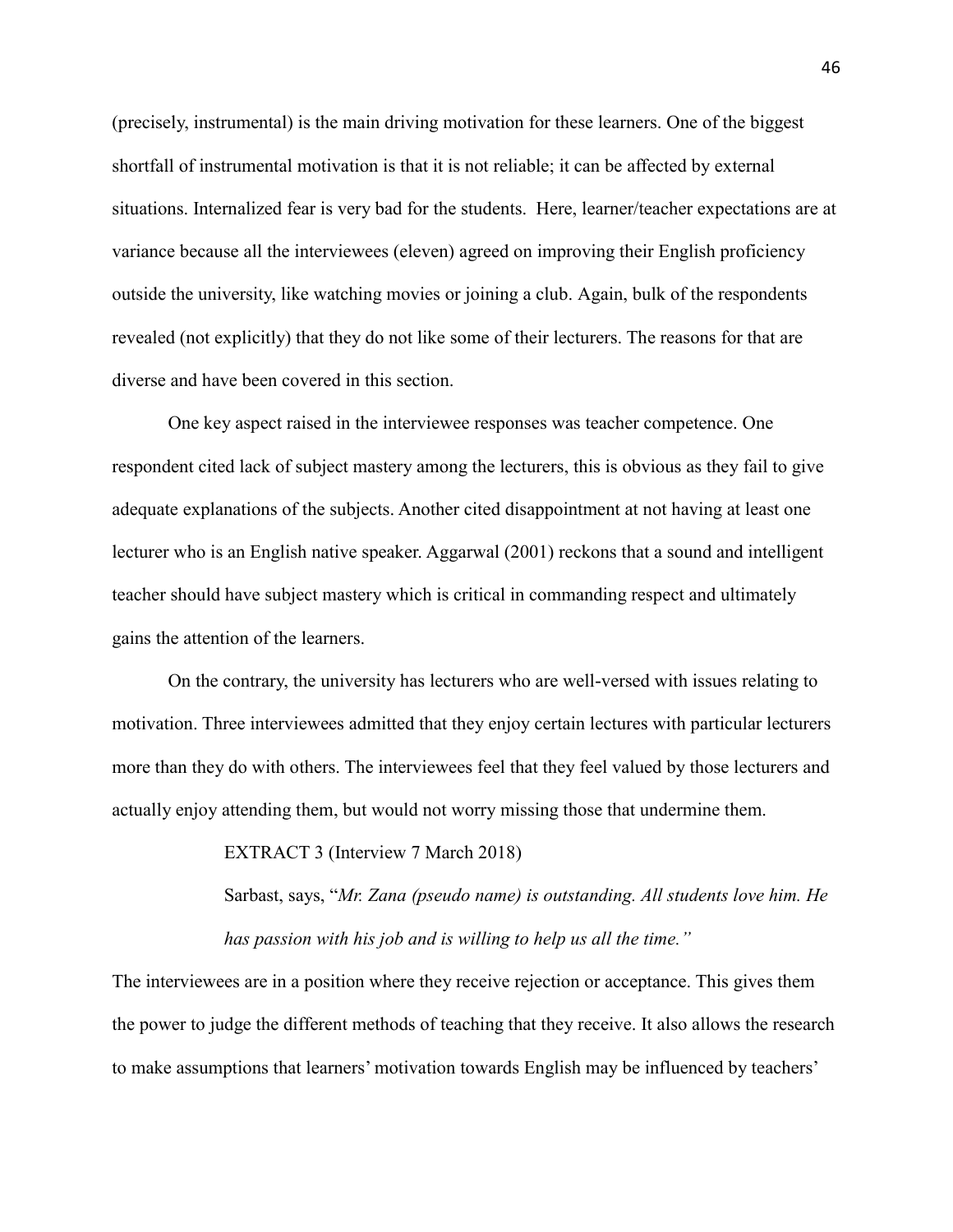(precisely, instrumental) is the main driving motivation for these learners. One of the biggest shortfall of instrumental motivation is that it is not reliable; it can be affected by external situations. Internalized fear is very bad for the students. Here, learner/teacher expectations are at variance because all the interviewees (eleven) agreed on improving their English proficiency outside the university, like watching movies or joining a club. Again, bulk of the respondents revealed (not explicitly) that they do not like some of their lecturers. The reasons for that are diverse and have been covered in this section.

One key aspect raised in the interviewee responses was teacher competence. One respondent cited lack of subject mastery among the lecturers, this is obvious as they fail to give adequate explanations of the subjects. Another cited disappointment at not having at least one lecturer who is an English native speaker. Aggarwal (2001) reckons that a sound and intelligent teacher should have subject mastery which is critical in commanding respect and ultimately gains the attention of the learners.

On the contrary, the university has lecturers who are well-versed with issues relating to motivation. Three interviewees admitted that they enjoy certain lectures with particular lecturers more than they do with others. The interviewees feel that they feel valued by those lecturers and actually enjoy attending them, but would not worry missing those that undermine them.

> EXTRACT 3 (Interview 7 March 2018)
>
> Sarbast, says, "*Mr. Zana (pseudo name) is outstanding. All students love him. He has passion with his job and is willing to help us all the time.*"

The interviewees are in a position where they receive rejection or acceptance. This gives them the power to judge the different methods of teaching that they receive. It also allows the research to make assumptions that learners' motivation towards English may be influenced by teachers'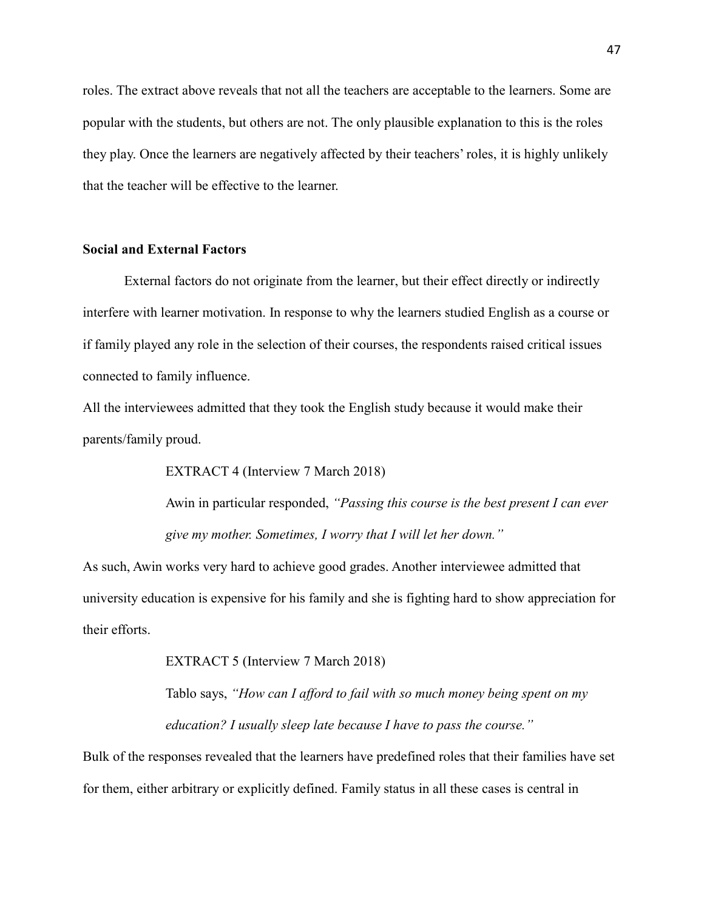roles. The extract above reveals that not all the teachers are acceptable to the learners. Some are popular with the students, but others are not. The only plausible explanation to this is the roles they play. Once the learners are negatively affected by their teachers' roles, it is highly unlikely that the teacher will be effective to the learner.

**Social and External Factors**

External factors do not originate from the learner, but their effect directly or indirectly interfere with learner motivation. In response to why the learners studied English as a course or if family played any role in the selection of their courses, the respondents raised critical issues connected to family influence.

All the interviewees admitted that they took the English study because it would make their parents/family proud.

> EXTRACT 4 (Interview 7 March 2018)
>
> Awin in particular responded, *"Passing this course is the best present I can ever give my mother. Sometimes, I worry that I will let her down."*

As such, Awin works very hard to achieve good grades. Another interviewee admitted that university education is expensive for his family and she is fighting hard to show appreciation for their efforts.

> EXTRACT 5 (Interview 7 March 2018)
>
> Tablo says, *"How can I afford to fail with so much money being spent on my education? I usually sleep late because I have to pass the course."*

Bulk of the responses revealed that the learners have predefined roles that their families have set for them, either arbitrary or explicitly defined. Family status in all these cases is central in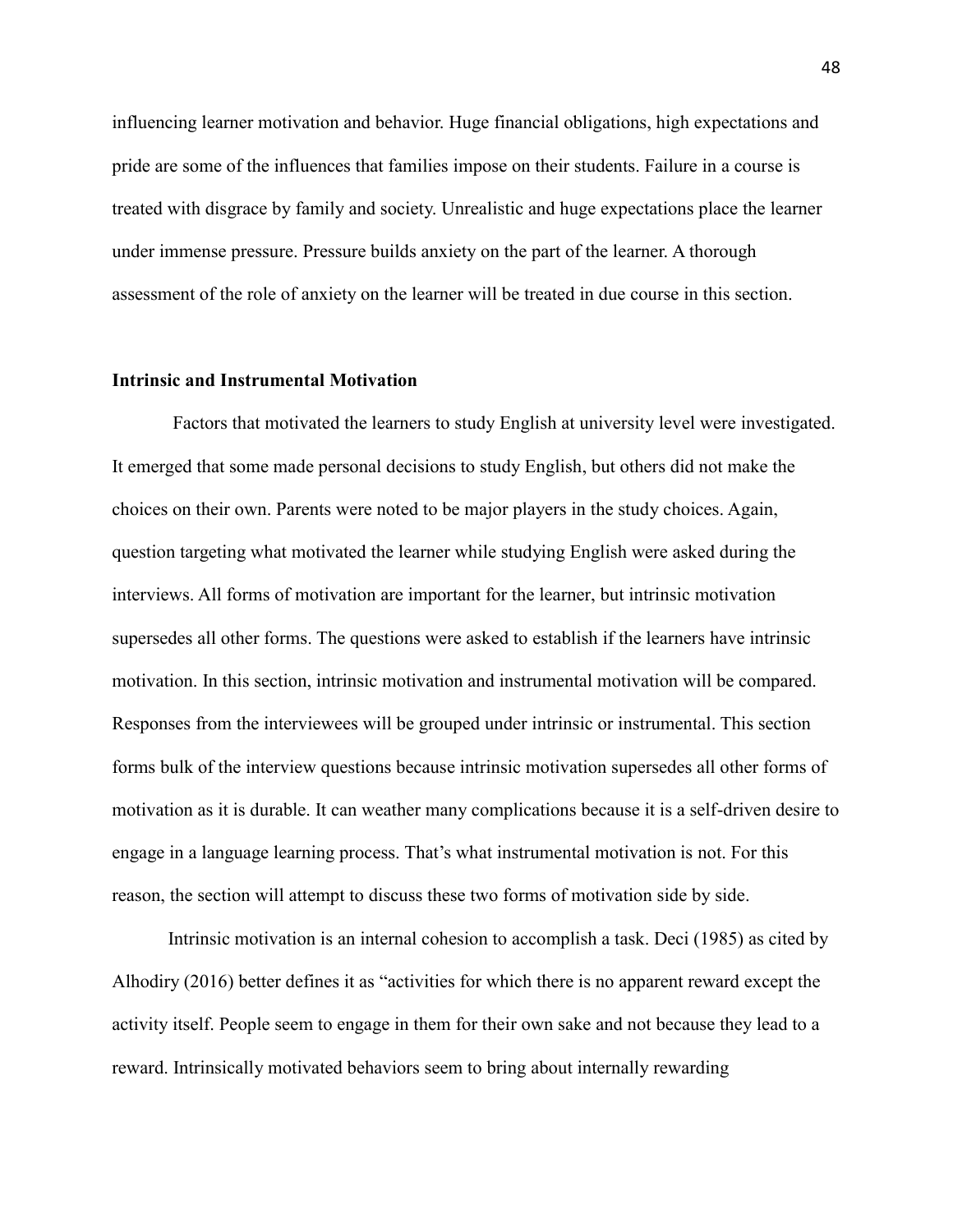influencing learner motivation and behavior. Huge financial obligations, high expectations and pride are some of the influences that families impose on their students. Failure in a course is treated with disgrace by family and society. Unrealistic and huge expectations place the learner under immense pressure. Pressure builds anxiety on the part of the learner. A thorough assessment of the role of anxiety on the learner will be treated in due course in this section.

**Intrinsic and Instrumental Motivation**

Factors that motivated the learners to study English at university level were investigated. It emerged that some made personal decisions to study English, but others did not make the choices on their own. Parents were noted to be major players in the study choices. Again, question targeting what motivated the learner while studying English were asked during the interviews. All forms of motivation are important for the learner, but intrinsic motivation supersedes all other forms. The questions were asked to establish if the learners have intrinsic motivation. In this section, intrinsic motivation and instrumental motivation will be compared. Responses from the interviewees will be grouped under intrinsic or instrumental. This section forms bulk of the interview questions because intrinsic motivation supersedes all other forms of motivation as it is durable. It can weather many complications because it is a self-driven desire to engage in a language learning process. That's what instrumental motivation is not. For this reason, the section will attempt to discuss these two forms of motivation side by side.

Intrinsic motivation is an internal cohesion to accomplish a task. Deci (1985) as cited by Alhodiry (2016) better defines it as "activities for which there is no apparent reward except the activity itself. People seem to engage in them for their own sake and not because they lead to a reward. Intrinsically motivated behaviors seem to bring about internally rewarding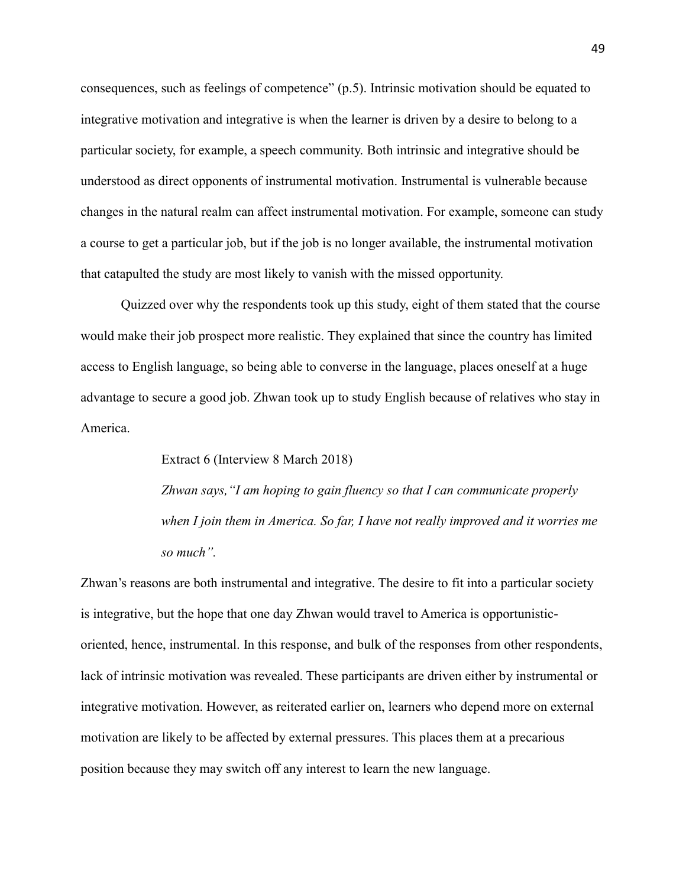consequences, such as feelings of competence" (p.5). Intrinsic motivation should be equated to integrative motivation and integrative is when the learner is driven by a desire to belong to a particular society, for example, a speech community. Both intrinsic and integrative should be understood as direct opponents of instrumental motivation. Instrumental is vulnerable because changes in the natural realm can affect instrumental motivation. For example, someone can study a course to get a particular job, but if the job is no longer available, the instrumental motivation that catapulted the study are most likely to vanish with the missed opportunity.

Quizzed over why the respondents took up this study, eight of them stated that the course would make their job prospect more realistic. They explained that since the country has limited access to English language, so being able to converse in the language, places oneself at a huge advantage to secure a good job. Zhwan took up to study English because of relatives who stay in America.

> Extract 6 (Interview 8 March 2018)
>
> *Zhwan says,"I am hoping to gain fluency so that I can communicate properly when I join them in America. So far, I have not really improved and it worries me so much".*

Zhwan's reasons are both instrumental and integrative. The desire to fit into a particular society is integrative, but the hope that one day Zhwan would travel to America is opportunistic-oriented, hence, instrumental. In this response, and bulk of the responses from other respondents, lack of intrinsic motivation was revealed. These participants are driven either by instrumental or integrative motivation. However, as reiterated earlier on, learners who depend more on external motivation are likely to be affected by external pressures. This places them at a precarious position because they may switch off any interest to learn the new language.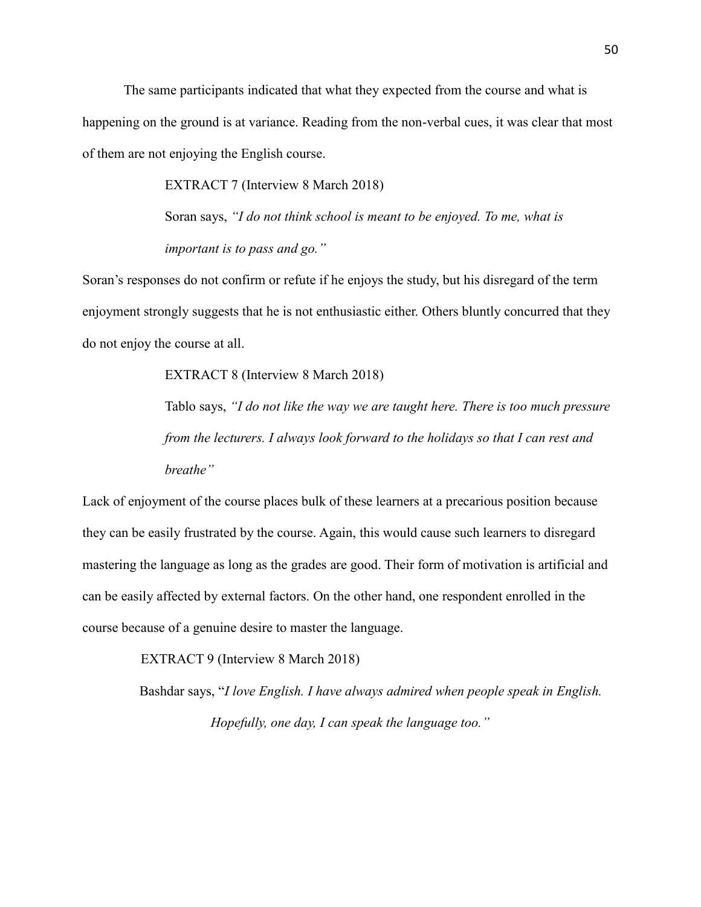The same participants indicated that what they expected from the course and what is happening on the ground is at variance. Reading from the non-verbal cues, it was clear that most of them are not enjoying the English course.

> EXTRACT 7 (Interview 8 March 2018)
>
> Soran says, *"I do not think school is meant to be enjoyed. To me, what is important is to pass and go."*

Soran's responses do not confirm or refute if he enjoys the study, but his disregard of the term enjoyment strongly suggests that he is not enthusiastic either. Others bluntly concurred that they do not enjoy the course at all.

> EXTRACT 8 (Interview 8 March 2018)
>
> Tablo says, *"I do not like the way we are taught here. There is too much pressure from the lecturers. I always look forward to the holidays so that I can rest and breathe"*

Lack of enjoyment of the course places bulk of these learners at a precarious position because they can be easily frustrated by the course. Again, this would cause such learners to disregard mastering the language as long as the grades are good. Their form of motivation is artificial and can be easily affected by external factors. On the other hand, one respondent enrolled in the course because of a genuine desire to master the language.

> EXTRACT 9 (Interview 8 March 2018)
>
> Bashdar says, "*I love English. I have always admired when people speak in English. Hopefully, one day, I can speak the language too."*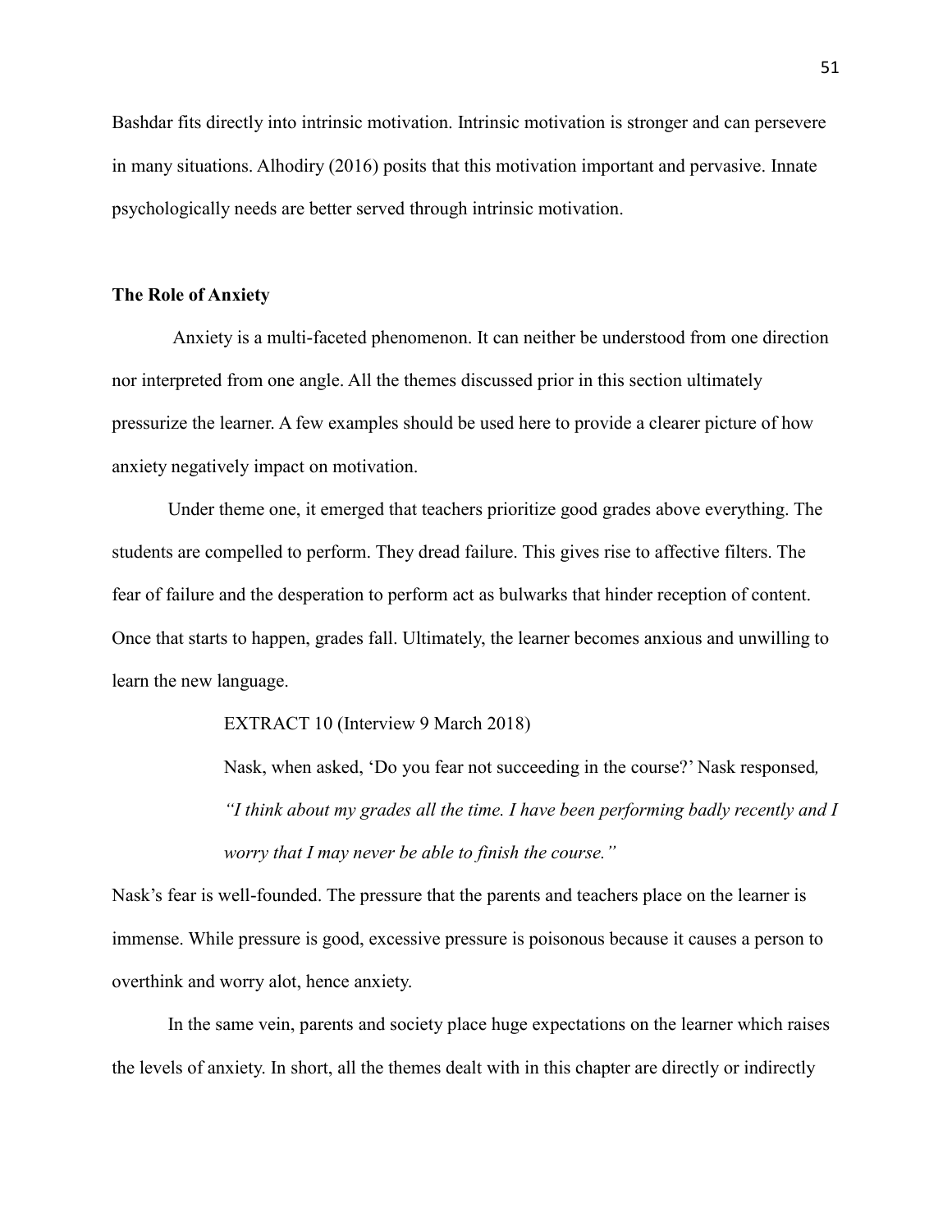Bashdar fits directly into intrinsic motivation. Intrinsic motivation is stronger and can persevere in many situations. Alhodiry (2016) posits that this motivation important and pervasive. Innate psychologically needs are better served through intrinsic motivation.

**The Role of Anxiety**

Anxiety is a multi-faceted phenomenon. It can neither be understood from one direction nor interpreted from one angle. All the themes discussed prior in this section ultimately pressurize the learner. A few examples should be used here to provide a clearer picture of how anxiety negatively impact on motivation.

Under theme one, it emerged that teachers prioritize good grades above everything. The students are compelled to perform. They dread failure. This gives rise to affective filters. The fear of failure and the desperation to perform act as bulwarks that hinder reception of content. Once that starts to happen, grades fall. Ultimately, the learner becomes anxious and unwilling to learn the new language.

> EXTRACT 10 (Interview 9 March 2018)
>
> Nask, when asked, 'Do you fear not succeeding in the course?' Nask responsed*, "I think about my grades all the time. I have been performing badly recently and I worry that I may never be able to finish the course."*

Nask's fear is well-founded. The pressure that the parents and teachers place on the learner is immense. While pressure is good, excessive pressure is poisonous because it causes a person to overthink and worry alot, hence anxiety.

In the same vein, parents and society place huge expectations on the learner which raises the levels of anxiety. In short, all the themes dealt with in this chapter are directly or indirectly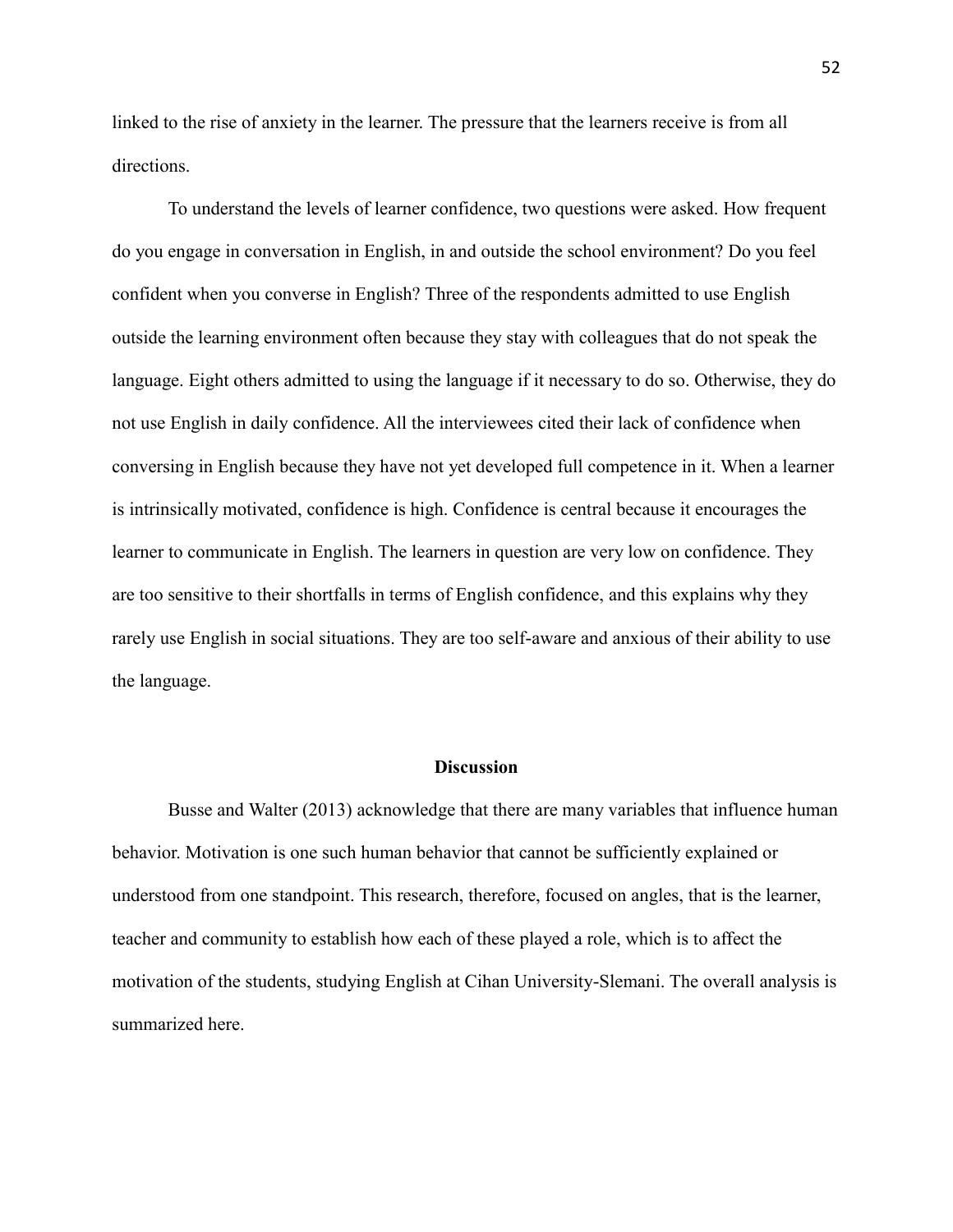linked to the rise of anxiety in the learner. The pressure that the learners receive is from all directions.

To understand the levels of learner confidence, two questions were asked. How frequent do you engage in conversation in English, in and outside the school environment? Do you feel confident when you converse in English? Three of the respondents admitted to use English outside the learning environment often because they stay with colleagues that do not speak the language. Eight others admitted to using the language if it necessary to do so. Otherwise, they do not use English in daily confidence. All the interviewees cited their lack of confidence when conversing in English because they have not yet developed full competence in it. When a learner is intrinsically motivated, confidence is high. Confidence is central because it encourages the learner to communicate in English. The learners in question are very low on confidence. They are too sensitive to their shortfalls in terms of English confidence, and this explains why they rarely use English in social situations. They are too self-aware and anxious of their ability to use the language.

## Discussion

Busse and Walter (2013) acknowledge that there are many variables that influence human behavior. Motivation is one such human behavior that cannot be sufficiently explained or understood from one standpoint. This research, therefore, focused on angles, that is the learner, teacher and community to establish how each of these played a role, which is to affect the motivation of the students, studying English at Cihan University-Slemani. The overall analysis is summarized here.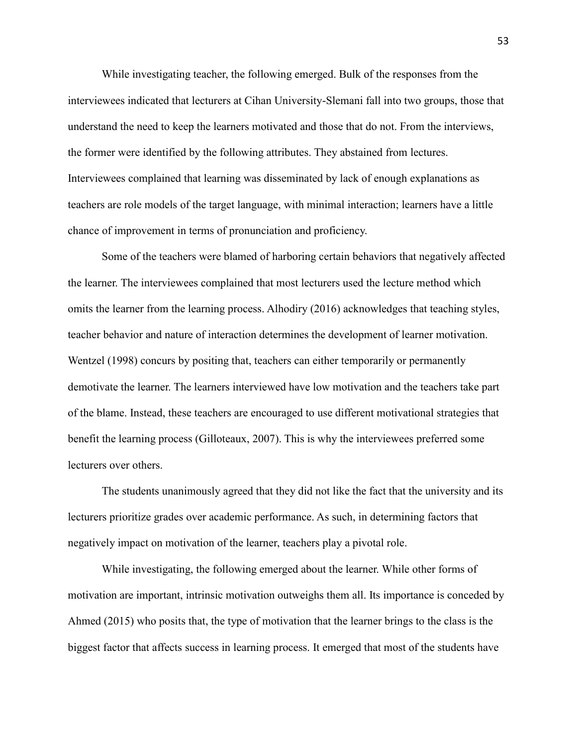While investigating teacher, the following emerged. Bulk of the responses from the interviewees indicated that lecturers at Cihan University-Slemani fall into two groups, those that understand the need to keep the learners motivated and those that do not. From the interviews, the former were identified by the following attributes. They abstained from lectures. Interviewees complained that learning was disseminated by lack of enough explanations as teachers are role models of the target language, with minimal interaction; learners have a little chance of improvement in terms of pronunciation and proficiency.

Some of the teachers were blamed of harboring certain behaviors that negatively affected the learner. The interviewees complained that most lecturers used the lecture method which omits the learner from the learning process. Alhodiry (2016) acknowledges that teaching styles, teacher behavior and nature of interaction determines the development of learner motivation. Wentzel (1998) concurs by positing that, teachers can either temporarily or permanently demotivate the learner. The learners interviewed have low motivation and the teachers take part of the blame. Instead, these teachers are encouraged to use different motivational strategies that benefit the learning process (Gilloteaux, 2007). This is why the interviewees preferred some lecturers over others.

The students unanimously agreed that they did not like the fact that the university and its lecturers prioritize grades over academic performance. As such, in determining factors that negatively impact on motivation of the learner, teachers play a pivotal role.

While investigating, the following emerged about the learner. While other forms of motivation are important, intrinsic motivation outweighs them all. Its importance is conceded by Ahmed (2015) who posits that, the type of motivation that the learner brings to the class is the biggest factor that affects success in learning process. It emerged that most of the students have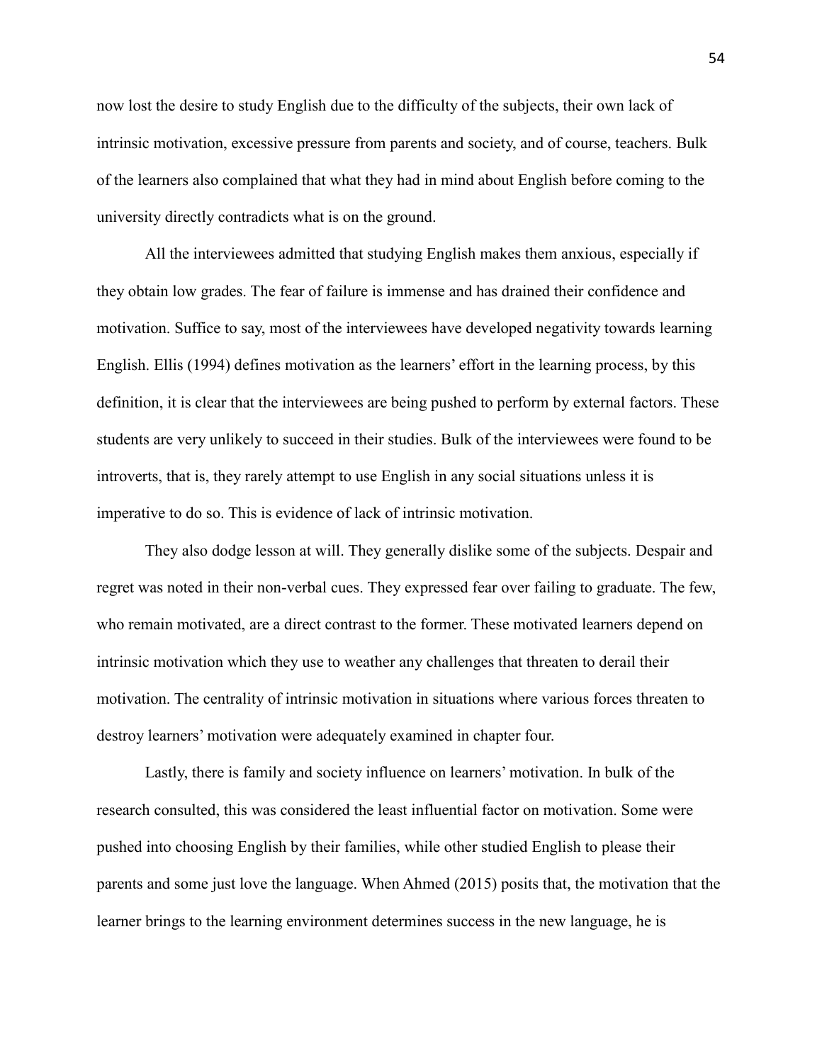now lost the desire to study English due to the difficulty of the subjects, their own lack of intrinsic motivation, excessive pressure from parents and society, and of course, teachers. Bulk of the learners also complained that what they had in mind about English before coming to the university directly contradicts what is on the ground.

All the interviewees admitted that studying English makes them anxious, especially if they obtain low grades. The fear of failure is immense and has drained their confidence and motivation. Suffice to say, most of the interviewees have developed negativity towards learning English. Ellis (1994) defines motivation as the learners' effort in the learning process, by this definition, it is clear that the interviewees are being pushed to perform by external factors. These students are very unlikely to succeed in their studies. Bulk of the interviewees were found to be introverts, that is, they rarely attempt to use English in any social situations unless it is imperative to do so. This is evidence of lack of intrinsic motivation.

They also dodge lesson at will. They generally dislike some of the subjects. Despair and regret was noted in their non-verbal cues. They expressed fear over failing to graduate. The few, who remain motivated, are a direct contrast to the former. These motivated learners depend on intrinsic motivation which they use to weather any challenges that threaten to derail their motivation. The centrality of intrinsic motivation in situations where various forces threaten to destroy learners' motivation were adequately examined in chapter four.

Lastly, there is family and society influence on learners' motivation. In bulk of the research consulted, this was considered the least influential factor on motivation. Some were pushed into choosing English by their families, while other studied English to please their parents and some just love the language. When Ahmed (2015) posits that, the motivation that the learner brings to the learning environment determines success in the new language, he is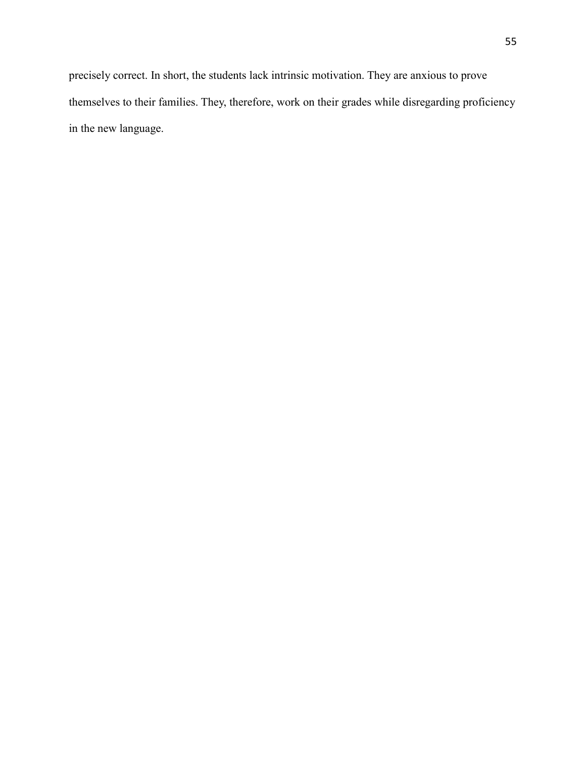precisely correct. In short, the students lack intrinsic motivation. They are anxious to prove themselves to their families. They, therefore, work on their grades while disregarding proficiency in the new language.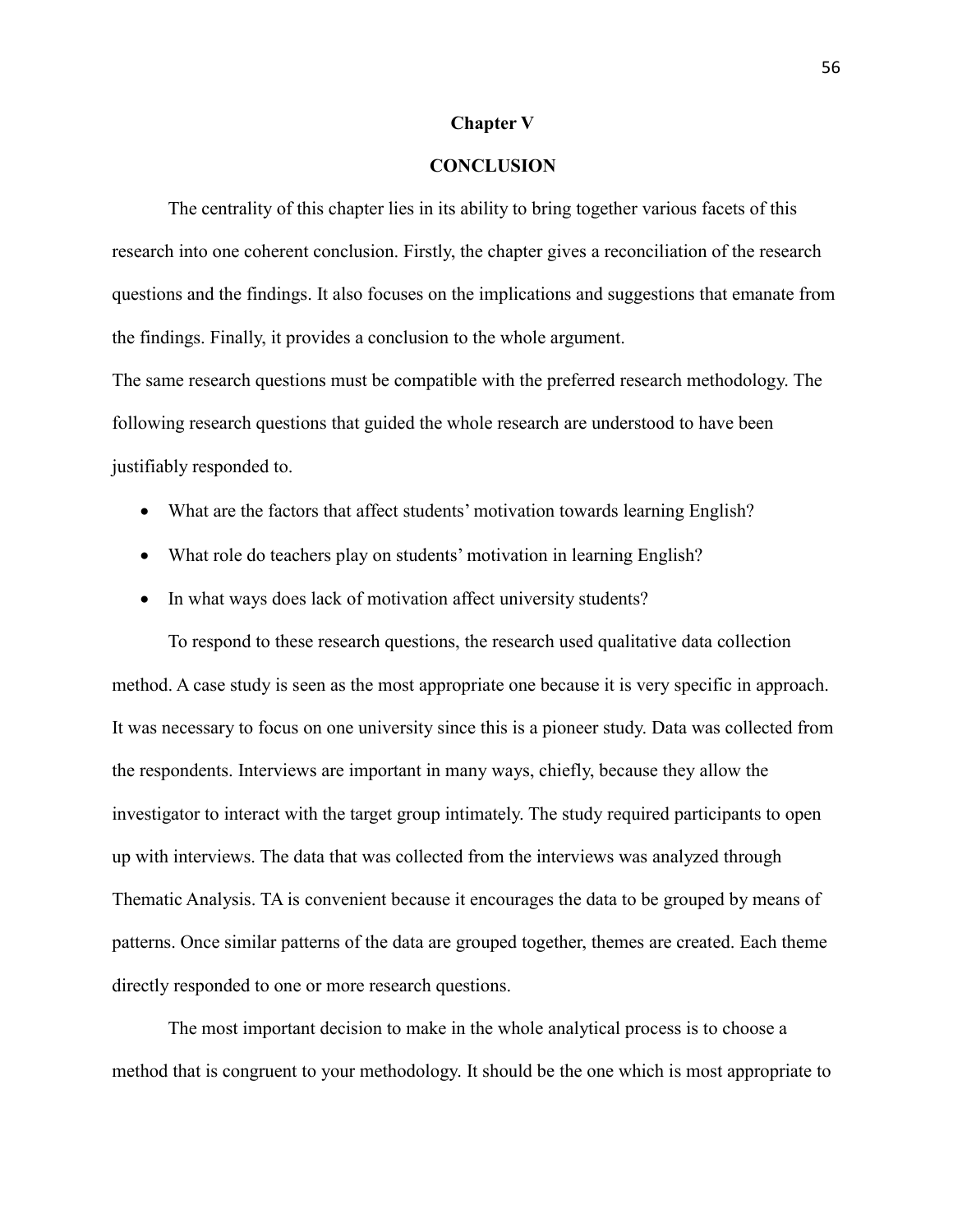# Chapter V

# CONCLUSION

The centrality of this chapter lies in its ability to bring together various facets of this research into one coherent conclusion. Firstly, the chapter gives a reconciliation of the research questions and the findings. It also focuses on the implications and suggestions that emanate from the findings. Finally, it provides a conclusion to the whole argument.

The same research questions must be compatible with the preferred research methodology. The following research questions that guided the whole research are understood to have been justifiably responded to.

- What are the factors that affect students' motivation towards learning English?
- What role do teachers play on students' motivation in learning English?
- In what ways does lack of motivation affect university students?

To respond to these research questions, the research used qualitative data collection method. A case study is seen as the most appropriate one because it is very specific in approach. It was necessary to focus on one university since this is a pioneer study. Data was collected from the respondents. Interviews are important in many ways, chiefly, because they allow the investigator to interact with the target group intimately. The study required participants to open up with interviews. The data that was collected from the interviews was analyzed through Thematic Analysis. TA is convenient because it encourages the data to be grouped by means of patterns. Once similar patterns of the data are grouped together, themes are created. Each theme directly responded to one or more research questions.

The most important decision to make in the whole analytical process is to choose a method that is congruent to your methodology. It should be the one which is most appropriate to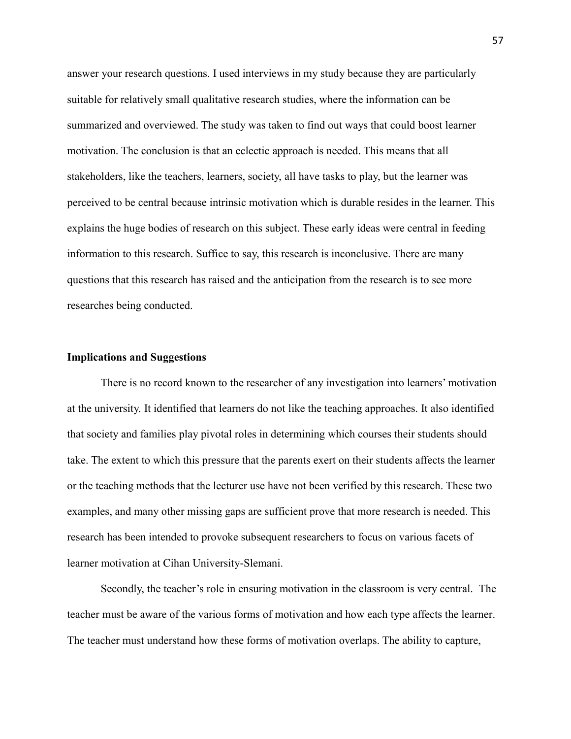answer your research questions. I used interviews in my study because they are particularly suitable for relatively small qualitative research studies, where the information can be summarized and overviewed. The study was taken to find out ways that could boost learner motivation. The conclusion is that an eclectic approach is needed. This means that all stakeholders, like the teachers, learners, society, all have tasks to play, but the learner was perceived to be central because intrinsic motivation which is durable resides in the learner. This explains the huge bodies of research on this subject. These early ideas were central in feeding information to this research. Suffice to say, this research is inconclusive. There are many questions that this research has raised and the anticipation from the research is to see more researches being conducted.

**Implications and Suggestions**

There is no record known to the researcher of any investigation into learners' motivation at the university. It identified that learners do not like the teaching approaches. It also identified that society and families play pivotal roles in determining which courses their students should take. The extent to which this pressure that the parents exert on their students affects the learner or the teaching methods that the lecturer use have not been verified by this research. These two examples, and many other missing gaps are sufficient prove that more research is needed. This research has been intended to provoke subsequent researchers to focus on various facets of learner motivation at Cihan University-Slemani.

Secondly, the teacher's role in ensuring motivation in the classroom is very central. The teacher must be aware of the various forms of motivation and how each type affects the learner. The teacher must understand how these forms of motivation overlaps. The ability to capture,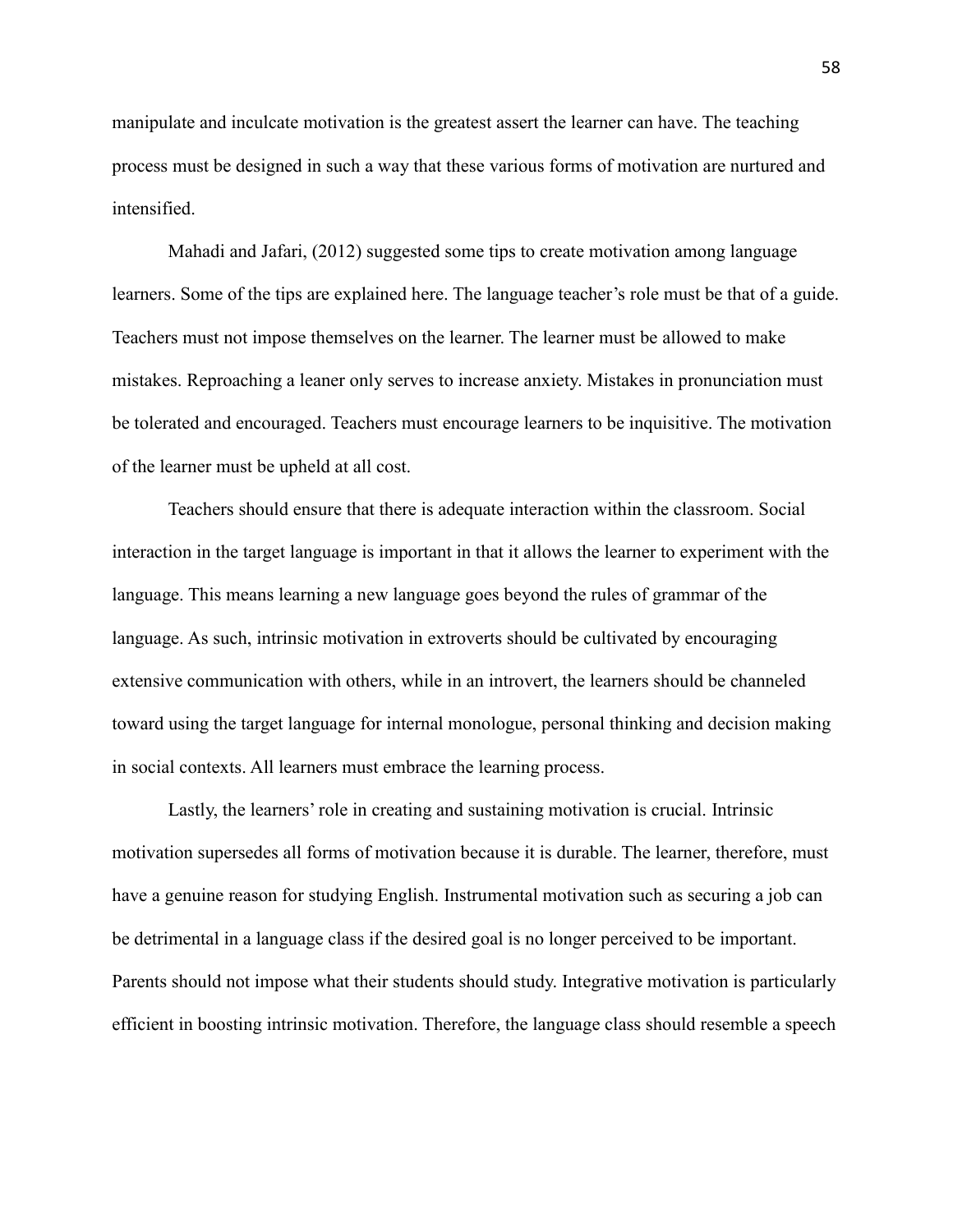manipulate and inculcate motivation is the greatest assert the learner can have. The teaching process must be designed in such a way that these various forms of motivation are nurtured and intensified.

Mahadi and Jafari, (2012) suggested some tips to create motivation among language learners. Some of the tips are explained here. The language teacher's role must be that of a guide. Teachers must not impose themselves on the learner. The learner must be allowed to make mistakes. Reproaching a leaner only serves to increase anxiety. Mistakes in pronunciation must be tolerated and encouraged. Teachers must encourage learners to be inquisitive. The motivation of the learner must be upheld at all cost.

Teachers should ensure that there is adequate interaction within the classroom. Social interaction in the target language is important in that it allows the learner to experiment with the language. This means learning a new language goes beyond the rules of grammar of the language. As such, intrinsic motivation in extroverts should be cultivated by encouraging extensive communication with others, while in an introvert, the learners should be channeled toward using the target language for internal monologue, personal thinking and decision making in social contexts. All learners must embrace the learning process.

Lastly, the learners' role in creating and sustaining motivation is crucial. Intrinsic motivation supersedes all forms of motivation because it is durable. The learner, therefore, must have a genuine reason for studying English. Instrumental motivation such as securing a job can be detrimental in a language class if the desired goal is no longer perceived to be important. Parents should not impose what their students should study. Integrative motivation is particularly efficient in boosting intrinsic motivation. Therefore, the language class should resemble a speech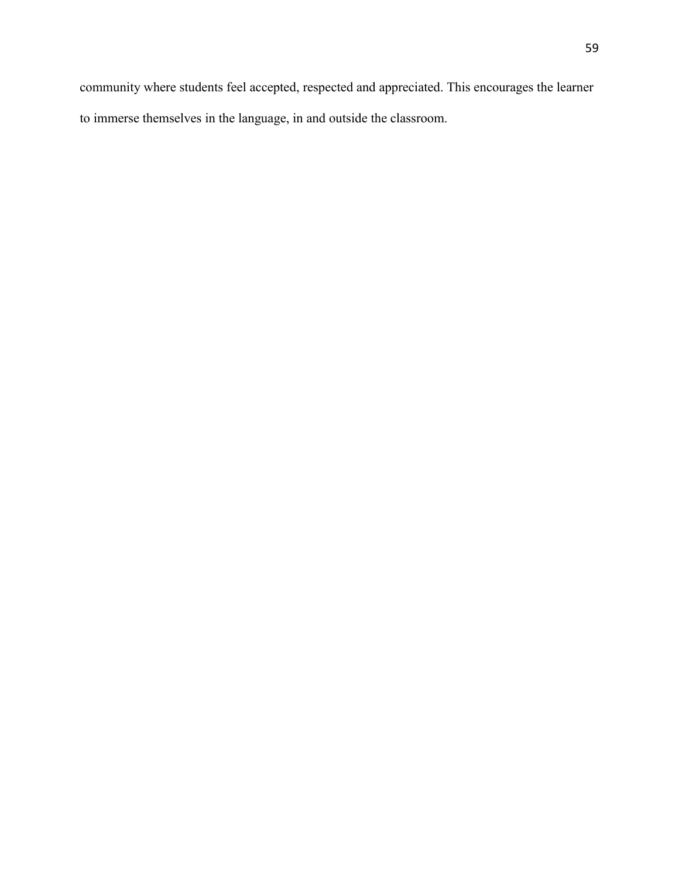community where students feel accepted, respected and appreciated. This encourages the learner to immerse themselves in the language, in and outside the classroom.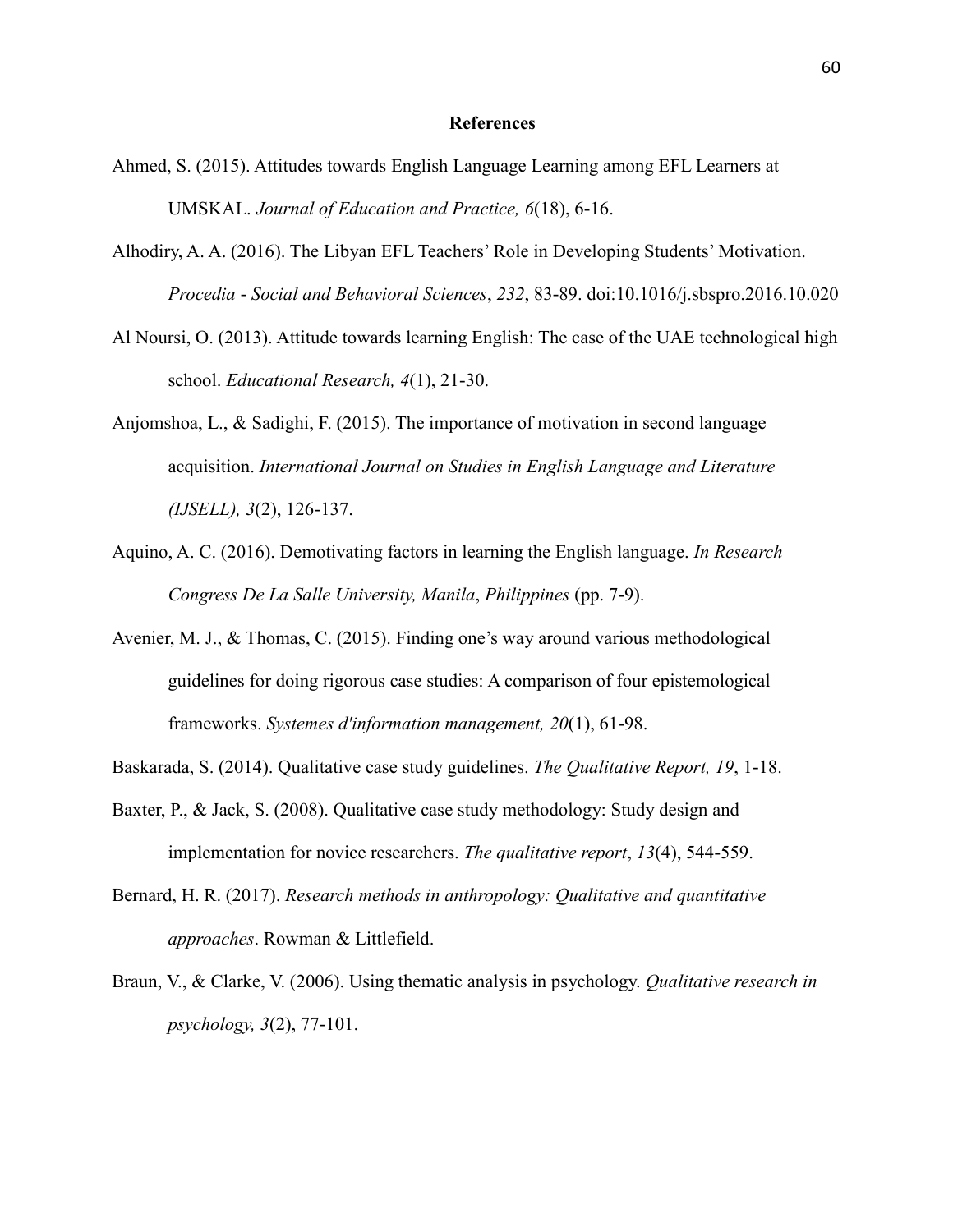## References

Ahmed, S. (2015). Attitudes towards English Language Learning among EFL Learners at UMSKAL. *Journal of Education and Practice, 6*(18), 6-16.

Alhodiry, A. A. (2016). The Libyan EFL Teachers' Role in Developing Students' Motivation. *Procedia - Social and Behavioral Sciences*, *232*, 83-89. doi:10.1016/j.sbspro.2016.10.020

Al Noursi, O. (2013). Attitude towards learning English: The case of the UAE technological high school. *Educational Research, 4*(1), 21-30.

Anjomshoa, L., & Sadighi, F. (2015). The importance of motivation in second language acquisition. *International Journal on Studies in English Language and Literature (IJSELL), 3*(2), 126-137.

Aquino, A. C. (2016). Demotivating factors in learning the English language. *In Research Congress De La Salle University, Manila*, *Philippines* (pp. 7-9).

Avenier, M. J., & Thomas, C. (2015). Finding one's way around various methodological guidelines for doing rigorous case studies: A comparison of four epistemological frameworks. *Systemes d'information management, 20*(1), 61-98.

Baskarada, S. (2014). Qualitative case study guidelines. *The Qualitative Report, 19*, 1-18.

Baxter, P., & Jack, S. (2008). Qualitative case study methodology: Study design and implementation for novice researchers. *The qualitative report*, *13*(4), 544-559.

Bernard, H. R. (2017). *Research methods in anthropology: Qualitative and quantitative approaches*. Rowman & Littlefield.

Braun, V., & Clarke, V. (2006). Using thematic analysis in psychology. *Qualitative research in psychology, 3*(2), 77-101.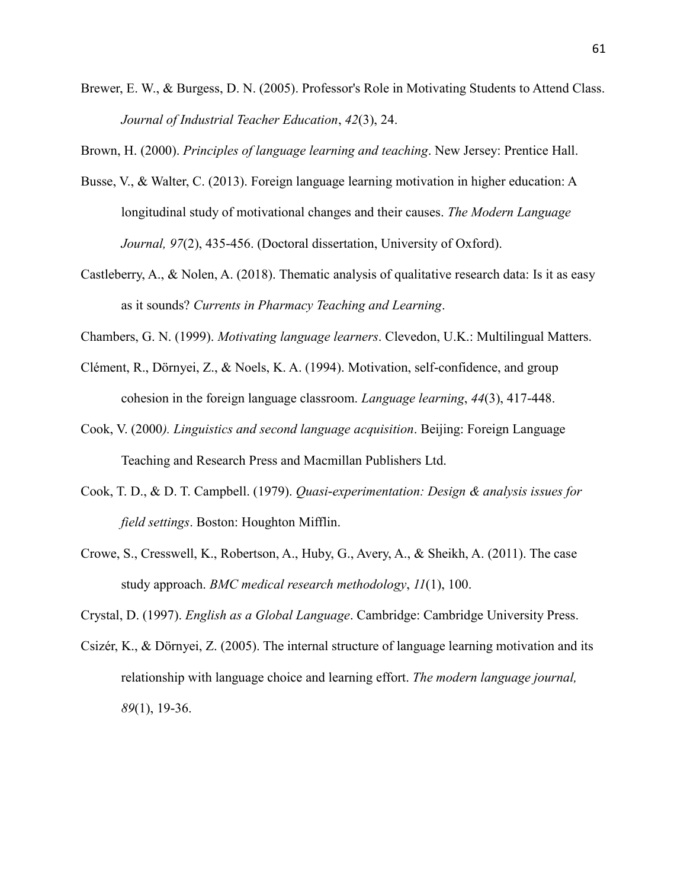Brewer, E. W., & Burgess, D. N. (2005). Professor's Role in Motivating Students to Attend Class. *Journal of Industrial Teacher Education*, *42*(3), 24.

Brown, H. (2000). *Principles of language learning and teaching*. New Jersey: Prentice Hall.

Busse, V., & Walter, C. (2013). Foreign language learning motivation in higher education: A longitudinal study of motivational changes and their causes. *The Modern Language Journal, 97*(2), 435-456. (Doctoral dissertation, University of Oxford).

Castleberry, A., & Nolen, A. (2018). Thematic analysis of qualitative research data: Is it as easy as it sounds? *Currents in Pharmacy Teaching and Learning*.

Chambers, G. N. (1999). *Motivating language learners*. Clevedon, U.K.: Multilingual Matters.

Clément, R., Dörnyei, Z., & Noels, K. A. (1994). Motivation, self‐confidence, and group cohesion in the foreign language classroom. *Language learning*, *44*(3), 417-448.

Cook, V. (2000*). Linguistics and second language acquisition*. Beijing: Foreign Language Teaching and Research Press and Macmillan Publishers Ltd.

Cook, T. D., & D. T. Campbell. (1979). *Quasi-experimentation: Design & analysis issues for field settings*. Boston: Houghton Mifflin.

Crowe, S., Cresswell, K., Robertson, A., Huby, G., Avery, A., & Sheikh, A. (2011). The case study approach. *BMC medical research methodology*, *11*(1), 100.

Crystal, D. (1997). *English as a Global Language*. Cambridge: Cambridge University Press.

Csizér, K., & Dörnyei, Z. (2005). The internal structure of language learning motivation and its relationship with language choice and learning effort. *The modern language journal, 89*(1), 19-36.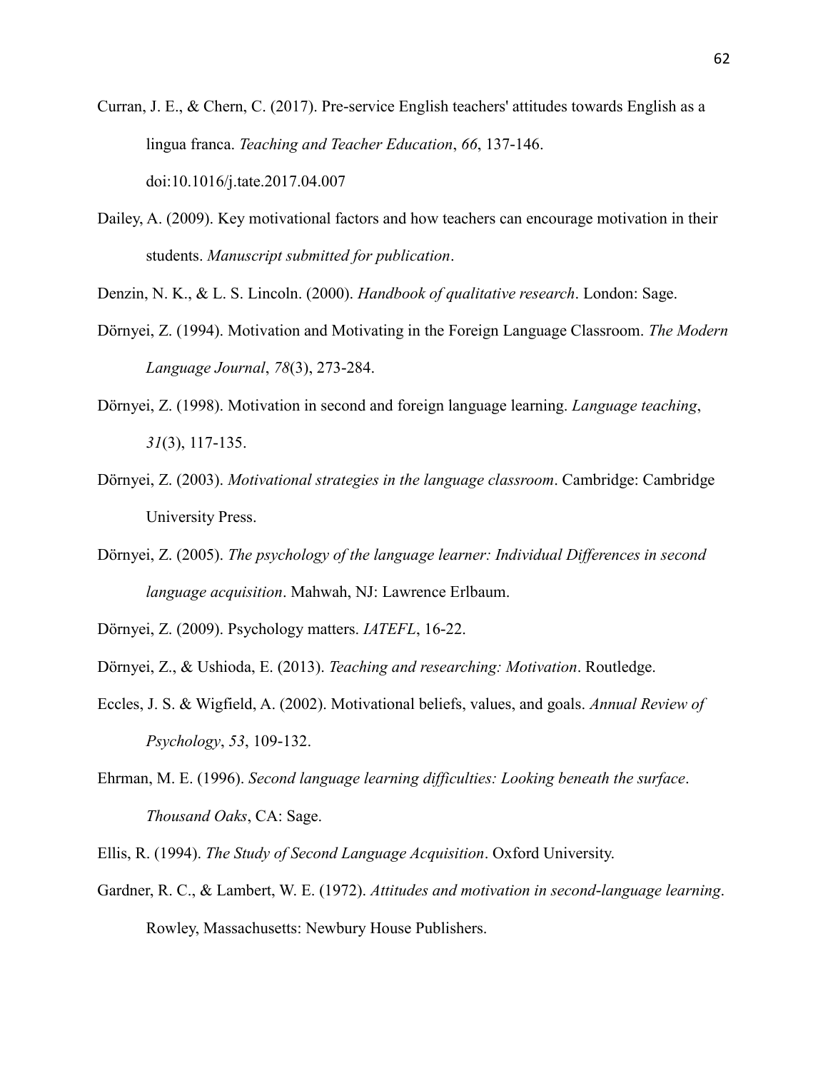Curran, J. E., & Chern, C. (2017). Pre-service English teachers' attitudes towards English as a lingua franca. *Teaching and Teacher Education*, *66*, 137-146. doi:10.1016/j.tate.2017.04.007

Dailey, A. (2009). Key motivational factors and how teachers can encourage motivation in their students. *Manuscript submitted for publication*.

Denzin, N. K., & L. S. Lincoln. (2000). *Handbook of qualitative research*. London: Sage.

Dörnyei, Z. (1994). Motivation and Motivating in the Foreign Language Classroom. *The Modern Language Journal*, *78*(3), 273-284.

Dörnyei, Z. (1998). Motivation in second and foreign language learning. *Language teaching*, *31*(3), 117-135.

Dörnyei, Z. (2003). *Motivational strategies in the language classroom*. Cambridge: Cambridge University Press.

Dörnyei, Z. (2005). *The psychology of the language learner: Individual Differences in second language acquisition*. Mahwah, NJ: Lawrence Erlbaum.

Dörnyei, Z. (2009). Psychology matters. *IATEFL*, 16-22.

Dörnyei, Z., & Ushioda, E. (2013). *Teaching and researching: Motivation*. Routledge.

Eccles, J. S. & Wigfield, A. (2002). Motivational beliefs, values, and goals. *Annual Review of Psychology*, *53*, 109-132.

Ehrman, M. E. (1996). *Second language learning difficulties: Looking beneath the surface*. *Thousand Oaks*, CA: Sage.

Ellis, R. (1994). *The Study of Second Language Acquisition*. Oxford University.

Gardner, R. C., & Lambert, W. E. (1972). *Attitudes and motivation in second-language learning*. Rowley, Massachusetts: Newbury House Publishers.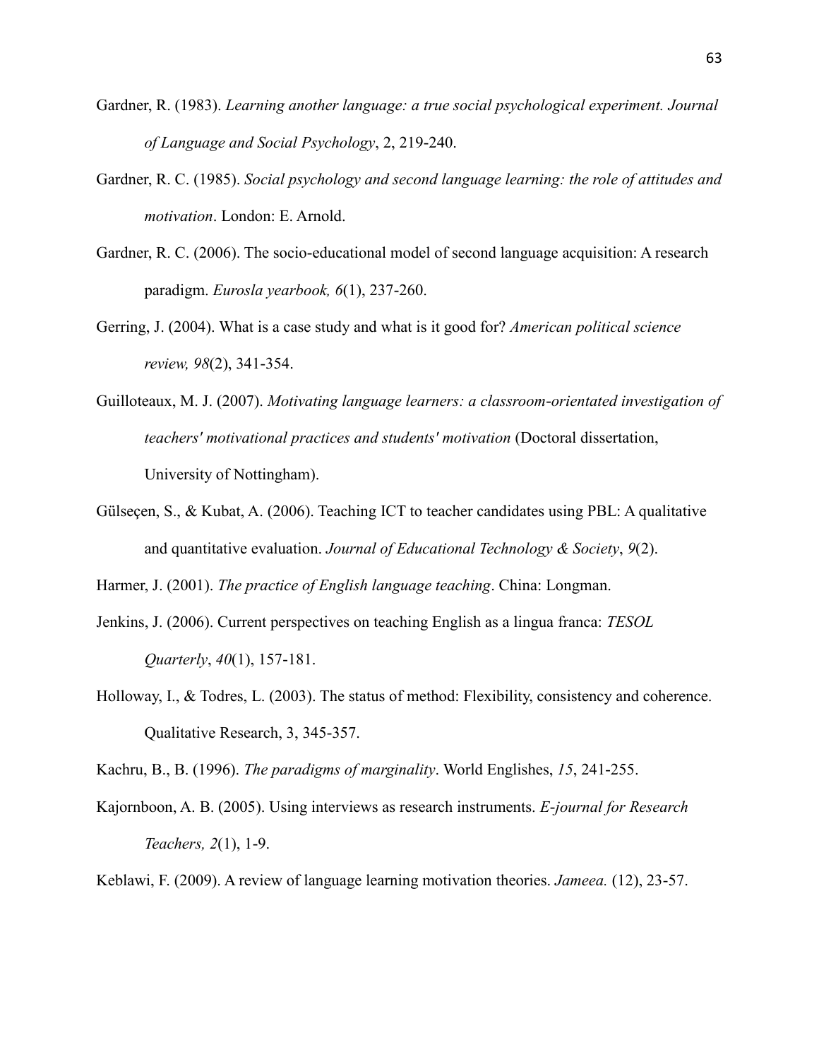Gardner, R. (1983). *Learning another language: a true social psychological experiment. Journal of Language and Social Psychology*, 2, 219-240.

Gardner, R. C. (1985). *Social psychology and second language learning: the role of attitudes and motivation*. London: E. Arnold.

Gardner, R. C. (2006). The socio-educational model of second language acquisition: A research paradigm. *Eurosla yearbook, 6*(1), 237-260.

Gerring, J. (2004). What is a case study and what is it good for? *American political science review, 98*(2), 341-354.

Guilloteaux, M. J. (2007). *Motivating language learners: a classroom-orientated investigation of teachers' motivational practices and students' motivation* (Doctoral dissertation, University of Nottingham).

Gülseçen, S., & Kubat, A. (2006). Teaching ICT to teacher candidates using PBL: A qualitative and quantitative evaluation. *Journal of Educational Technology & Society*, *9*(2).

Harmer, J. (2001). *The practice of English language teaching*. China: Longman.

Jenkins, J. (2006). Current perspectives on teaching English as a lingua franca: *TESOL Quarterly*, *40*(1), 157-181.

Holloway, I., & Todres, L. (2003). The status of method: Flexibility, consistency and coherence. Qualitative Research, 3, 345-357.

Kachru, B., B. (1996). *The paradigms of marginality*. World Englishes, *15*, 241-255.

Kajornboon, A. B. (2005). Using interviews as research instruments. *E-journal for Research Teachers, 2*(1), 1-9.

Keblawi, F. (2009). A review of language learning motivation theories. *Jameea.* (12), 23-57.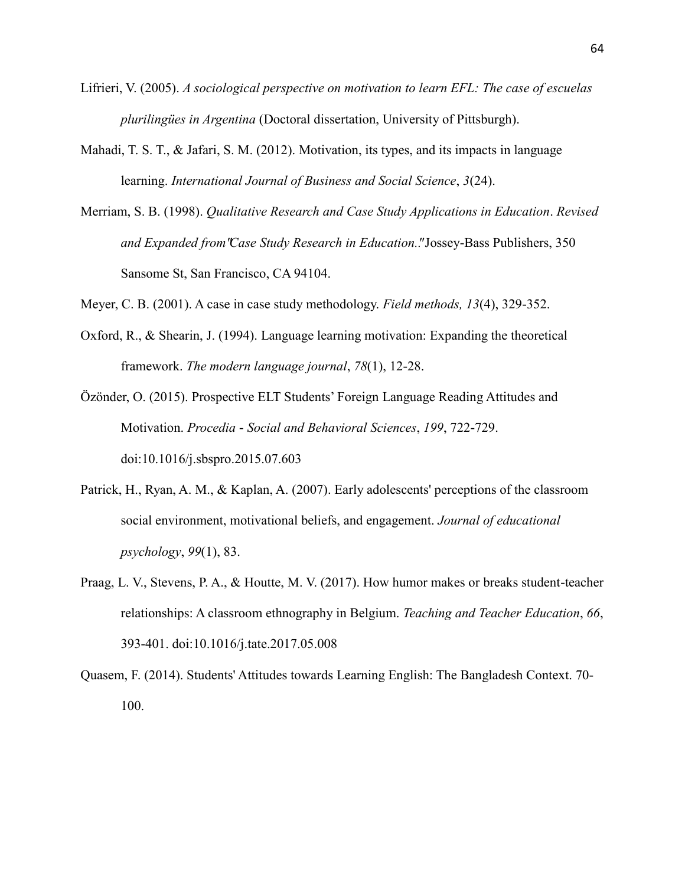Lifrieri, V. (2005). *A sociological perspective on motivation to learn EFL: The case of escuelas plurilingües in Argentina* (Doctoral dissertation, University of Pittsburgh).

Mahadi, T. S. T., & Jafari, S. M. (2012). Motivation, its types, and its impacts in language learning. *International Journal of Business and Social Science*, *3*(24).

Merriam, S. B. (1998). *Qualitative Research and Case Study Applications in Education*. *Revised and Expanded from"Case Study Research in Education."* Jossey-Bass Publishers, 350 Sansome St, San Francisco, CA 94104.

Meyer, C. B. (2001). A case in case study methodology. *Field methods, 13*(4), 329-352.

Oxford, R., & Shearin, J. (1994). Language learning motivation: Expanding the theoretical framework. *The modern language journal*, *78*(1), 12-28.

Özönder, O. (2015). Prospective ELT Students' Foreign Language Reading Attitudes and Motivation. *Procedia - Social and Behavioral Sciences*, *199*, 722-729. doi:10.1016/j.sbspro.2015.07.603

Patrick, H., Ryan, A. M., & Kaplan, A. (2007). Early adolescents' perceptions of the classroom social environment, motivational beliefs, and engagement. *Journal of educational psychology*, *99*(1), 83.

Praag, L. V., Stevens, P. A., & Houtte, M. V. (2017). How humor makes or breaks student-teacher relationships: A classroom ethnography in Belgium. *Teaching and Teacher Education*, *66*, 393-401. doi:10.1016/j.tate.2017.05.008

Quasem, F. (2014). Students' Attitudes towards Learning English: The Bangladesh Context. 70-100.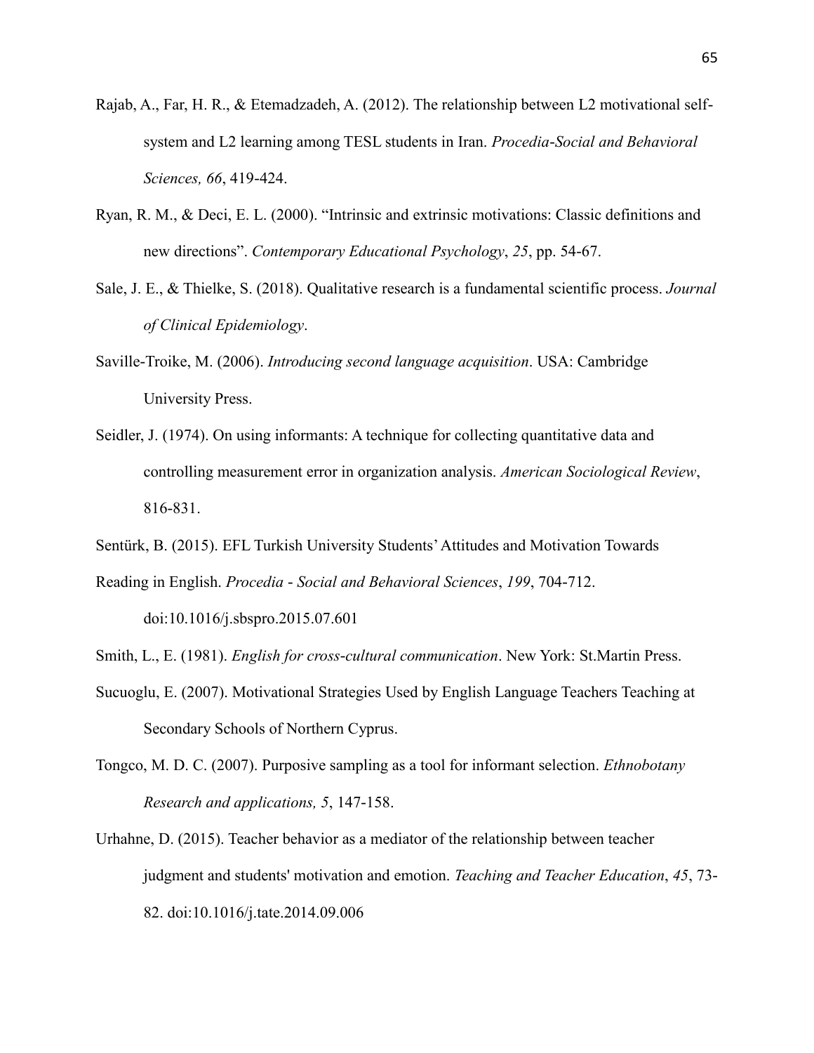Rajab, A., Far, H. R., & Etemadzadeh, A. (2012). The relationship between L2 motivational self-system and L2 learning among TESL students in Iran. *Procedia-Social and Behavioral Sciences, 66*, 419-424.

Ryan, R. M., & Deci, E. L. (2000). "Intrinsic and extrinsic motivations: Classic definitions and new directions". *Contemporary Educational Psychology*, *25*, pp. 54-67.

Sale, J. E., & Thielke, S. (2018). Qualitative research is a fundamental scientific process. *Journal of Clinical Epidemiology*.

Saville-Troike, M. (2006). *Introducing second language acquisition*. USA: Cambridge University Press.

Seidler, J. (1974). On using informants: A technique for collecting quantitative data and controlling measurement error in organization analysis. *American Sociological Review*, 816-831.

Sentürk, B. (2015). EFL Turkish University Students' Attitudes and Motivation Towards Reading in English. *Procedia - Social and Behavioral Sciences*, *199*, 704-712. doi:10.1016/j.sbspro.2015.07.601

Smith, L., E. (1981). *English for cross-cultural communication*. New York: St.Martin Press.

Sucuoglu, E. (2007). Motivational Strategies Used by English Language Teachers Teaching at Secondary Schools of Northern Cyprus.

Tongco, M. D. C. (2007). Purposive sampling as a tool for informant selection. *Ethnobotany Research and applications, 5*, 147-158.

Urhahne, D. (2015). Teacher behavior as a mediator of the relationship between teacher judgment and students' motivation and emotion. *Teaching and Teacher Education*, *45*, 73-82. doi:10.1016/j.tate.2014.09.006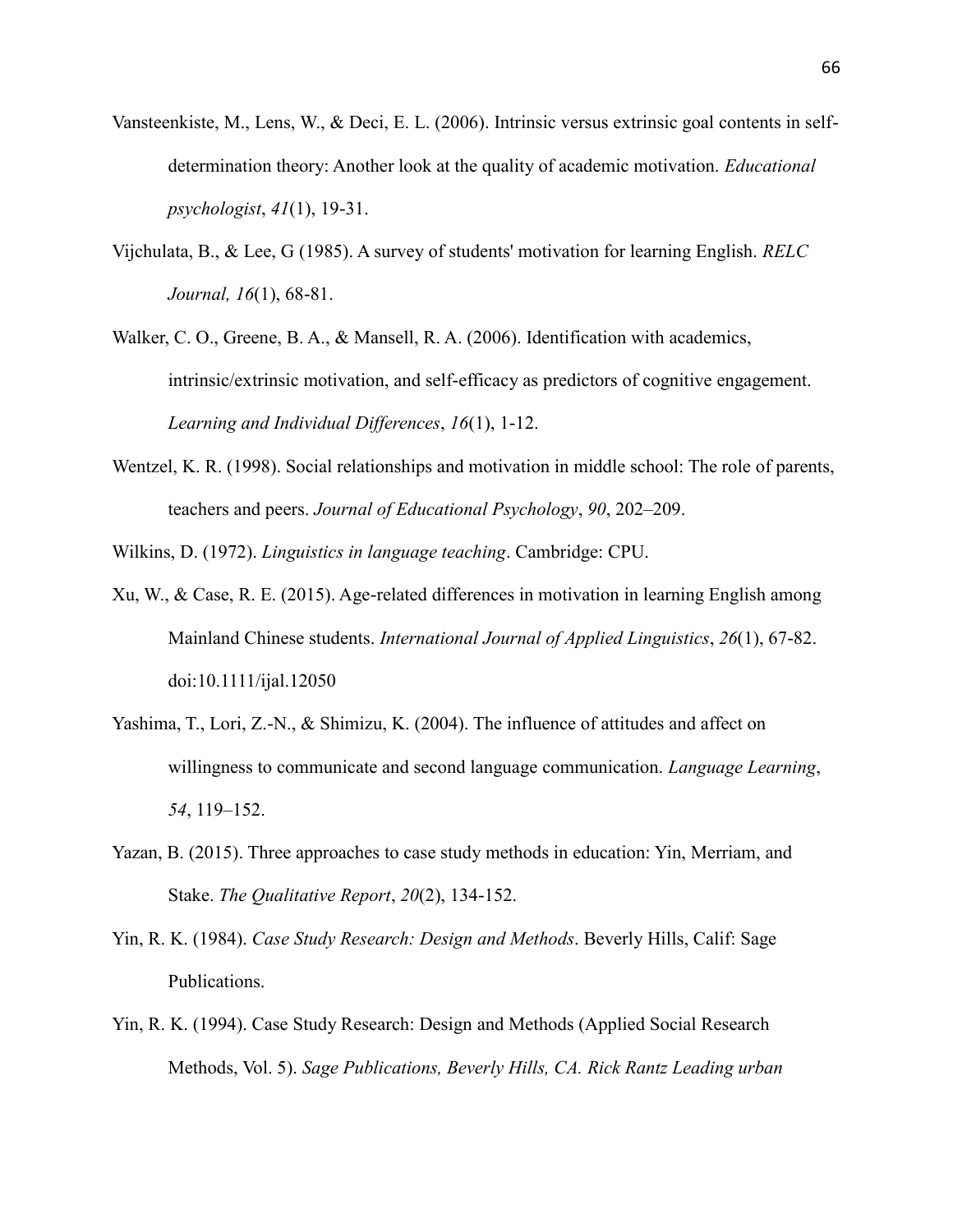Vansteenkiste, M., Lens, W., & Deci, E. L. (2006). Intrinsic versus extrinsic goal contents in self-determination theory: Another look at the quality of academic motivation. *Educational psychologist*, *41*(1), 19-31.

Vijchulata, B., & Lee, G (1985). A survey of students' motivation for learning English. *RELC Journal, 16*(1), 68-81.

Walker, C. O., Greene, B. A., & Mansell, R. A. (2006). Identification with academics, intrinsic/extrinsic motivation, and self-efficacy as predictors of cognitive engagement. *Learning and Individual Differences*, *16*(1), 1-12.

Wentzel, K. R. (1998). Social relationships and motivation in middle school: The role of parents, teachers and peers. *Journal of Educational Psychology*, *90*, 202–209.

Wilkins, D. (1972). *Linguistics in language teaching*. Cambridge: CPU.

Xu, W., & Case, R. E. (2015). Age-related differences in motivation in learning English among Mainland Chinese students. *International Journal of Applied Linguistics*, *26*(1), 67-82. doi:10.1111/ijal.12050

Yashima, T., Lori, Z.-N., & Shimizu, K. (2004). The influence of attitudes and affect on willingness to communicate and second language communication. *Language Learning*, *54*, 119–152.

Yazan, B. (2015). Three approaches to case study methods in education: Yin, Merriam, and Stake. *The Qualitative Report*, *20*(2), 134-152.

Yin, R. K. (1984). *Case Study Research: Design and Methods*. Beverly Hills, Calif: Sage Publications.

Yin, R. K. (1994). Case Study Research: Design and Methods (Applied Social Research Methods, Vol. 5). *Sage Publications, Beverly Hills, CA. Rick Rantz Leading urban*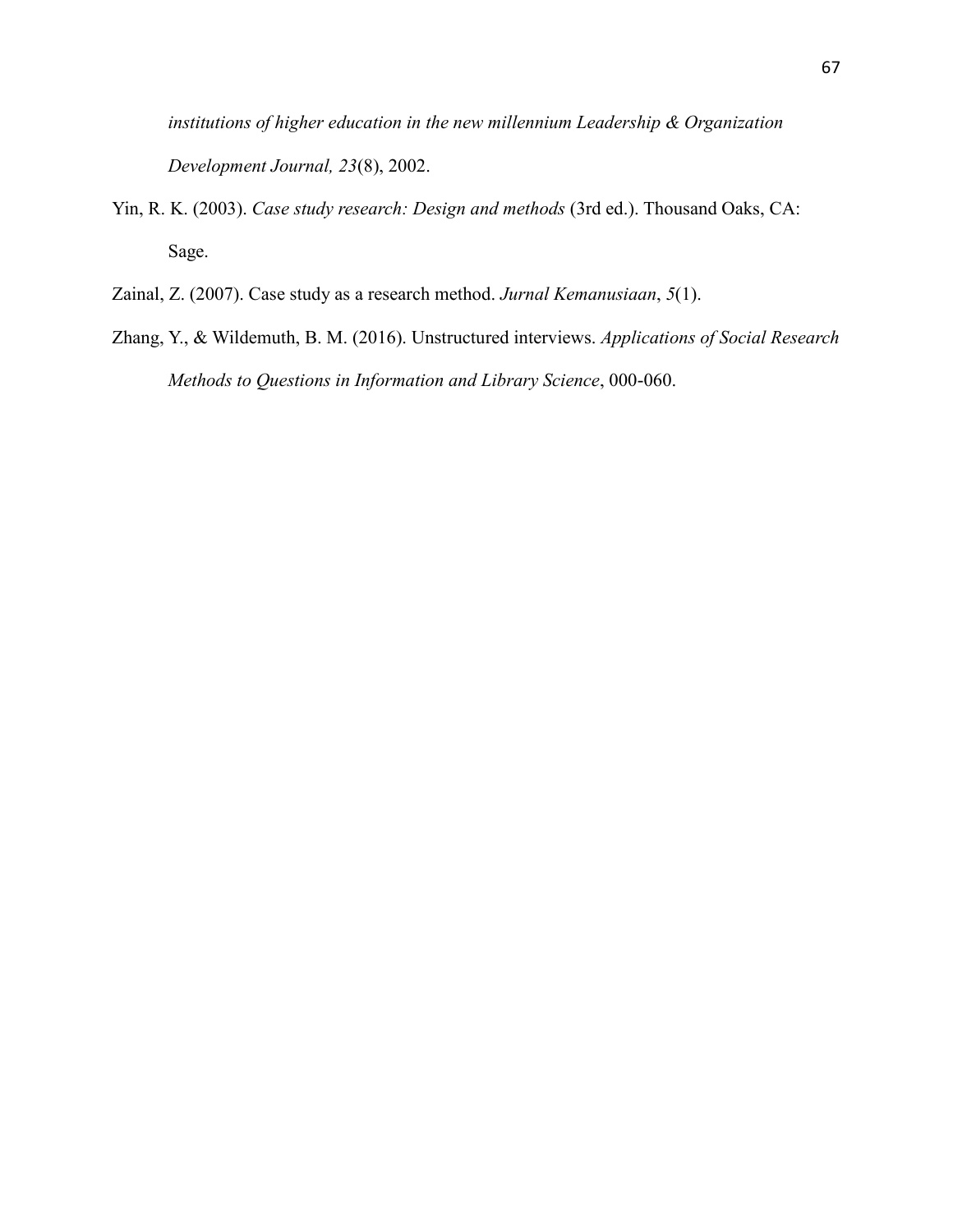*institutions of higher education in the new millennium Leadership & Organization Development Journal, 23*(8), 2002.

Yin, R. K. (2003). *Case study research: Design and methods* (3rd ed.). Thousand Oaks, CA: Sage.

Zainal, Z. (2007). Case study as a research method. *Jurnal Kemanusiaan*, *5*(1).

Zhang, Y., & Wildemuth, B. M. (2016). Unstructured interviews. *Applications of Social Research Methods to Questions in Information and Library Science*, 000-060.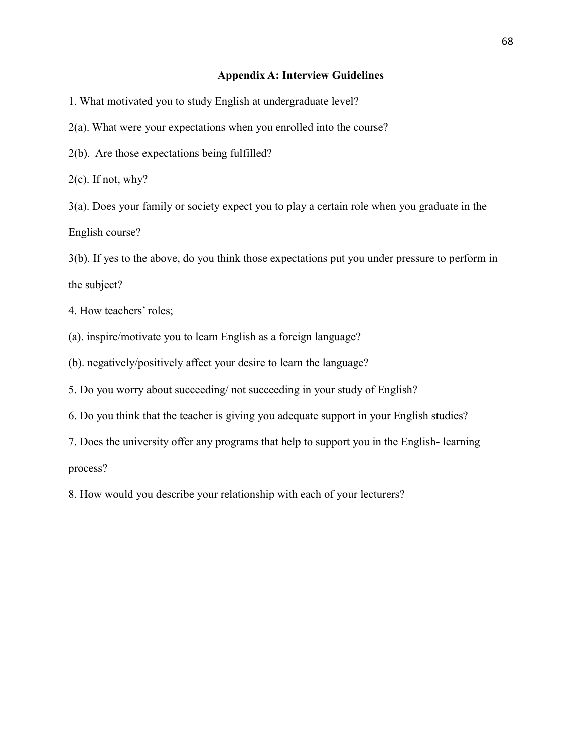## Appendix A: Interview Guidelines

1. What motivated you to study English at undergraduate level?

2(a). What were your expectations when you enrolled into the course?

2(b). Are those expectations being fulfilled?

2(c). If not, why?

3(a). Does your family or society expect you to play a certain role when you graduate in the English course?

3(b). If yes to the above, do you think those expectations put you under pressure to perform in the subject?

4. How teachers' roles;

(a). inspire/motivate you to learn English as a foreign language?

(b). negatively/positively affect your desire to learn the language?

5. Do you worry about succeeding/ not succeeding in your study of English?

6. Do you think that the teacher is giving you adequate support in your English studies?

7. Does the university offer any programs that help to support you in the English- learning process?

8. How would you describe your relationship with each of your lecturers?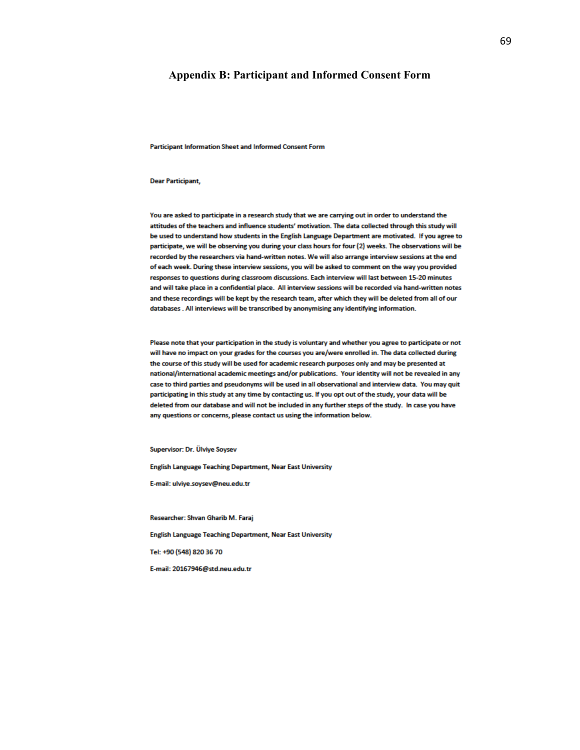## Appendix B: Participant and Informed Consent Form

**Participant Information Sheet and Informed Consent Form**

**Dear Participant,**

**You are asked to participate in a research study that we are carrying out in order to understand the attitudes of the teachers and influence students' motivation. The data collected through this study will be used to understand how students in the English Language Department are motivated. If you agree to participate, we will be observing you during your class hours for four (2) weeks. The observations will be recorded by the researchers via hand-written notes. We will also arrange interview sessions at the end of each week. During these interview sessions, you will be asked to comment on the way you provided responses to questions during classroom discussions. Each interview will last between 15-20 minutes and will take place in a confidential place. All interview sessions will be recorded via hand-written notes and these recordings will be kept by the research team, after which they will be deleted from all of our databases . All interviews will be transcribed by anonymising any identifying information.**

**Please note that your participation in the study is voluntary and whether you agree to participate or not will have no impact on your grades for the courses you are/were enrolled in. The data collected during the course of this study will be used for academic research purposes only and may be presented at national/international academic meetings and/or publications. Your identity will not be revealed in any case to third parties and pseudonyms will be used in all observational and interview data. You may quit participating in this study at any time by contacting us. If you opt out of the study, your data will be deleted from our database and will not be included in any further steps of the study. In case you have any questions or concerns, please contact us using the information below.**

**Supervisor: Dr. Ülviye Soysev**

**English Language Teaching Department, Near East University**

**E-mail: ulviye.soysev@neu.edu.tr**

**Researcher: Shvan Gharib M. Faraj**

**English Language Teaching Department, Near East University**

**Tel: +90 (548) 820 36 70**

**E-mail: 20167946@std.neu.edu.tr**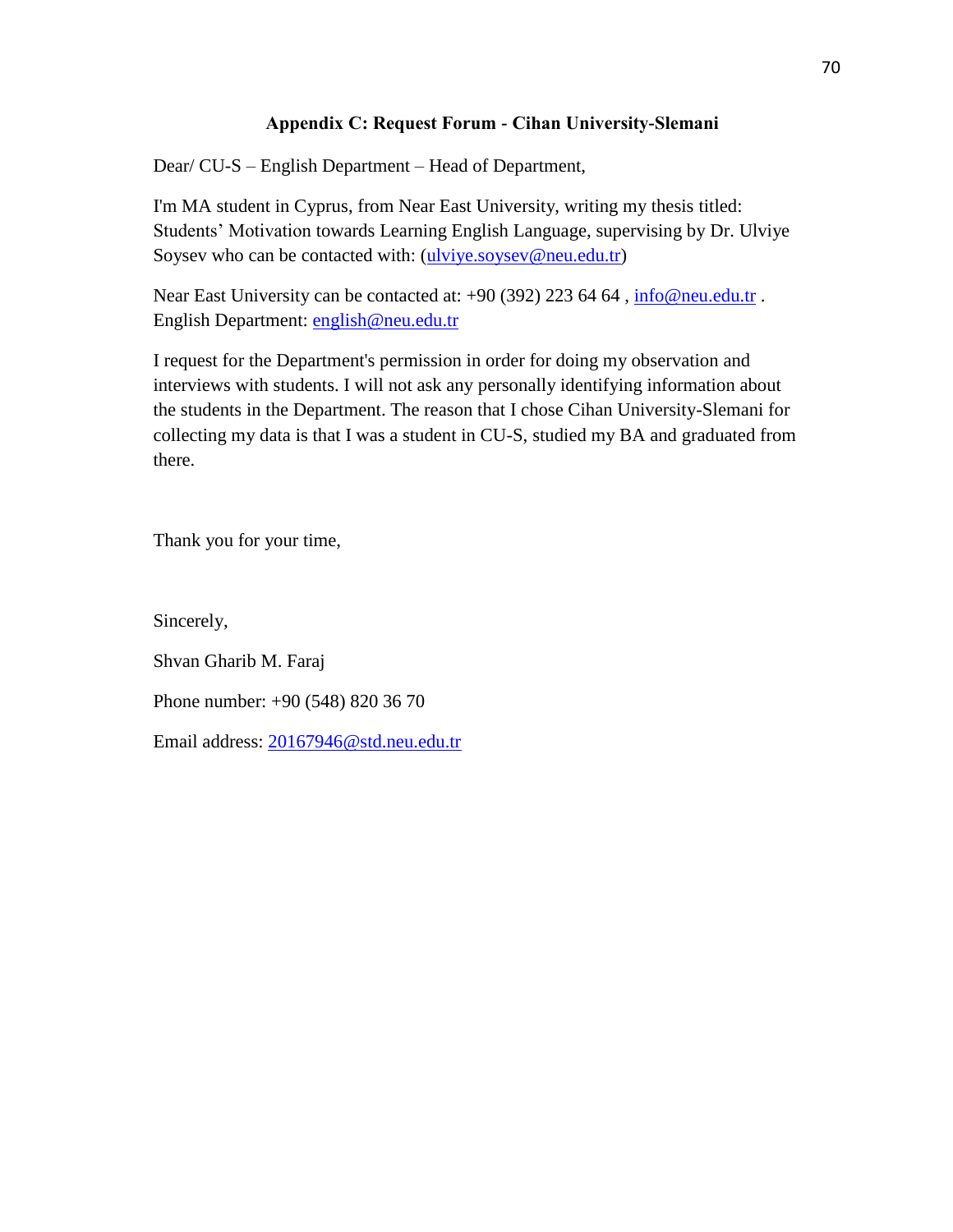## Appendix C: Request Forum - Cihan University-Slemani

Dear/ CU-S – English Department – Head of Department,

I'm MA student in Cyprus, from Near East University, writing my thesis titled: Students' Motivation towards Learning English Language, supervising by Dr. Ulviye Soysev who can be contacted with: (ulviye.soysev@neu.edu.tr)

Near East University can be contacted at: +90 (392) 223 64 64 , info@neu.edu.tr . English Department: english@neu.edu.tr

I request for the Department's permission in order for doing my observation and interviews with students. I will not ask any personally identifying information about the students in the Department. The reason that I chose Cihan University-Slemani for collecting my data is that I was a student in CU-S, studied my BA and graduated from there.

Thank you for your time,

Sincerely,

Shvan Gharib M. Faraj

Phone number: +90 (548) 820 36 70

Email address: 20167946@std.neu.edu.tr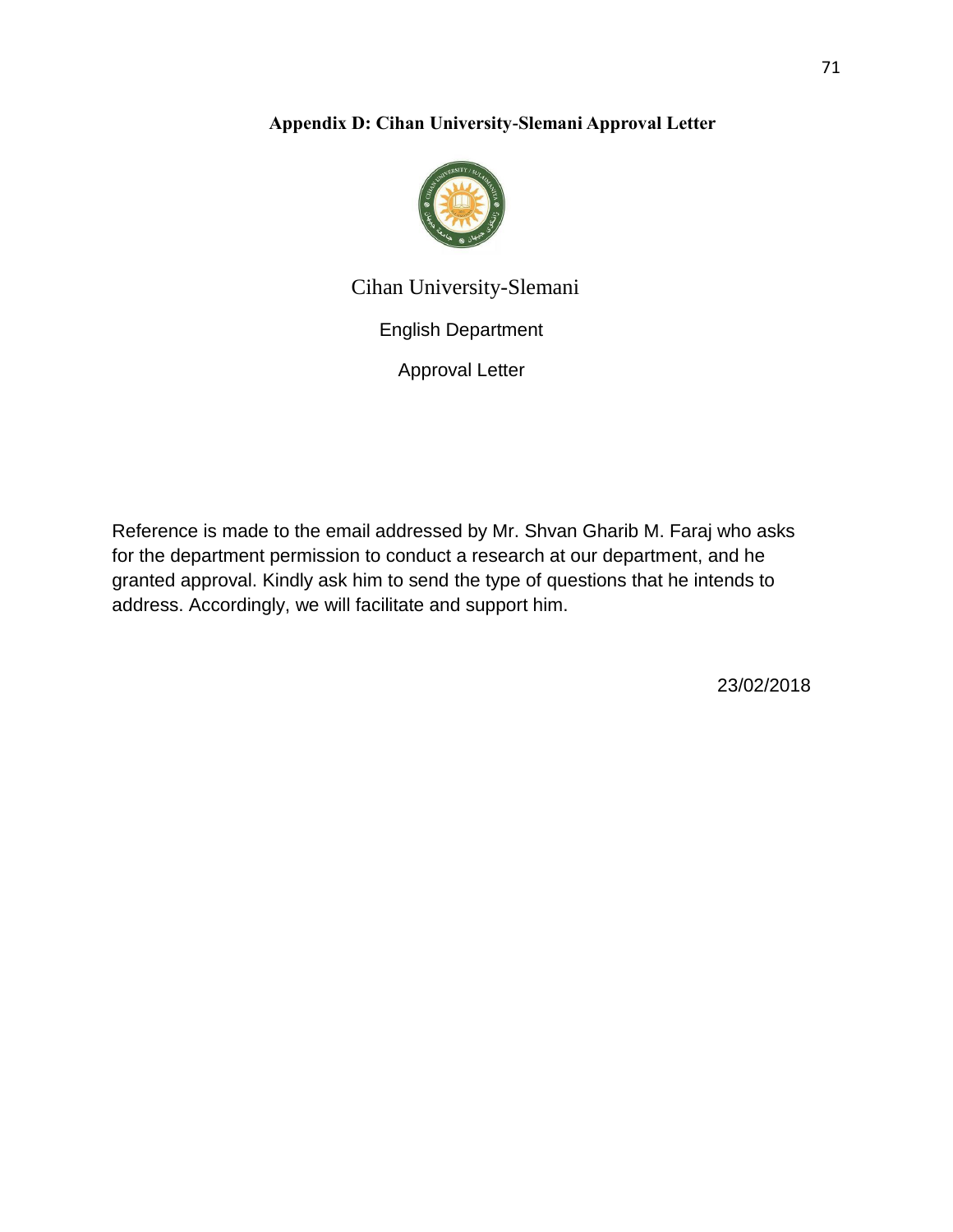**Appendix D: Cihan University-Slemani Approval Letter**

Cihan University-Slemani

English Department

Approval Letter

Reference is made to the email addressed by Mr. Shvan Gharib M. Faraj who asks for the department permission to conduct a research at our department, and he granted approval. Kindly ask him to send the type of questions that he intends to address. Accordingly, we will facilitate and support him.

23/02/2018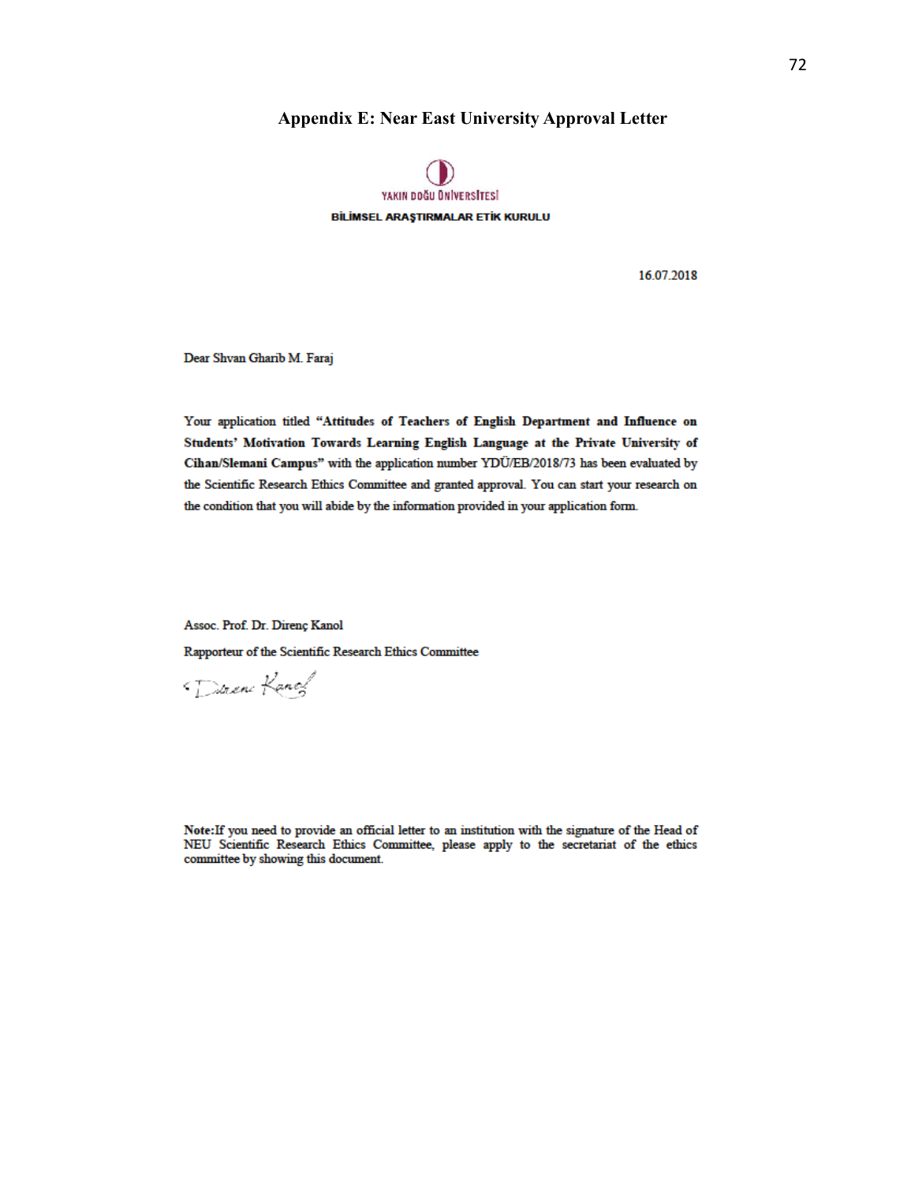# Appendix E: Near East University Approval Letter

YAKIN DOĞU ÜNİVERSİTESİ

**BİLİMSEL ARAŞTIRMALAR ETİK KURULU**

16.07.2018

Dear Shvan Gharib M. Faraj

Your application titled **"Attitudes of Teachers of English Department and Influence on Students' Motivation Towards Learning English Language at the Private University of Cihan/Slemani Campus"** with the application number YDÜ/EB/2018/73 has been evaluated by the Scientific Research Ethics Committee and granted approval. You can start your research on the condition that you will abide by the information provided in your application form.

Assoc. Prof. Dr. Direnç Kanol

Rapporteur of the Scientific Research Ethics Committee

**Note:** If you need to provide an official letter to an institution with the signature of the Head of NEU Scientific Research Ethics Committee, please apply to the secretariat of the ethics committee by showing this document.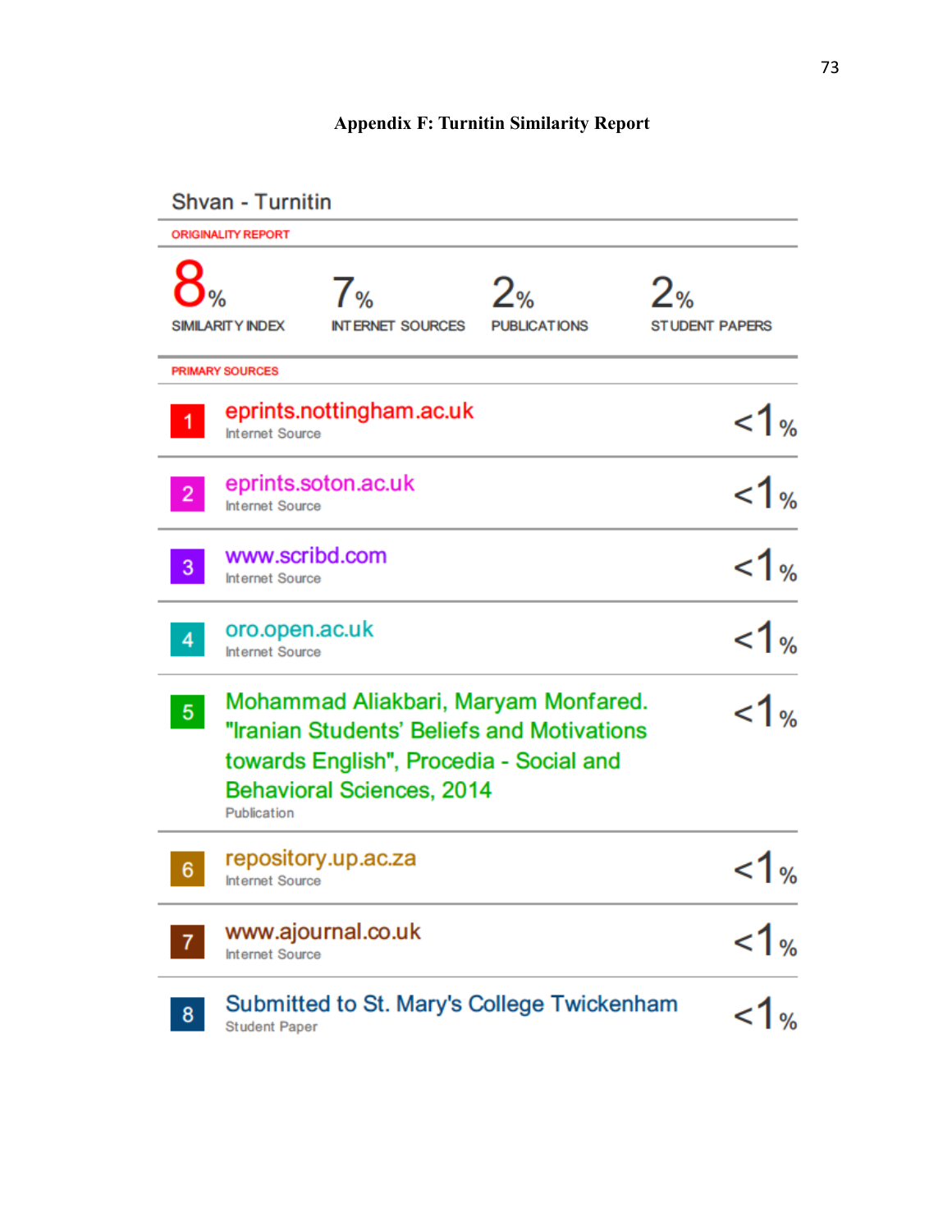# Appendix F: Turnitin Similarity Report

Shvan - Turnitin

ORIGINALITY REPORT

| 8% | 7% | 2% | 2% |
|---|---|---|---|
| SIMILARITY INDEX | INTERNET SOURCES | PUBLICATIONS | STUDENT PAPERS |

PRIMARY SOURCES

| # | Source | Type | % |
|---|---|---|---|
| 1 | eprints.nottingham.ac.uk | Internet Source | <1% |
| 2 | eprints.soton.ac.uk | Internet Source | <1% |
| 3 | www.scribd.com | Internet Source | <1% |
| 4 | oro.open.ac.uk | Internet Source | <1% |
| 5 | Mohammad Aliakbari, Maryam Monfared. "Iranian Students' Beliefs and Motivations towards English", Procedia - Social and Behavioral Sciences, 2014 | Publication | <1% |
| 6 | repository.up.ac.za | Internet Source | <1% |
| 7 | www.ajournal.co.uk | Internet Source | <1% |
| 8 | Submitted to St. Mary's College Twickenham | Student Paper | <1% |